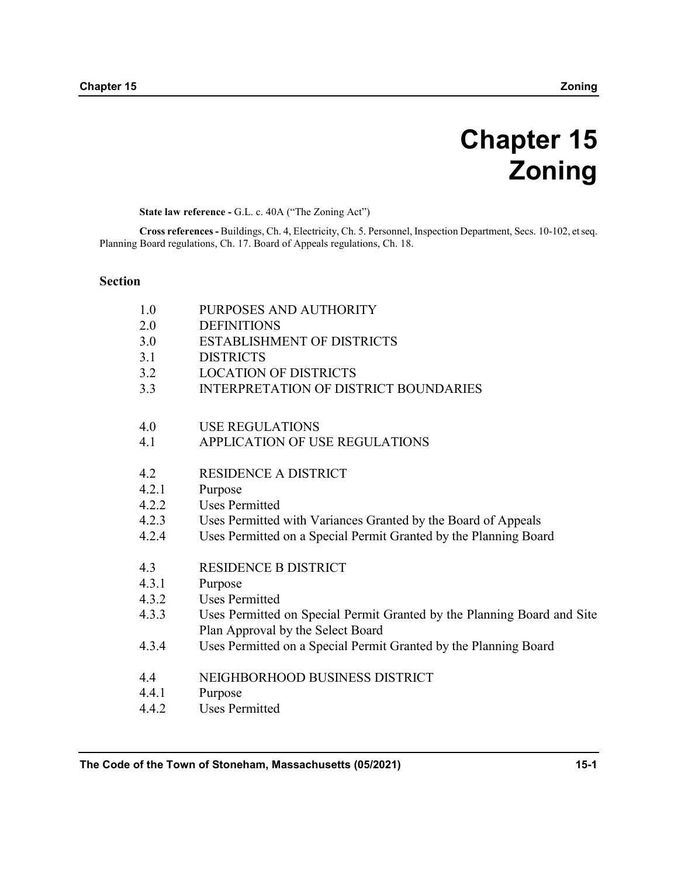# Chapter 15
# Zoning

**State law reference -** G.L. c. 40A ("The Zoning Act")

**Cross references -** Buildings, Ch. 4, Electricity, Ch. 5. Personnel, Inspection Department, Secs. 10-102, et seq. Planning Board regulations, Ch. 17. Board of Appeals regulations, Ch. 18.

## Section

| | |
|---|---|
| 1.0 | PURPOSES AND AUTHORITY |
| 2.0 | DEFINITIONS |
| 3.0 | ESTABLISHMENT OF DISTRICTS |
| 3.1 | DISTRICTS |
| 3.2 | LOCATION OF DISTRICTS |
| 3.3 | INTERPRETATION OF DISTRICT BOUNDARIES |
| 4.0 | USE REGULATIONS |
| 4.1 | APPLICATION OF USE REGULATIONS |
| 4.2 | RESIDENCE A DISTRICT |
| 4.2.1 | Purpose |
| 4.2.2 | Uses Permitted |
| 4.2.3 | Uses Permitted with Variances Granted by the Board of Appeals |
| 4.2.4 | Uses Permitted on a Special Permit Granted by the Planning Board |
| 4.3 | RESIDENCE B DISTRICT |
| 4.3.1 | Purpose |
| 4.3.2 | Uses Permitted |
| 4.3.3 | Uses Permitted on Special Permit Granted by the Planning Board and Site Plan Approval by the Select Board |
| 4.3.4 | Uses Permitted on a Special Permit Granted by the Planning Board |
| 4.4 | NEIGHBORHOOD BUSINESS DISTRICT |
| 4.4.1 | Purpose |
| 4.4.2 | Uses Permitted |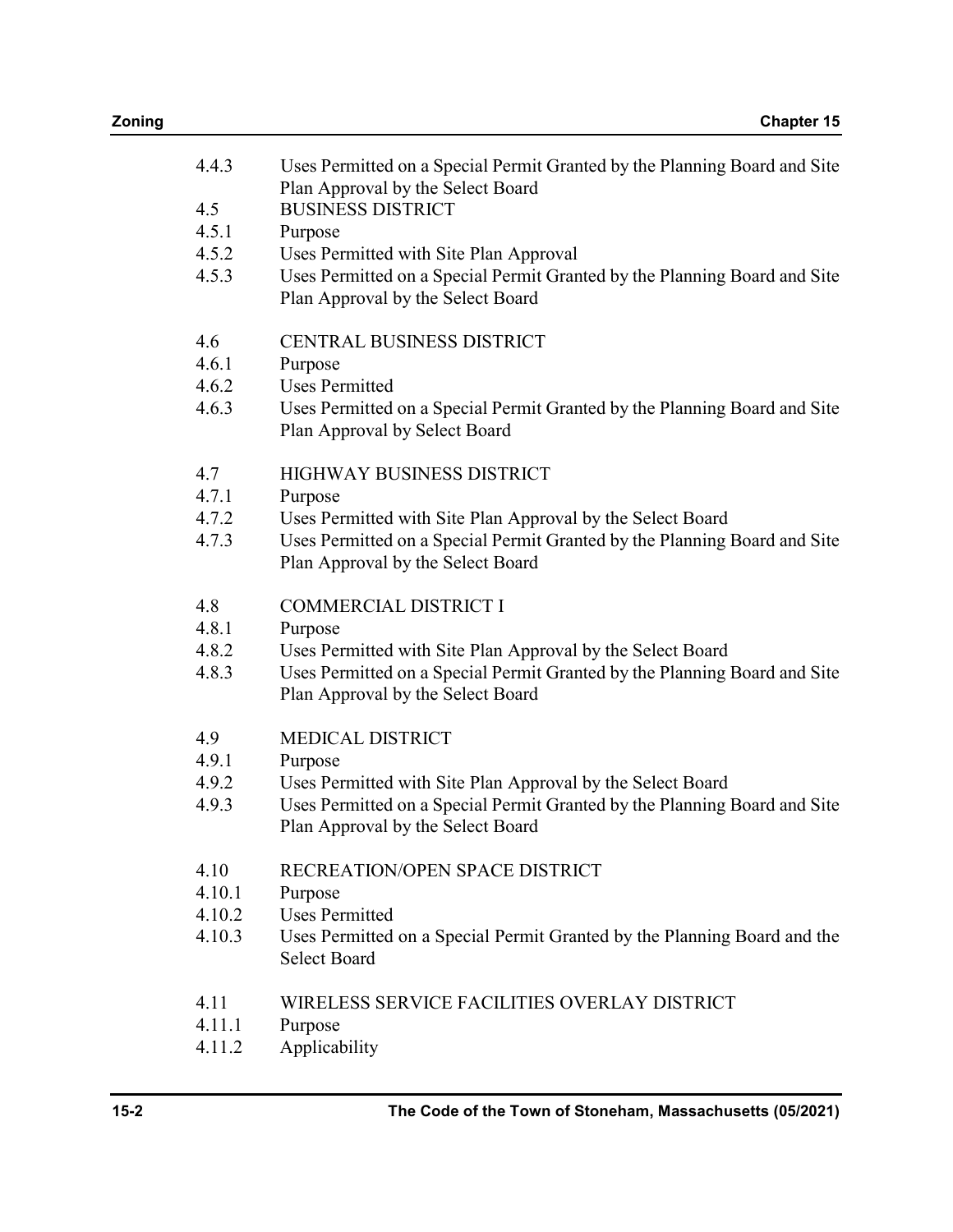4.4.3 Uses Permitted on a Special Permit Granted by the Planning Board and Site Plan Approval by the Select Board

4.5 BUSINESS DISTRICT

4.5.1 Purpose

4.5.2 Uses Permitted with Site Plan Approval

4.5.3 Uses Permitted on a Special Permit Granted by the Planning Board and Site Plan Approval by the Select Board

4.6 CENTRAL BUSINESS DISTRICT

4.6.1 Purpose

4.6.2 Uses Permitted

4.6.3 Uses Permitted on a Special Permit Granted by the Planning Board and Site Plan Approval by Select Board

4.7 HIGHWAY BUSINESS DISTRICT

4.7.1 Purpose

4.7.2 Uses Permitted with Site Plan Approval by the Select Board

4.7.3 Uses Permitted on a Special Permit Granted by the Planning Board and Site Plan Approval by the Select Board

4.8 COMMERCIAL DISTRICT I

4.8.1 Purpose

4.8.2 Uses Permitted with Site Plan Approval by the Select Board

4.8.3 Uses Permitted on a Special Permit Granted by the Planning Board and Site Plan Approval by the Select Board

4.9 MEDICAL DISTRICT

4.9.1 Purpose

4.9.2 Uses Permitted with Site Plan Approval by the Select Board

4.9.3 Uses Permitted on a Special Permit Granted by the Planning Board and Site Plan Approval by the Select Board

4.10 RECREATION/OPEN SPACE DISTRICT

4.10.1 Purpose

4.10.2 Uses Permitted

4.10.3 Uses Permitted on a Special Permit Granted by the Planning Board and the Select Board

4.11 WIRELESS SERVICE FACILITIES OVERLAY DISTRICT

4.11.1 Purpose

4.11.2 Applicability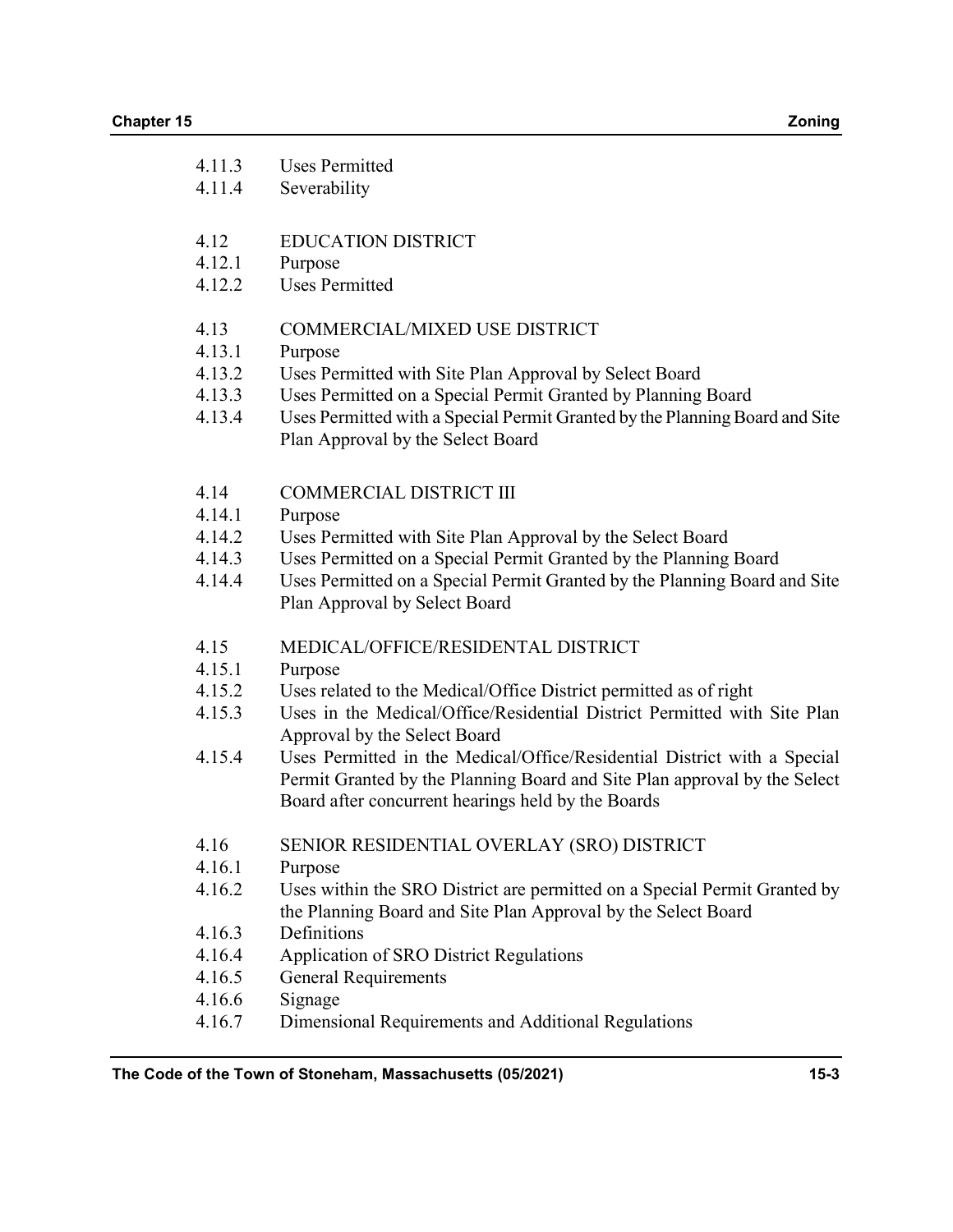4.11.3 Uses Permitted
4.11.4 Severability

4.12 EDUCATION DISTRICT
4.12.1 Purpose
4.12.2 Uses Permitted

4.13 COMMERCIAL/MIXED USE DISTRICT
4.13.1 Purpose
4.13.2 Uses Permitted with Site Plan Approval by Select Board
4.13.3 Uses Permitted on a Special Permit Granted by Planning Board
4.13.4 Uses Permitted with a Special Permit Granted by the Planning Board and Site Plan Approval by the Select Board

4.14 COMMERCIAL DISTRICT III
4.14.1 Purpose
4.14.2 Uses Permitted with Site Plan Approval by the Select Board
4.14.3 Uses Permitted on a Special Permit Granted by the Planning Board
4.14.4 Uses Permitted on a Special Permit Granted by the Planning Board and Site Plan Approval by Select Board

4.15 MEDICAL/OFFICE/RESIDENTAL DISTRICT
4.15.1 Purpose
4.15.2 Uses related to the Medical/Office District permitted as of right
4.15.3 Uses in the Medical/Office/Residential District Permitted with Site Plan Approval by the Select Board
4.15.4 Uses Permitted in the Medical/Office/Residential District with a Special Permit Granted by the Planning Board and Site Plan approval by the Select Board after concurrent hearings held by the Boards

4.16 SENIOR RESIDENTIAL OVERLAY (SRO) DISTRICT
4.16.1 Purpose
4.16.2 Uses within the SRO District are permitted on a Special Permit Granted by the Planning Board and Site Plan Approval by the Select Board
4.16.3 Definitions
4.16.4 Application of SRO District Regulations
4.16.5 General Requirements
4.16.6 Signage
4.16.7 Dimensional Requirements and Additional Regulations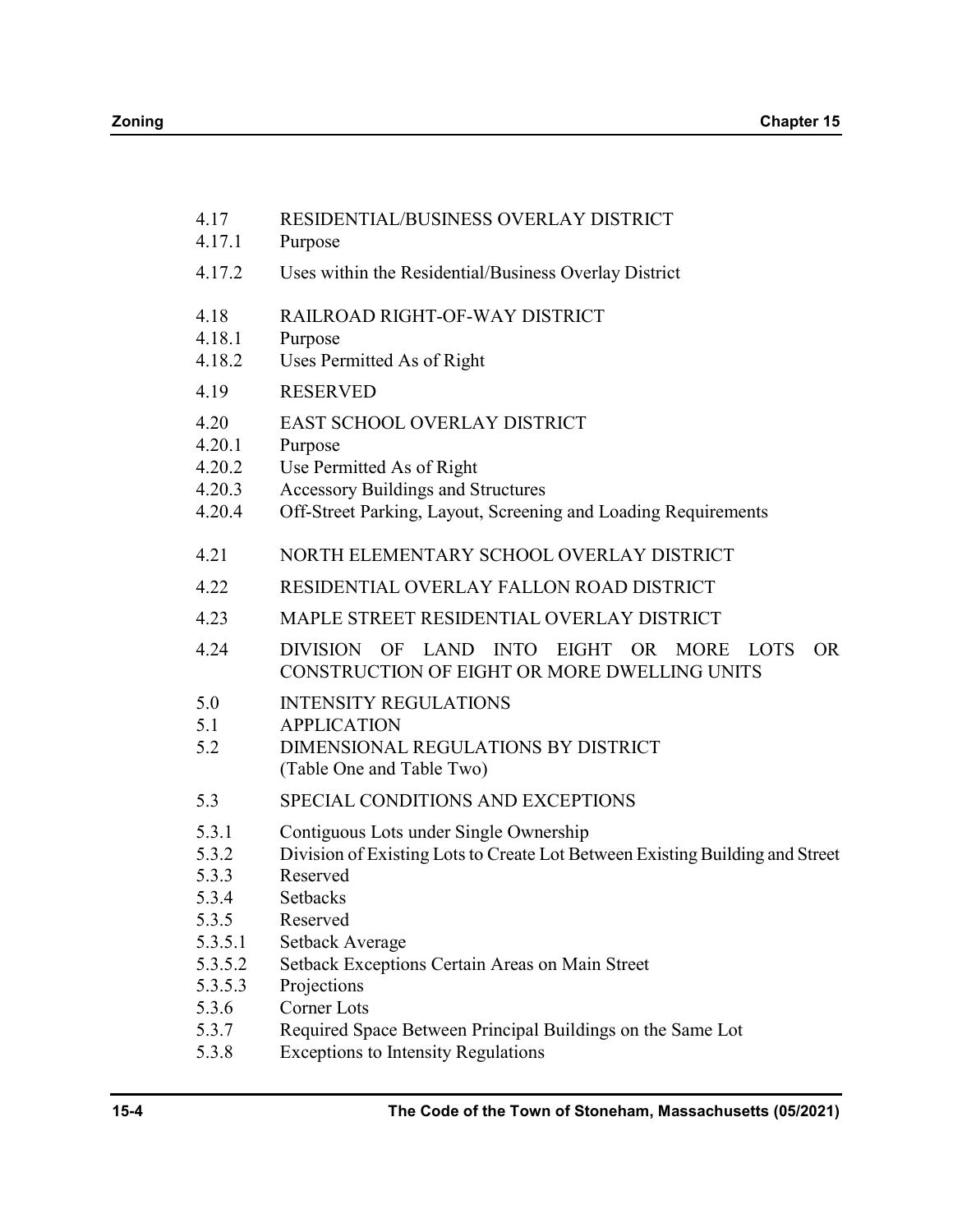4.17 RESIDENTIAL/BUSINESS OVERLAY DISTRICT
4.17.1 Purpose

4.17.2 Uses within the Residential/Business Overlay District

4.18 RAILROAD RIGHT-OF-WAY DISTRICT
4.18.1 Purpose
4.18.2 Uses Permitted As of Right

4.19 RESERVED

4.20 EAST SCHOOL OVERLAY DISTRICT
4.20.1 Purpose
4.20.2 Use Permitted As of Right
4.20.3 Accessory Buildings and Structures
4.20.4 Off-Street Parking, Layout, Screening and Loading Requirements

4.21 NORTH ELEMENTARY SCHOOL OVERLAY DISTRICT

4.22 RESIDENTIAL OVERLAY FALLON ROAD DISTRICT

4.23 MAPLE STREET RESIDENTIAL OVERLAY DISTRICT

4.24 DIVISION OF LAND INTO EIGHT OR MORE LOTS OR CONSTRUCTION OF EIGHT OR MORE DWELLING UNITS

5.0 INTENSITY REGULATIONS
5.1 APPLICATION
5.2 DIMENSIONAL REGULATIONS BY DISTRICT
(Table One and Table Two)

5.3 SPECIAL CONDITIONS AND EXCEPTIONS

5.3.1 Contiguous Lots under Single Ownership
5.3.2 Division of Existing Lots to Create Lot Between Existing Building and Street
5.3.3 Reserved
5.3.4 Setbacks
5.3.5 Reserved
5.3.5.1 Setback Average
5.3.5.2 Setback Exceptions Certain Areas on Main Street
5.3.5.3 Projections
5.3.6 Corner Lots
5.3.7 Required Space Between Principal Buildings on the Same Lot
5.3.8 Exceptions to Intensity Regulations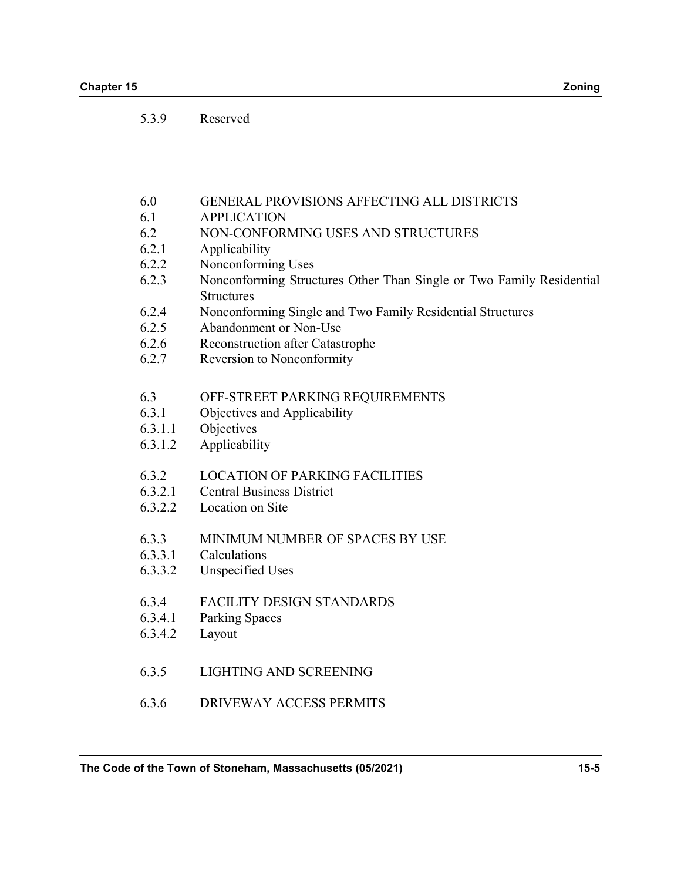5.3.9 Reserved

6.0 GENERAL PROVISIONS AFFECTING ALL DISTRICTS
6.1 APPLICATION
6.2 NON-CONFORMING USES AND STRUCTURES
6.2.1 Applicability
6.2.2 Nonconforming Uses
6.2.3 Nonconforming Structures Other Than Single or Two Family Residential Structures
6.2.4 Nonconforming Single and Two Family Residential Structures
6.2.5 Abandonment or Non-Use
6.2.6 Reconstruction after Catastrophe
6.2.7 Reversion to Nonconformity

6.3 OFF-STREET PARKING REQUIREMENTS
6.3.1 Objectives and Applicability
6.3.1.1 Objectives
6.3.1.2 Applicability

6.3.2 LOCATION OF PARKING FACILITIES
6.3.2.1 Central Business District
6.3.2.2 Location on Site

6.3.3 MINIMUM NUMBER OF SPACES BY USE
6.3.3.1 Calculations
6.3.3.2 Unspecified Uses

6.3.4 FACILITY DESIGN STANDARDS
6.3.4.1 Parking Spaces
6.3.4.2 Layout

6.3.5 LIGHTING AND SCREENING

6.3.6 DRIVEWAY ACCESS PERMITS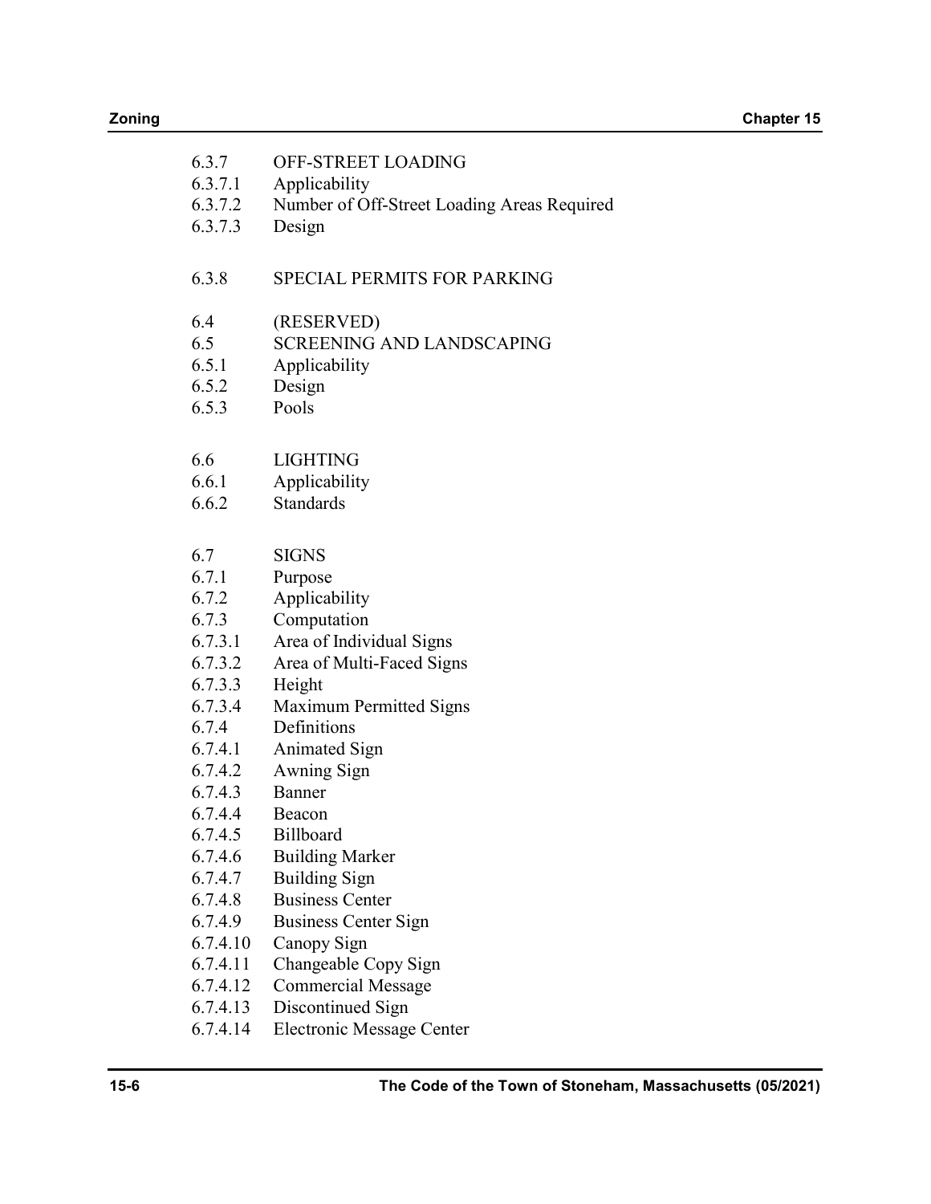| | |
|---|---|
| 6.3.7 | OFF-STREET LOADING |
| 6.3.7.1 | Applicability |
| 6.3.7.2 | Number of Off-Street Loading Areas Required |
| 6.3.7.3 | Design |
| | |
| 6.3.8 | SPECIAL PERMITS FOR PARKING |
| | |
| 6.4 | (RESERVED) |
| 6.5 | SCREENING AND LANDSCAPING |
| 6.5.1 | Applicability |
| 6.5.2 | Design |
| 6.5.3 | Pools |
| | |
| 6.6 | LIGHTING |
| 6.6.1 | Applicability |
| 6.6.2 | Standards |
| | |
| 6.7 | SIGNS |
| 6.7.1 | Purpose |
| 6.7.2 | Applicability |
| 6.7.3 | Computation |
| 6.7.3.1 | Area of Individual Signs |
| 6.7.3.2 | Area of Multi-Faced Signs |
| 6.7.3.3 | Height |
| 6.7.3.4 | Maximum Permitted Signs |
| 6.7.4 | Definitions |
| 6.7.4.1 | Animated Sign |
| 6.7.4.2 | Awning Sign |
| 6.7.4.3 | Banner |
| 6.7.4.4 | Beacon |
| 6.7.4.5 | Billboard |
| 6.7.4.6 | Building Marker |
| 6.7.4.7 | Building Sign |
| 6.7.4.8 | Business Center |
| 6.7.4.9 | Business Center Sign |
| 6.7.4.10 | Canopy Sign |
| 6.7.4.11 | Changeable Copy Sign |
| 6.7.4.12 | Commercial Message |
| 6.7.4.13 | Discontinued Sign |
| 6.7.4.14 | Electronic Message Center |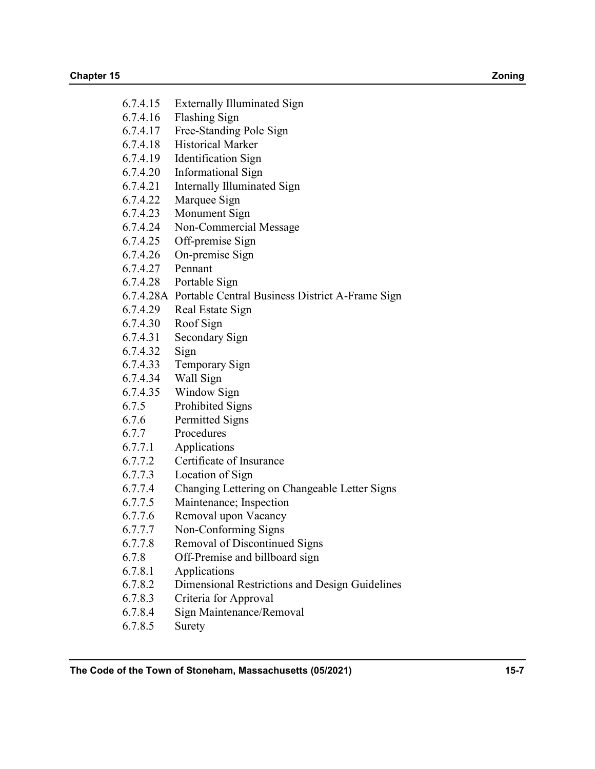6.7.4.15 Externally Illuminated Sign
6.7.4.16 Flashing Sign
6.7.4.17 Free-Standing Pole Sign
6.7.4.18 Historical Marker
6.7.4.19 Identification Sign
6.7.4.20 Informational Sign
6.7.4.21 Internally Illuminated Sign
6.7.4.22 Marquee Sign
6.7.4.23 Monument Sign
6.7.4.24 Non-Commercial Message
6.7.4.25 Off-premise Sign
6.7.4.26 On-premise Sign
6.7.4.27 Pennant
6.7.4.28 Portable Sign
6.7.4.28A Portable Central Business District A-Frame Sign
6.7.4.29 Real Estate Sign
6.7.4.30 Roof Sign
6.7.4.31 Secondary Sign
6.7.4.32 Sign
6.7.4.33 Temporary Sign
6.7.4.34 Wall Sign
6.7.4.35 Window Sign
6.7.5 Prohibited Signs
6.7.6 Permitted Signs
6.7.7 Procedures
6.7.7.1 Applications
6.7.7.2 Certificate of Insurance
6.7.7.3 Location of Sign
6.7.7.4 Changing Lettering on Changeable Letter Signs
6.7.7.5 Maintenance; Inspection
6.7.7.6 Removal upon Vacancy
6.7.7.7 Non-Conforming Signs
6.7.7.8 Removal of Discontinued Signs
6.7.8 Off-Premise and billboard sign
6.7.8.1 Applications
6.7.8.2 Dimensional Restrictions and Design Guidelines
6.7.8.3 Criteria for Approval
6.7.8.4 Sign Maintenance/Removal
6.7.8.5 Surety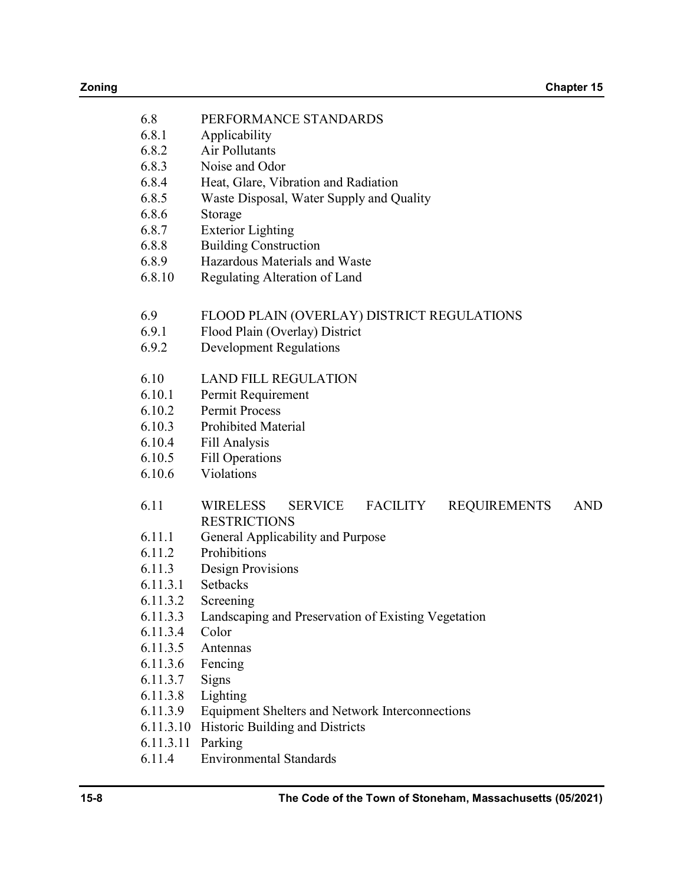6.8 PERFORMANCE STANDARDS
6.8.1 Applicability
6.8.2 Air Pollutants
6.8.3 Noise and Odor
6.8.4 Heat, Glare, Vibration and Radiation
6.8.5 Waste Disposal, Water Supply and Quality
6.8.6 Storage
6.8.7 Exterior Lighting
6.8.8 Building Construction
6.8.9 Hazardous Materials and Waste
6.8.10 Regulating Alteration of Land

6.9 FLOOD PLAIN (OVERLAY) DISTRICT REGULATIONS
6.9.1 Flood Plain (Overlay) District
6.9.2 Development Regulations

6.10 LAND FILL REGULATION
6.10.1 Permit Requirement
6.10.2 Permit Process
6.10.3 Prohibited Material
6.10.4 Fill Analysis
6.10.5 Fill Operations
6.10.6 Violations

6.11 WIRELESS SERVICE FACILITY REQUIREMENTS AND RESTRICTIONS
6.11.1 General Applicability and Purpose
6.11.2 Prohibitions
6.11.3 Design Provisions
6.11.3.1 Setbacks
6.11.3.2 Screening
6.11.3.3 Landscaping and Preservation of Existing Vegetation
6.11.3.4 Color
6.11.3.5 Antennas
6.11.3.6 Fencing
6.11.3.7 Signs
6.11.3.8 Lighting
6.11.3.9 Equipment Shelters and Network Interconnections
6.11.3.10 Historic Building and Districts
6.11.3.11 Parking
6.11.4 Environmental Standards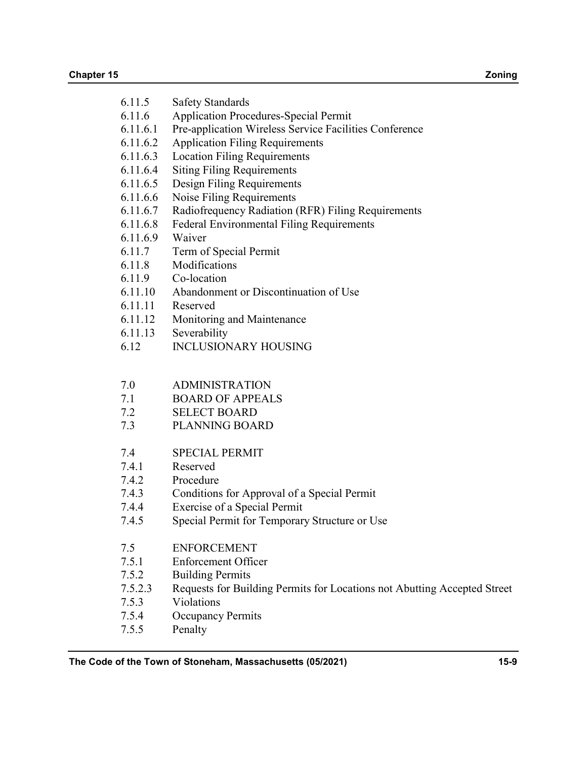| | |
|---|---|
| 6.11.5 | Safety Standards |
| 6.11.6 | Application Procedures-Special Permit |
| 6.11.6.1 | Pre-application Wireless Service Facilities Conference |
| 6.11.6.2 | Application Filing Requirements |
| 6.11.6.3 | Location Filing Requirements |
| 6.11.6.4 | Siting Filing Requirements |
| 6.11.6.5 | Design Filing Requirements |
| 6.11.6.6 | Noise Filing Requirements |
| 6.11.6.7 | Radiofrequency Radiation (RFR) Filing Requirements |
| 6.11.6.8 | Federal Environmental Filing Requirements |
| 6.11.6.9 | Waiver |
| 6.11.7 | Term of Special Permit |
| 6.11.8 | Modifications |
| 6.11.9 | Co-location |
| 6.11.10 | Abandonment or Discontinuation of Use |
| 6.11.11 | Reserved |
| 6.11.12 | Monitoring and Maintenance |
| 6.11.13 | Severability |
| 6.12 | INCLUSIONARY HOUSING |
| | |
| 7.0 | ADMINISTRATION |
| 7.1 | BOARD OF APPEALS |
| 7.2 | SELECT BOARD |
| 7.3 | PLANNING BOARD |
| | |
| 7.4 | SPECIAL PERMIT |
| 7.4.1 | Reserved |
| 7.4.2 | Procedure |
| 7.4.3 | Conditions for Approval of a Special Permit |
| 7.4.4 | Exercise of a Special Permit |
| 7.4.5 | Special Permit for Temporary Structure or Use |
| | |
| 7.5 | ENFORCEMENT |
| 7.5.1 | Enforcement Officer |
| 7.5.2 | Building Permits |
| 7.5.2.3 | Requests for Building Permits for Locations not Abutting Accepted Street |
| 7.5.3 | Violations |
| 7.5.4 | Occupancy Permits |
| 7.5.5 | Penalty |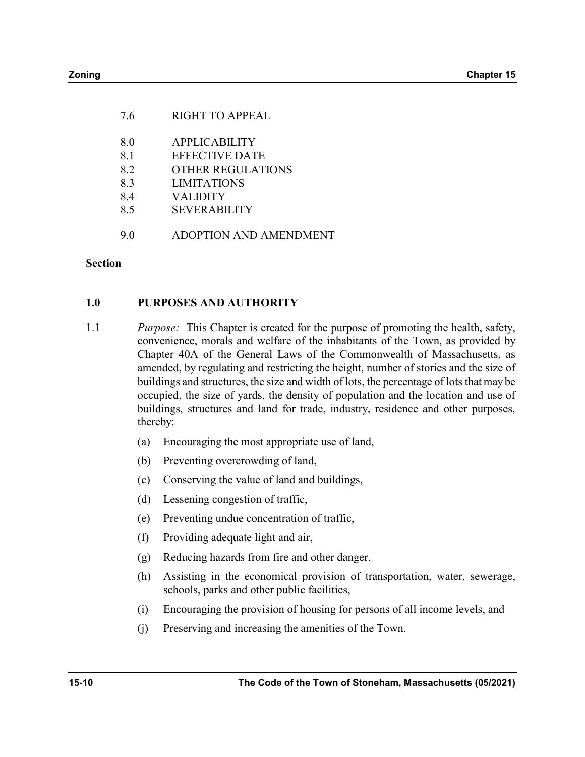7.6 RIGHT TO APPEAL

8.0 APPLICABILITY
8.1 EFFECTIVE DATE
8.2 OTHER REGULATIONS
8.3 LIMITATIONS
8.4 VALIDITY
8.5 SEVERABILITY

9.0 ADOPTION AND AMENDMENT

**Section**

## 1.0 PURPOSES AND AUTHORITY

1.1 *Purpose:* This Chapter is created for the purpose of promoting the health, safety, convenience, morals and welfare of the inhabitants of the Town, as provided by Chapter 40A of the General Laws of the Commonwealth of Massachusetts, as amended, by regulating and restricting the height, number of stories and the size of buildings and structures, the size and width of lots, the percentage of lots that may be occupied, the size of yards, the density of population and the location and use of buildings, structures and land for trade, industry, residence and other purposes, thereby:

(a) Encouraging the most appropriate use of land,

(b) Preventing overcrowding of land,

(c) Conserving the value of land and buildings,

(d) Lessening congestion of traffic,

(e) Preventing undue concentration of traffic,

(f) Providing adequate light and air,

(g) Reducing hazards from fire and other danger,

(h) Assisting in the economical provision of transportation, water, sewerage, schools, parks and other public facilities,

(i) Encouraging the provision of housing for persons of all income levels, and

(j) Preserving and increasing the amenities of the Town.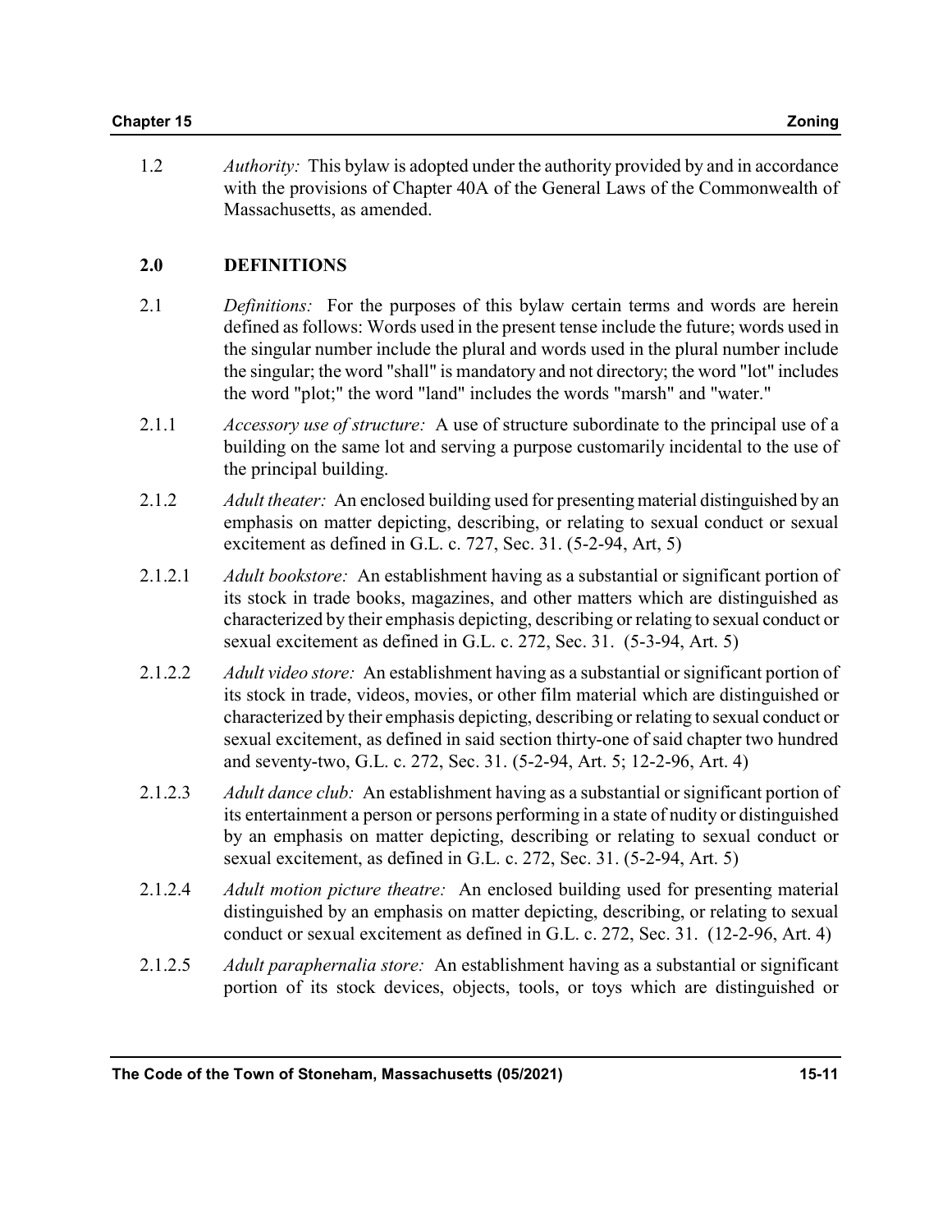1.2 *Authority:* This bylaw is adopted under the authority provided by and in accordance with the provisions of Chapter 40A of the General Laws of the Commonwealth of Massachusetts, as amended.

## 2.0 DEFINITIONS

2.1 *Definitions:* For the purposes of this bylaw certain terms and words are herein defined as follows: Words used in the present tense include the future; words used in the singular number include the plural and words used in the plural number include the singular; the word "shall" is mandatory and not directory; the word "lot" includes the word "plot;" the word "land" includes the words "marsh" and "water."

2.1.1 *Accessory use of structure:* A use of structure subordinate to the principal use of a building on the same lot and serving a purpose customarily incidental to the use of the principal building.

2.1.2 *Adult theater:* An enclosed building used for presenting material distinguished by an emphasis on matter depicting, describing, or relating to sexual conduct or sexual excitement as defined in G.L. c. 727, Sec. 31. (5-2-94, Art, 5)

2.1.2.1 *Adult bookstore:* An establishment having as a substantial or significant portion of its stock in trade books, magazines, and other matters which are distinguished as characterized by their emphasis depicting, describing or relating to sexual conduct or sexual excitement as defined in G.L. c. 272, Sec. 31. (5-3-94, Art. 5)

2.1.2.2 *Adult video store:* An establishment having as a substantial or significant portion of its stock in trade, videos, movies, or other film material which are distinguished or characterized by their emphasis depicting, describing or relating to sexual conduct or sexual excitement, as defined in said section thirty-one of said chapter two hundred and seventy-two, G.L. c. 272, Sec. 31. (5-2-94, Art. 5; 12-2-96, Art. 4)

2.1.2.3 *Adult dance club:* An establishment having as a substantial or significant portion of its entertainment a person or persons performing in a state of nudity or distinguished by an emphasis on matter depicting, describing or relating to sexual conduct or sexual excitement, as defined in G.L. c. 272, Sec. 31. (5-2-94, Art. 5)

2.1.2.4 *Adult motion picture theatre:* An enclosed building used for presenting material distinguished by an emphasis on matter depicting, describing, or relating to sexual conduct or sexual excitement as defined in G.L. c. 272, Sec. 31. (12-2-96, Art. 4)

2.1.2.5 *Adult paraphernalia store:* An establishment having as a substantial or significant portion of its stock devices, objects, tools, or toys which are distinguished or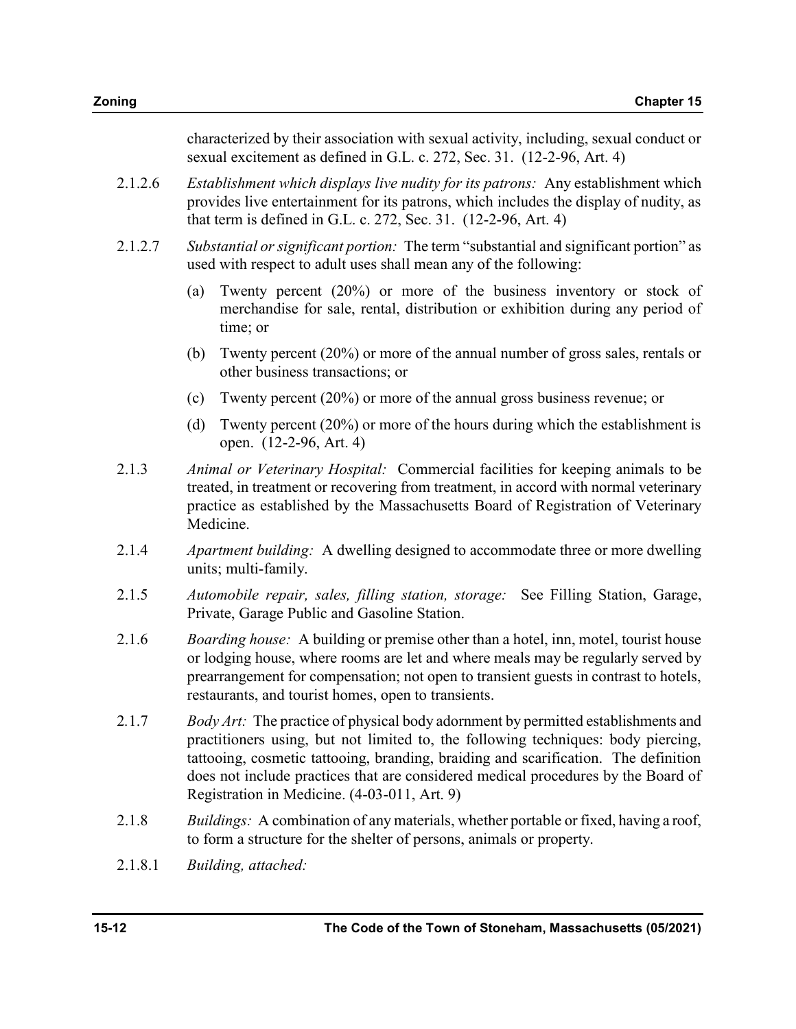characterized by their association with sexual activity, including, sexual conduct or sexual excitement as defined in G.L. c. 272, Sec. 31. (12-2-96, Art. 4)

2.1.2.6 *Establishment which displays live nudity for its patrons:* Any establishment which provides live entertainment for its patrons, which includes the display of nudity, as that term is defined in G.L. c. 272, Sec. 31. (12-2-96, Art. 4)

2.1.2.7 *Substantial or significant portion:* The term "substantial and significant portion" as used with respect to adult uses shall mean any of the following:

(a) Twenty percent (20%) or more of the business inventory or stock of merchandise for sale, rental, distribution or exhibition during any period of time; or

(b) Twenty percent (20%) or more of the annual number of gross sales, rentals or other business transactions; or

(c) Twenty percent (20%) or more of the annual gross business revenue; or

(d) Twenty percent (20%) or more of the hours during which the establishment is open. (12-2-96, Art. 4)

2.1.3 *Animal or Veterinary Hospital:* Commercial facilities for keeping animals to be treated, in treatment or recovering from treatment, in accord with normal veterinary practice as established by the Massachusetts Board of Registration of Veterinary Medicine.

2.1.4 *Apartment building:* A dwelling designed to accommodate three or more dwelling units; multi-family.

2.1.5 *Automobile repair, sales, filling station, storage:* See Filling Station, Garage, Private, Garage Public and Gasoline Station.

2.1.6 *Boarding house:* A building or premise other than a hotel, inn, motel, tourist house or lodging house, where rooms are let and where meals may be regularly served by prearrangement for compensation; not open to transient guests in contrast to hotels, restaurants, and tourist homes, open to transients.

2.1.7 *Body Art:* The practice of physical body adornment by permitted establishments and practitioners using, but not limited to, the following techniques: body piercing, tattooing, cosmetic tattooing, branding, braiding and scarification. The definition does not include practices that are considered medical procedures by the Board of Registration in Medicine. (4-03-011, Art. 9)

2.1.8 *Buildings:* A combination of any materials, whether portable or fixed, having a roof, to form a structure for the shelter of persons, animals or property.

2.1.8.1 *Building, attached:*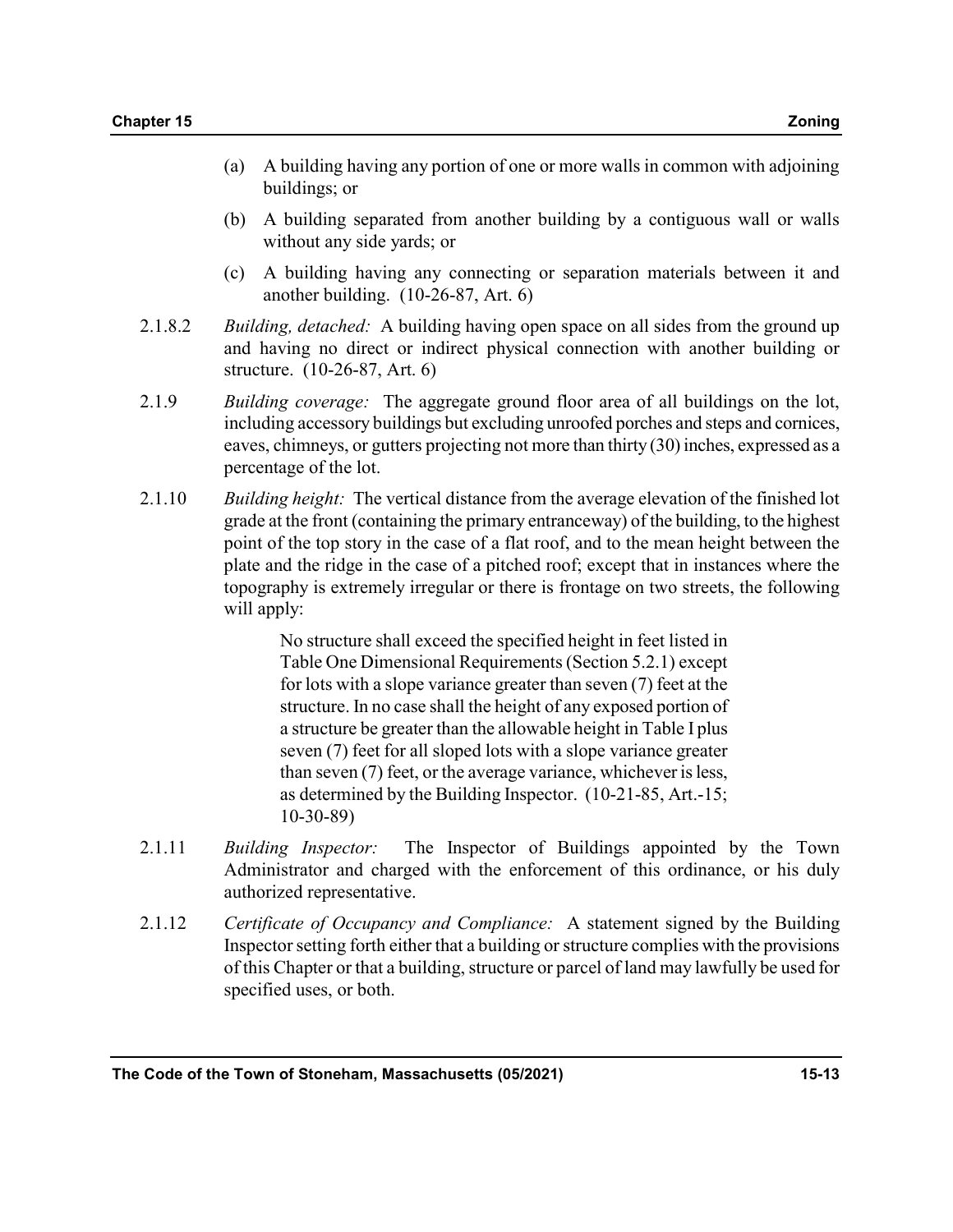(a) A building having any portion of one or more walls in common with adjoining buildings; or

(b) A building separated from another building by a contiguous wall or walls without any side yards; or

(c) A building having any connecting or separation materials between it and another building. (10-26-87, Art. 6)

2.1.8.2 *Building, detached:* A building having open space on all sides from the ground up and having no direct or indirect physical connection with another building or structure. (10-26-87, Art. 6)

2.1.9 *Building coverage:* The aggregate ground floor area of all buildings on the lot, including accessory buildings but excluding unroofed porches and steps and cornices, eaves, chimneys, or gutters projecting not more than thirty (30) inches, expressed as a percentage of the lot.

2.1.10 *Building height:* The vertical distance from the average elevation of the finished lot grade at the front (containing the primary entranceway) of the building, to the highest point of the top story in the case of a flat roof, and to the mean height between the plate and the ridge in the case of a pitched roof; except that in instances where the topography is extremely irregular or there is frontage on two streets, the following will apply:

> No structure shall exceed the specified height in feet listed in Table One Dimensional Requirements (Section 5.2.1) except for lots with a slope variance greater than seven (7) feet at the structure. In no case shall the height of any exposed portion of a structure be greater than the allowable height in Table I plus seven (7) feet for all sloped lots with a slope variance greater than seven (7) feet, or the average variance, whichever is less, as determined by the Building Inspector. (10-21-85, Art.-15; 10-30-89)

2.1.11 *Building Inspector:* The Inspector of Buildings appointed by the Town Administrator and charged with the enforcement of this ordinance, or his duly authorized representative.

2.1.12 *Certificate of Occupancy and Compliance:* A statement signed by the Building Inspector setting forth either that a building or structure complies with the provisions of this Chapter or that a building, structure or parcel of land may lawfully be used for specified uses, or both.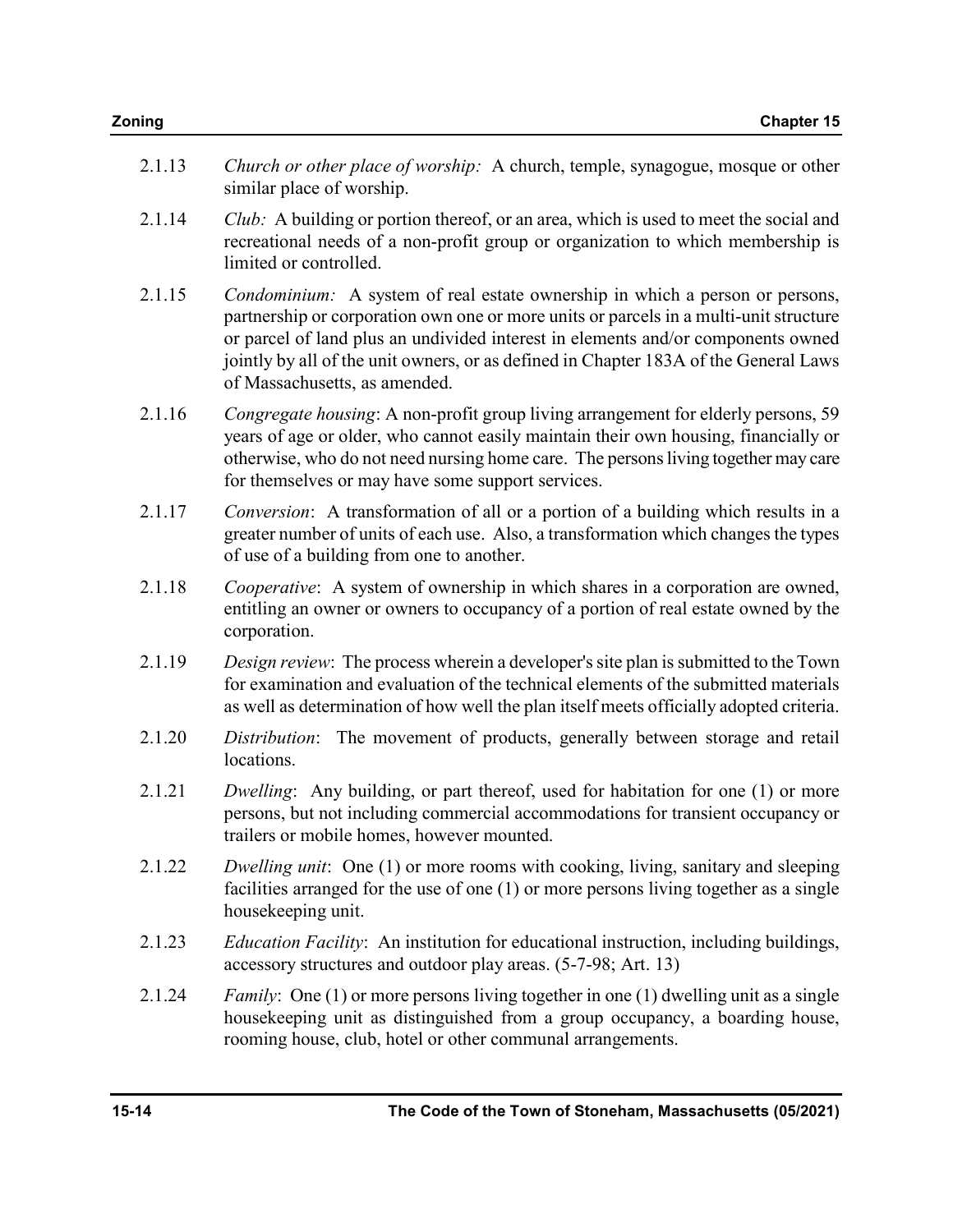2.1.13 *Church or other place of worship:* A church, temple, synagogue, mosque or other similar place of worship.

2.1.14 *Club:* A building or portion thereof, or an area, which is used to meet the social and recreational needs of a non-profit group or organization to which membership is limited or controlled.

2.1.15 *Condominium:* A system of real estate ownership in which a person or persons, partnership or corporation own one or more units or parcels in a multi-unit structure or parcel of land plus an undivided interest in elements and/or components owned jointly by all of the unit owners, or as defined in Chapter 183A of the General Laws of Massachusetts, as amended.

2.1.16 *Congregate housing*: A non-profit group living arrangement for elderly persons, 59 years of age or older, who cannot easily maintain their own housing, financially or otherwise, who do not need nursing home care. The persons living together may care for themselves or may have some support services.

2.1.17 *Conversion*: A transformation of all or a portion of a building which results in a greater number of units of each use. Also, a transformation which changes the types of use of a building from one to another.

2.1.18 *Cooperative*: A system of ownership in which shares in a corporation are owned, entitling an owner or owners to occupancy of a portion of real estate owned by the corporation.

2.1.19 *Design review*: The process wherein a developer's site plan is submitted to the Town for examination and evaluation of the technical elements of the submitted materials as well as determination of how well the plan itself meets officially adopted criteria.

2.1.20 *Distribution*: The movement of products, generally between storage and retail locations.

2.1.21 *Dwelling*: Any building, or part thereof, used for habitation for one (1) or more persons, but not including commercial accommodations for transient occupancy or trailers or mobile homes, however mounted.

2.1.22 *Dwelling unit*: One (1) or more rooms with cooking, living, sanitary and sleeping facilities arranged for the use of one (1) or more persons living together as a single housekeeping unit.

2.1.23 *Education Facility*: An institution for educational instruction, including buildings, accessory structures and outdoor play areas. (5-7-98; Art. 13)

2.1.24 *Family*: One (1) or more persons living together in one (1) dwelling unit as a single housekeeping unit as distinguished from a group occupancy, a boarding house, rooming house, club, hotel or other communal arrangements.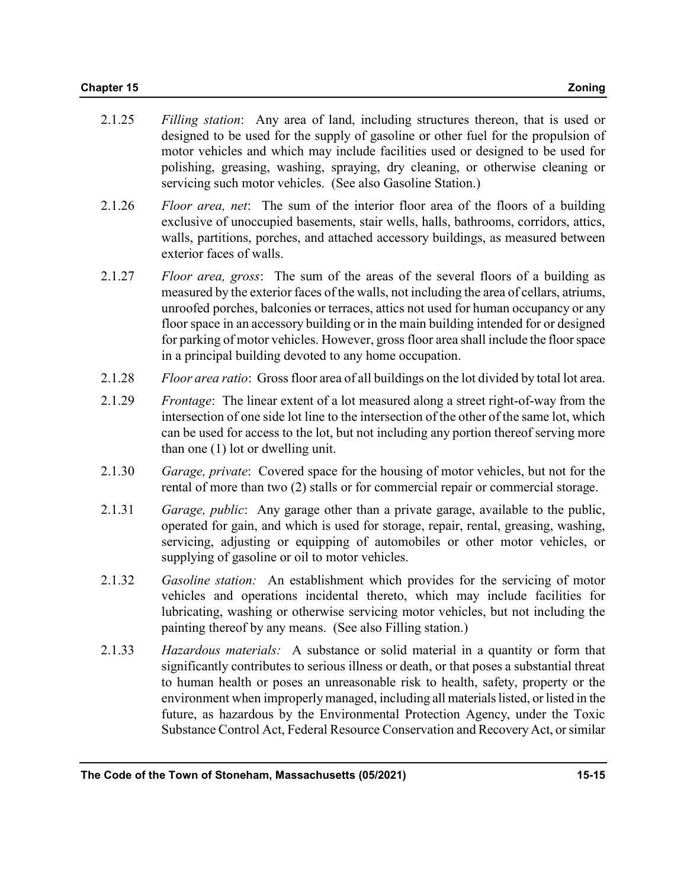2.1.25 *Filling station*: Any area of land, including structures thereon, that is used or designed to be used for the supply of gasoline or other fuel for the propulsion of motor vehicles and which may include facilities used or designed to be used for polishing, greasing, washing, spraying, dry cleaning, or otherwise cleaning or servicing such motor vehicles. (See also Gasoline Station.)

2.1.26 *Floor area, net*: The sum of the interior floor area of the floors of a building exclusive of unoccupied basements, stair wells, halls, bathrooms, corridors, attics, walls, partitions, porches, and attached accessory buildings, as measured between exterior faces of walls.

2.1.27 *Floor area, gross*: The sum of the areas of the several floors of a building as measured by the exterior faces of the walls, not including the area of cellars, atriums, unroofed porches, balconies or terraces, attics not used for human occupancy or any floor space in an accessory building or in the main building intended for or designed for parking of motor vehicles. However, gross floor area shall include the floor space in a principal building devoted to any home occupation.

2.1.28 *Floor area ratio*: Gross floor area of all buildings on the lot divided by total lot area.

2.1.29 *Frontage*: The linear extent of a lot measured along a street right-of-way from the intersection of one side lot line to the intersection of the other of the same lot, which can be used for access to the lot, but not including any portion thereof serving more than one (1) lot or dwelling unit.

2.1.30 *Garage, private*: Covered space for the housing of motor vehicles, but not for the rental of more than two (2) stalls or for commercial repair or commercial storage.

2.1.31 *Garage, public*: Any garage other than a private garage, available to the public, operated for gain, and which is used for storage, repair, rental, greasing, washing, servicing, adjusting or equipping of automobiles or other motor vehicles, or supplying of gasoline or oil to motor vehicles.

2.1.32 *Gasoline station:* An establishment which provides for the servicing of motor vehicles and operations incidental thereto, which may include facilities for lubricating, washing or otherwise servicing motor vehicles, but not including the painting thereof by any means. (See also Filling station.)

2.1.33 *Hazardous materials:* A substance or solid material in a quantity or form that significantly contributes to serious illness or death, or that poses a substantial threat to human health or poses an unreasonable risk to health, safety, property or the environment when improperly managed, including all materials listed, or listed in the future, as hazardous by the Environmental Protection Agency, under the Toxic Substance Control Act, Federal Resource Conservation and Recovery Act, or similar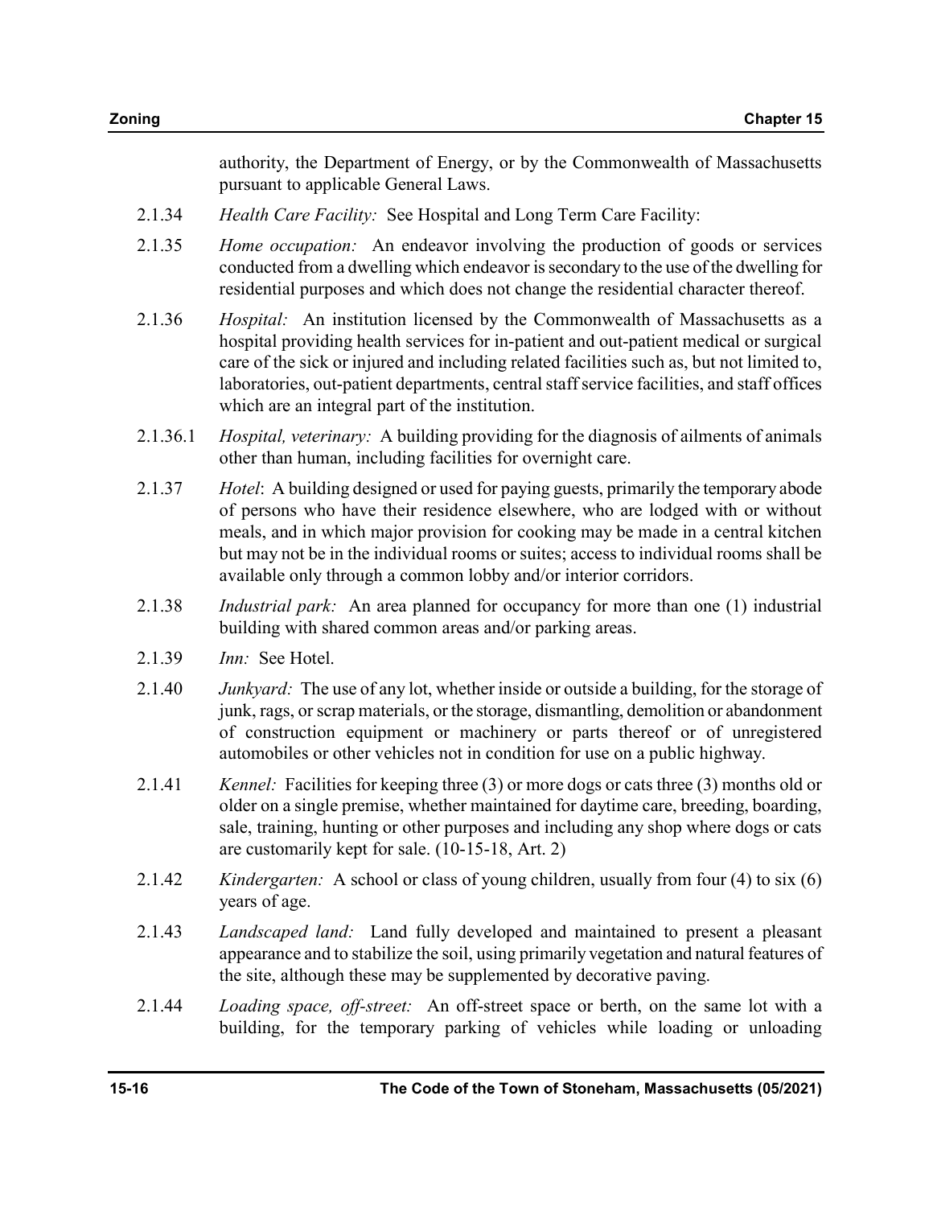authority, the Department of Energy, or by the Commonwealth of Massachusetts pursuant to applicable General Laws.

2.1.34 *Health Care Facility:* See Hospital and Long Term Care Facility:

2.1.35 *Home occupation:* An endeavor involving the production of goods or services conducted from a dwelling which endeavor is secondary to the use of the dwelling for residential purposes and which does not change the residential character thereof.

2.1.36 *Hospital:* An institution licensed by the Commonwealth of Massachusetts as a hospital providing health services for in-patient and out-patient medical or surgical care of the sick or injured and including related facilities such as, but not limited to, laboratories, out-patient departments, central staff service facilities, and staff offices which are an integral part of the institution.

2.1.36.1 *Hospital, veterinary:* A building providing for the diagnosis of ailments of animals other than human, including facilities for overnight care.

2.1.37 *Hotel*: A building designed or used for paying guests, primarily the temporary abode of persons who have their residence elsewhere, who are lodged with or without meals, and in which major provision for cooking may be made in a central kitchen but may not be in the individual rooms or suites; access to individual rooms shall be available only through a common lobby and/or interior corridors.

2.1.38 *Industrial park:* An area planned for occupancy for more than one (1) industrial building with shared common areas and/or parking areas.

2.1.39 *Inn:* See Hotel.

2.1.40 *Junkyard:* The use of any lot, whether inside or outside a building, for the storage of junk, rags, or scrap materials, or the storage, dismantling, demolition or abandonment of construction equipment or machinery or parts thereof or of unregistered automobiles or other vehicles not in condition for use on a public highway.

2.1.41 *Kennel:* Facilities for keeping three (3) or more dogs or cats three (3) months old or older on a single premise, whether maintained for daytime care, breeding, boarding, sale, training, hunting or other purposes and including any shop where dogs or cats are customarily kept for sale. (10-15-18, Art. 2)

2.1.42 *Kindergarten:* A school or class of young children, usually from four (4) to six (6) years of age.

2.1.43 *Landscaped land:* Land fully developed and maintained to present a pleasant appearance and to stabilize the soil, using primarily vegetation and natural features of the site, although these may be supplemented by decorative paving.

2.1.44 *Loading space, off-street:* An off-street space or berth, on the same lot with a building, for the temporary parking of vehicles while loading or unloading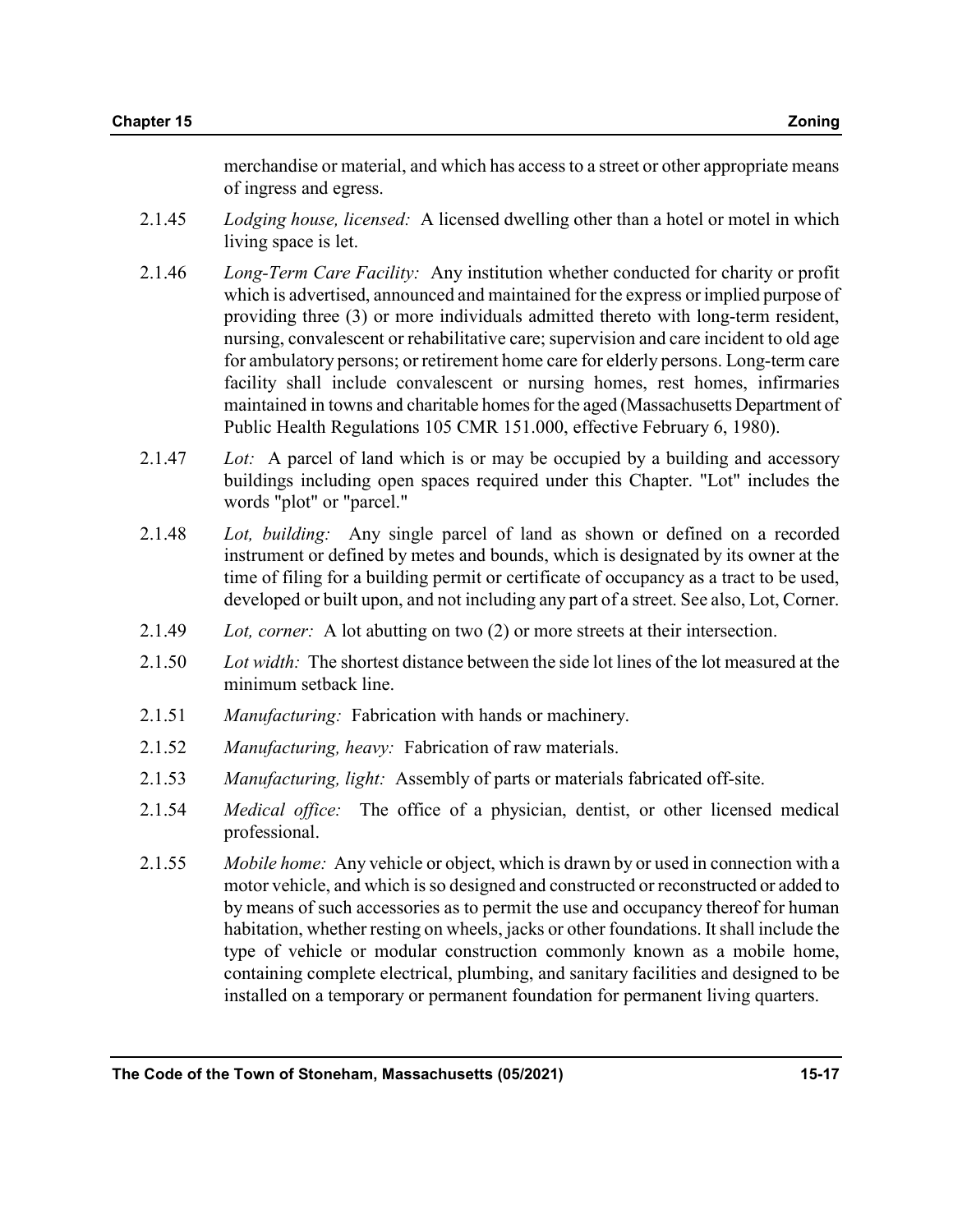merchandise or material, and which has access to a street or other appropriate means of ingress and egress.

2.1.45 *Lodging house, licensed:* A licensed dwelling other than a hotel or motel in which living space is let.

2.1.46 *Long-Term Care Facility:* Any institution whether conducted for charity or profit which is advertised, announced and maintained for the express or implied purpose of providing three (3) or more individuals admitted thereto with long-term resident, nursing, convalescent or rehabilitative care; supervision and care incident to old age for ambulatory persons; or retirement home care for elderly persons. Long-term care facility shall include convalescent or nursing homes, rest homes, infirmaries maintained in towns and charitable homes for the aged (Massachusetts Department of Public Health Regulations 105 CMR 151.000, effective February 6, 1980).

2.1.47 *Lot:* A parcel of land which is or may be occupied by a building and accessory buildings including open spaces required under this Chapter. "Lot" includes the words "plot" or "parcel."

2.1.48 *Lot, building:* Any single parcel of land as shown or defined on a recorded instrument or defined by metes and bounds, which is designated by its owner at the time of filing for a building permit or certificate of occupancy as a tract to be used, developed or built upon, and not including any part of a street. See also, Lot, Corner.

2.1.49 *Lot, corner:* A lot abutting on two (2) or more streets at their intersection.

2.1.50 *Lot width:* The shortest distance between the side lot lines of the lot measured at the minimum setback line.

2.1.51 *Manufacturing:* Fabrication with hands or machinery.

2.1.52 *Manufacturing, heavy:* Fabrication of raw materials.

2.1.53 *Manufacturing, light:* Assembly of parts or materials fabricated off-site.

2.1.54 *Medical office:* The office of a physician, dentist, or other licensed medical professional.

2.1.55 *Mobile home:* Any vehicle or object, which is drawn by or used in connection with a motor vehicle, and which is so designed and constructed or reconstructed or added to by means of such accessories as to permit the use and occupancy thereof for human habitation, whether resting on wheels, jacks or other foundations. It shall include the type of vehicle or modular construction commonly known as a mobile home, containing complete electrical, plumbing, and sanitary facilities and designed to be installed on a temporary or permanent foundation for permanent living quarters.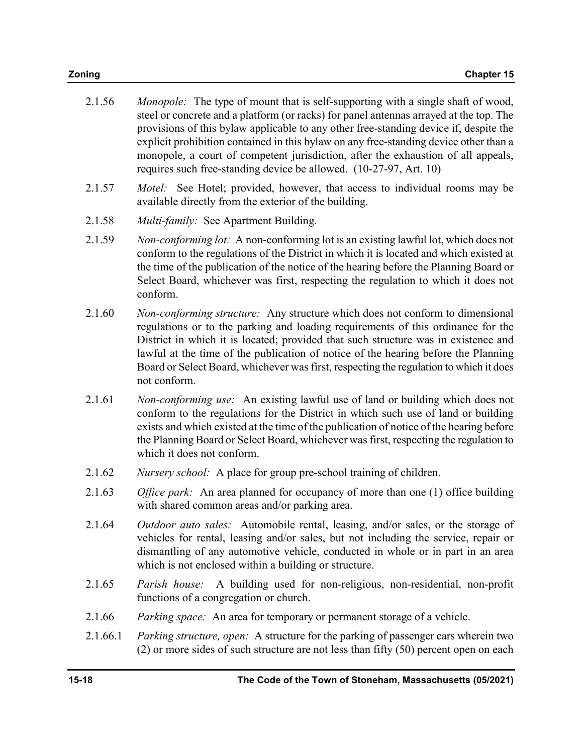2.1.56 *Monopole:* The type of mount that is self-supporting with a single shaft of wood, steel or concrete and a platform (or racks) for panel antennas arrayed at the top. The provisions of this bylaw applicable to any other free-standing device if, despite the explicit prohibition contained in this bylaw on any free-standing device other than a monopole, a court of competent jurisdiction, after the exhaustion of all appeals, requires such free-standing device be allowed. (10-27-97, Art. 10)

2.1.57 *Motel:* See Hotel; provided, however, that access to individual rooms may be available directly from the exterior of the building.

2.1.58 *Multi-family:* See Apartment Building.

2.1.59 *Non-conforming lot:* A non-conforming lot is an existing lawful lot, which does not conform to the regulations of the District in which it is located and which existed at the time of the publication of the notice of the hearing before the Planning Board or Select Board, whichever was first, respecting the regulation to which it does not conform.

2.1.60 *Non-conforming structure:* Any structure which does not conform to dimensional regulations or to the parking and loading requirements of this ordinance for the District in which it is located; provided that such structure was in existence and lawful at the time of the publication of notice of the hearing before the Planning Board or Select Board, whichever was first, respecting the regulation to which it does not conform.

2.1.61 *Non-conforming use:* An existing lawful use of land or building which does not conform to the regulations for the District in which such use of land or building exists and which existed at the time of the publication of notice of the hearing before the Planning Board or Select Board, whichever was first, respecting the regulation to which it does not conform.

2.1.62 *Nursery school:* A place for group pre-school training of children.

2.1.63 *Office park:* An area planned for occupancy of more than one (1) office building with shared common areas and/or parking area.

2.1.64 *Outdoor auto sales:* Automobile rental, leasing, and/or sales, or the storage of vehicles for rental, leasing and/or sales, but not including the service, repair or dismantling of any automotive vehicle, conducted in whole or in part in an area which is not enclosed within a building or structure.

2.1.65 *Parish house:* A building used for non-religious, non-residential, non-profit functions of a congregation or church.

2.1.66 *Parking space:* An area for temporary or permanent storage of a vehicle.

2.1.66.1 *Parking structure, open:* A structure for the parking of passenger cars wherein two (2) or more sides of such structure are not less than fifty (50) percent open on each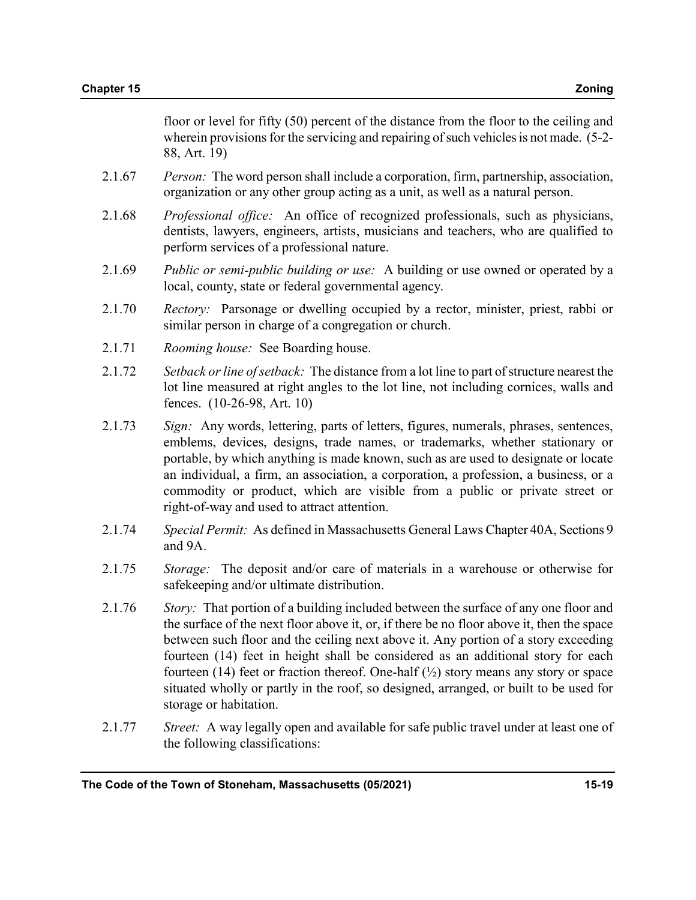floor or level for fifty (50) percent of the distance from the floor to the ceiling and wherein provisions for the servicing and repairing of such vehicles is not made. (5-2-88, Art. 19)

2.1.67 *Person:* The word person shall include a corporation, firm, partnership, association, organization or any other group acting as a unit, as well as a natural person.

2.1.68 *Professional office:* An office of recognized professionals, such as physicians, dentists, lawyers, engineers, artists, musicians and teachers, who are qualified to perform services of a professional nature.

2.1.69 *Public or semi-public building or use:* A building or use owned or operated by a local, county, state or federal governmental agency.

2.1.70 *Rectory:* Parsonage or dwelling occupied by a rector, minister, priest, rabbi or similar person in charge of a congregation or church.

2.1.71 *Rooming house:* See Boarding house.

2.1.72 *Setback or line of setback:* The distance from a lot line to part of structure nearest the lot line measured at right angles to the lot line, not including cornices, walls and fences. (10-26-98, Art. 10)

2.1.73 *Sign:* Any words, lettering, parts of letters, figures, numerals, phrases, sentences, emblems, devices, designs, trade names, or trademarks, whether stationary or portable, by which anything is made known, such as are used to designate or locate an individual, a firm, an association, a corporation, a profession, a business, or a commodity or product, which are visible from a public or private street or right-of-way and used to attract attention.

2.1.74 *Special Permit:* As defined in Massachusetts General Laws Chapter 40A, Sections 9 and 9A.

2.1.75 *Storage:* The deposit and/or care of materials in a warehouse or otherwise for safekeeping and/or ultimate distribution.

2.1.76 *Story:* That portion of a building included between the surface of any one floor and the surface of the next floor above it, or, if there be no floor above it, then the space between such floor and the ceiling next above it. Any portion of a story exceeding fourteen (14) feet in height shall be considered as an additional story for each fourteen (14) feet or fraction thereof. One-half (½) story means any story or space situated wholly or partly in the roof, so designed, arranged, or built to be used for storage or habitation.

2.1.77 *Street:* A way legally open and available for safe public travel under at least one of the following classifications: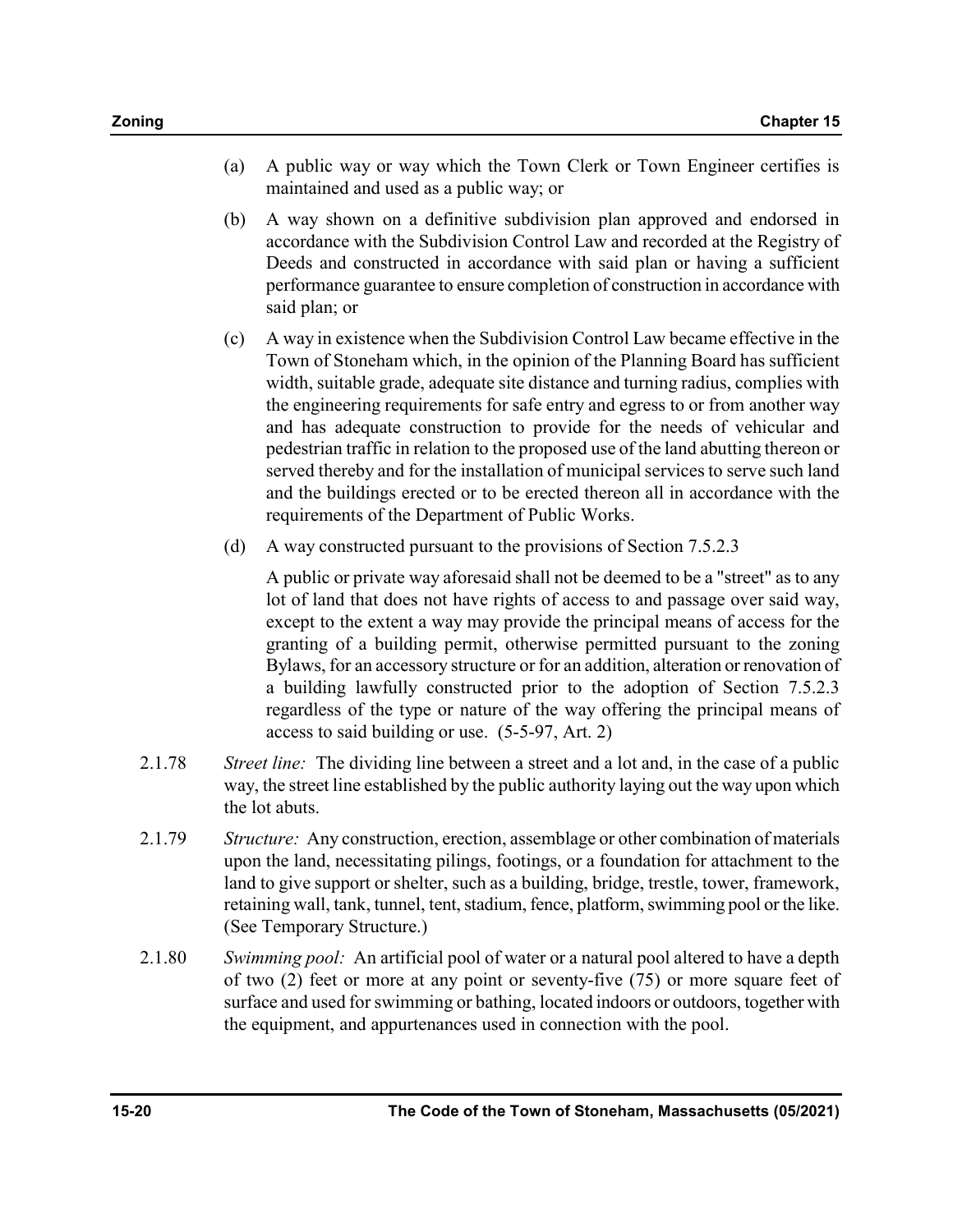(a) A public way or way which the Town Clerk or Town Engineer certifies is maintained and used as a public way; or

(b) A way shown on a definitive subdivision plan approved and endorsed in accordance with the Subdivision Control Law and recorded at the Registry of Deeds and constructed in accordance with said plan or having a sufficient performance guarantee to ensure completion of construction in accordance with said plan; or

(c) A way in existence when the Subdivision Control Law became effective in the Town of Stoneham which, in the opinion of the Planning Board has sufficient width, suitable grade, adequate site distance and turning radius, complies with the engineering requirements for safe entry and egress to or from another way and has adequate construction to provide for the needs of vehicular and pedestrian traffic in relation to the proposed use of the land abutting thereon or served thereby and for the installation of municipal services to serve such land and the buildings erected or to be erected thereon all in accordance with the requirements of the Department of Public Works.

(d) A way constructed pursuant to the provisions of Section 7.5.2.3

A public or private way aforesaid shall not be deemed to be a "street" as to any lot of land that does not have rights of access to and passage over said way, except to the extent a way may provide the principal means of access for the granting of a building permit, otherwise permitted pursuant to the zoning Bylaws, for an accessory structure or for an addition, alteration or renovation of a building lawfully constructed prior to the adoption of Section 7.5.2.3 regardless of the type or nature of the way offering the principal means of access to said building or use. (5-5-97, Art. 2)

2.1.78 *Street line:* The dividing line between a street and a lot and, in the case of a public way, the street line established by the public authority laying out the way upon which the lot abuts.

2.1.79 *Structure:* Any construction, erection, assemblage or other combination of materials upon the land, necessitating pilings, footings, or a foundation for attachment to the land to give support or shelter, such as a building, bridge, trestle, tower, framework, retaining wall, tank, tunnel, tent, stadium, fence, platform, swimming pool or the like. (See Temporary Structure.)

2.1.80 *Swimming pool:* An artificial pool of water or a natural pool altered to have a depth of two (2) feet or more at any point or seventy-five (75) or more square feet of surface and used for swimming or bathing, located indoors or outdoors, together with the equipment, and appurtenances used in connection with the pool.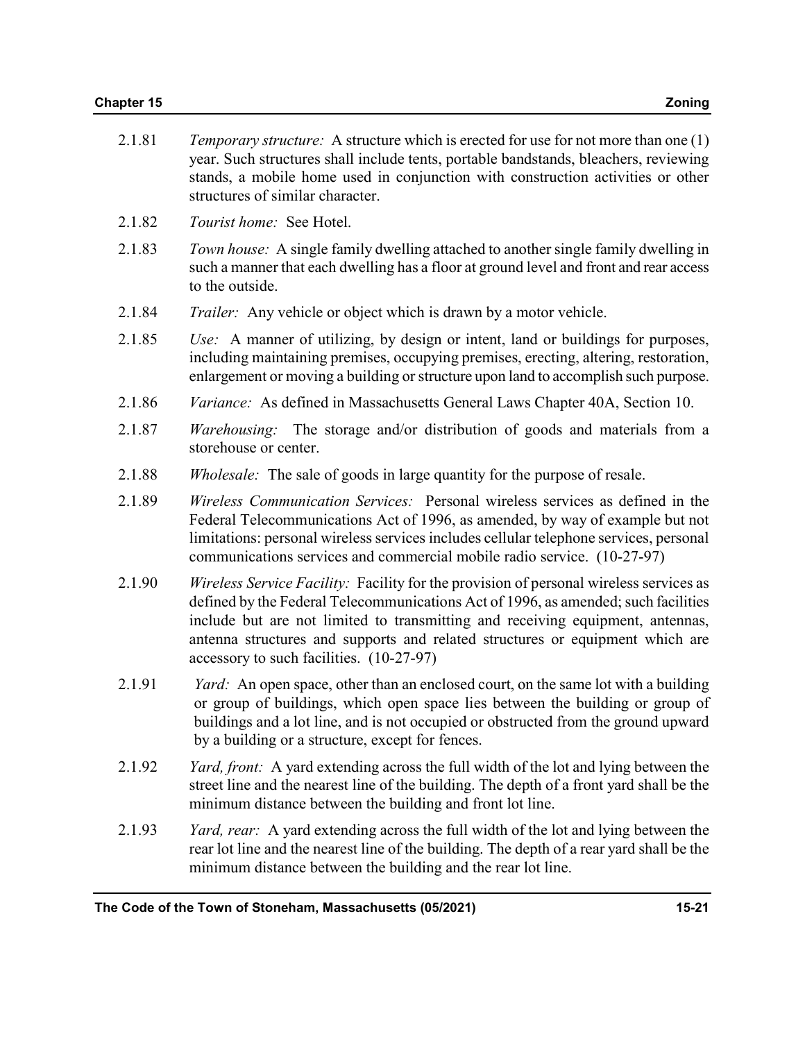2.1.81 *Temporary structure:* A structure which is erected for use for not more than one (1) year. Such structures shall include tents, portable bandstands, bleachers, reviewing stands, a mobile home used in conjunction with construction activities or other structures of similar character.

2.1.82 *Tourist home:* See Hotel.

2.1.83 *Town house:* A single family dwelling attached to another single family dwelling in such a manner that each dwelling has a floor at ground level and front and rear access to the outside.

2.1.84 *Trailer:* Any vehicle or object which is drawn by a motor vehicle.

2.1.85 *Use:* A manner of utilizing, by design or intent, land or buildings for purposes, including maintaining premises, occupying premises, erecting, altering, restoration, enlargement or moving a building or structure upon land to accomplish such purpose.

2.1.86 *Variance:* As defined in Massachusetts General Laws Chapter 40A, Section 10.

2.1.87 *Warehousing:* The storage and/or distribution of goods and materials from a storehouse or center.

2.1.88 *Wholesale:* The sale of goods in large quantity for the purpose of resale.

2.1.89 *Wireless Communication Services:* Personal wireless services as defined in the Federal Telecommunications Act of 1996, as amended, by way of example but not limitations: personal wireless services includes cellular telephone services, personal communications services and commercial mobile radio service. (10-27-97)

2.1.90 *Wireless Service Facility:* Facility for the provision of personal wireless services as defined by the Federal Telecommunications Act of 1996, as amended; such facilities include but are not limited to transmitting and receiving equipment, antennas, antenna structures and supports and related structures or equipment which are accessory to such facilities. (10-27-97)

2.1.91 *Yard:* An open space, other than an enclosed court, on the same lot with a building or group of buildings, which open space lies between the building or group of buildings and a lot line, and is not occupied or obstructed from the ground upward by a building or a structure, except for fences.

2.1.92 *Yard, front:* A yard extending across the full width of the lot and lying between the street line and the nearest line of the building. The depth of a front yard shall be the minimum distance between the building and front lot line.

2.1.93 *Yard, rear:* A yard extending across the full width of the lot and lying between the rear lot line and the nearest line of the building. The depth of a rear yard shall be the minimum distance between the building and the rear lot line.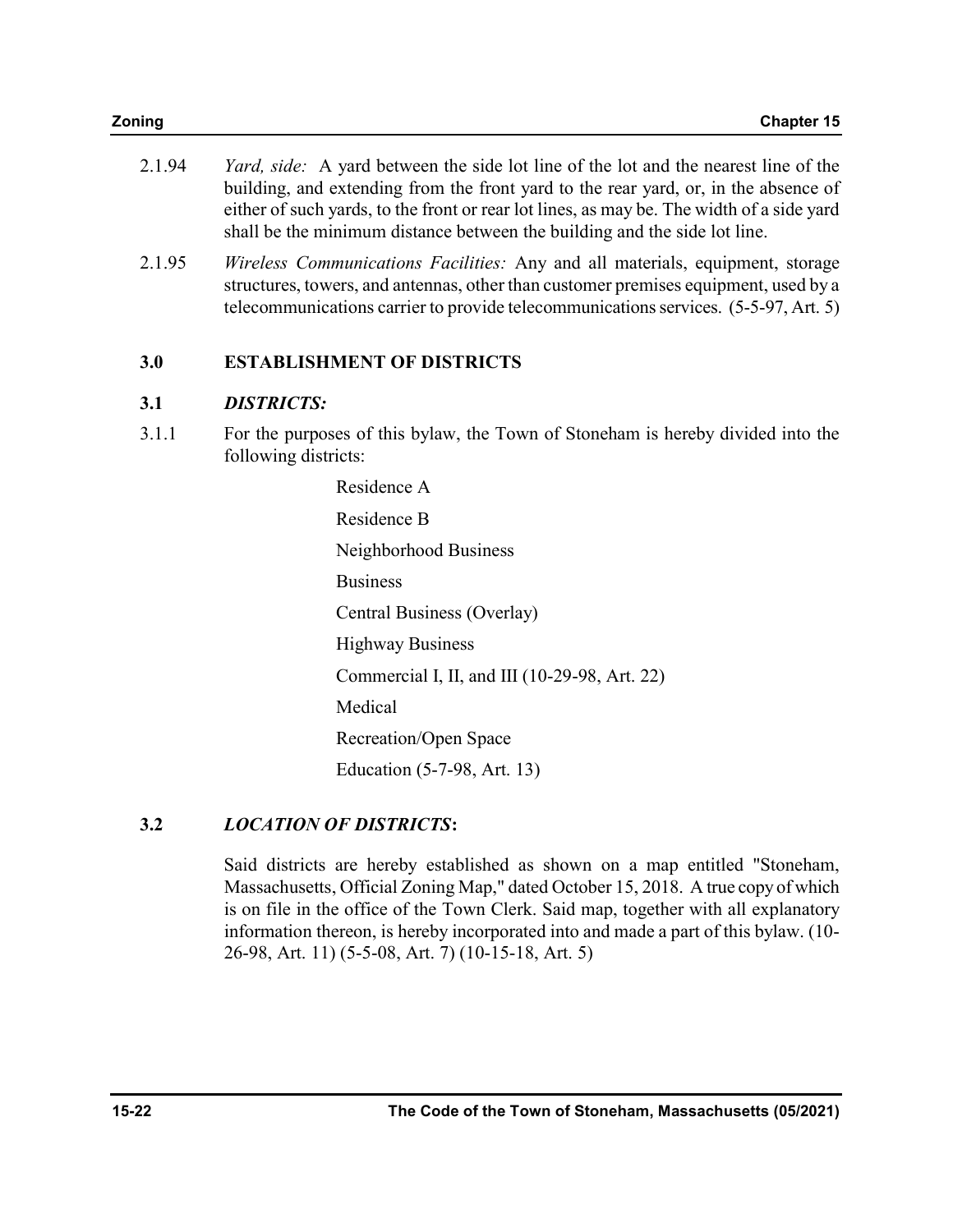2.1.94 *Yard, side:* A yard between the side lot line of the lot and the nearest line of the building, and extending from the front yard to the rear yard, or, in the absence of either of such yards, to the front or rear lot lines, as may be. The width of a side yard shall be the minimum distance between the building and the side lot line.

2.1.95 *Wireless Communications Facilities:* Any and all materials, equipment, storage structures, towers, and antennas, other than customer premises equipment, used by a telecommunications carrier to provide telecommunications services. (5-5-97, Art. 5)

## 3.0 ESTABLISHMENT OF DISTRICTS

### 3.1 *DISTRICTS:*

3.1.1 For the purposes of this bylaw, the Town of Stoneham is hereby divided into the following districts:

Residence A

Residence B

Neighborhood Business

Business

Central Business (Overlay)

Highway Business

Commercial I, II, and III (10-29-98, Art. 22)

Medical

Recreation/Open Space

Education (5-7-98, Art. 13)

### 3.2 *LOCATION OF DISTRICTS*:

Said districts are hereby established as shown on a map entitled "Stoneham, Massachusetts, Official Zoning Map," dated October 15, 2018. A true copy of which is on file in the office of the Town Clerk. Said map, together with all explanatory information thereon, is hereby incorporated into and made a part of this bylaw. (10-26-98, Art. 11) (5-5-08, Art. 7) (10-15-18, Art. 5)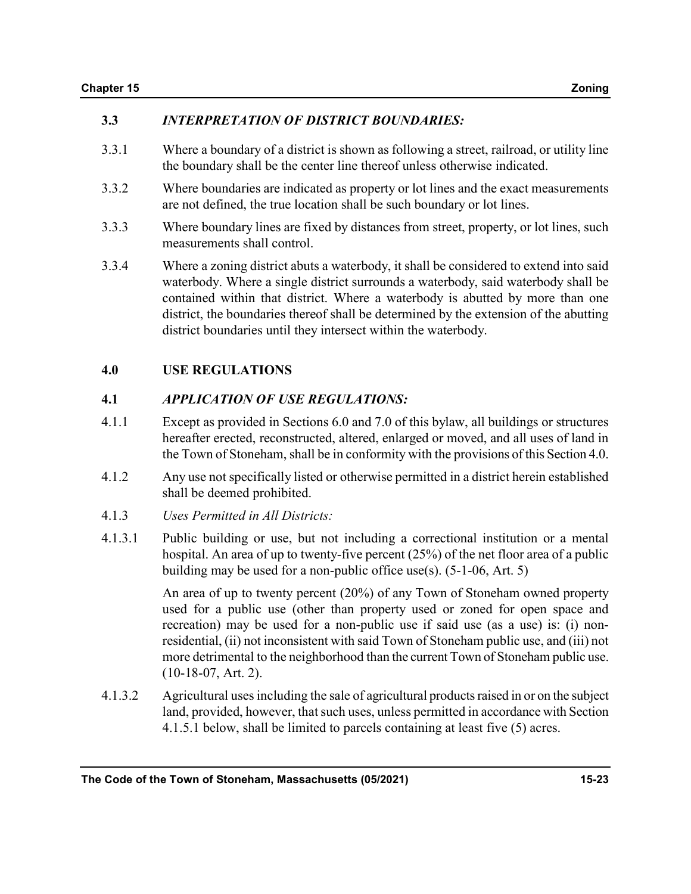### 3.3 *INTERPRETATION OF DISTRICT BOUNDARIES:*

3.3.1 Where a boundary of a district is shown as following a street, railroad, or utility line the boundary shall be the center line thereof unless otherwise indicated.

3.3.2 Where boundaries are indicated as property or lot lines and the exact measurements are not defined, the true location shall be such boundary or lot lines.

3.3.3 Where boundary lines are fixed by distances from street, property, or lot lines, such measurements shall control.

3.3.4 Where a zoning district abuts a waterbody, it shall be considered to extend into said waterbody. Where a single district surrounds a waterbody, said waterbody shall be contained within that district. Where a waterbody is abutted by more than one district, the boundaries thereof shall be determined by the extension of the abutting district boundaries until they intersect within the waterbody.

## 4.0 USE REGULATIONS

### 4.1 *APPLICATION OF USE REGULATIONS:*

4.1.1 Except as provided in Sections 6.0 and 7.0 of this bylaw, all buildings or structures hereafter erected, reconstructed, altered, enlarged or moved, and all uses of land in the Town of Stoneham, shall be in conformity with the provisions of this Section 4.0.

4.1.2 Any use not specifically listed or otherwise permitted in a district herein established shall be deemed prohibited.

4.1.3 *Uses Permitted in All Districts:*

4.1.3.1 Public building or use, but not including a correctional institution or a mental hospital. An area of up to twenty-five percent (25%) of the net floor area of a public building may be used for a non-public office use(s). (5-1-06, Art. 5)

An area of up to twenty percent (20%) of any Town of Stoneham owned property used for a public use (other than property used or zoned for open space and recreation) may be used for a non-public use if said use (as a use) is: (i) non-residential, (ii) not inconsistent with said Town of Stoneham public use, and (iii) not more detrimental to the neighborhood than the current Town of Stoneham public use. (10-18-07, Art. 2).

4.1.3.2 Agricultural uses including the sale of agricultural products raised in or on the subject land, provided, however, that such uses, unless permitted in accordance with Section 4.1.5.1 below, shall be limited to parcels containing at least five (5) acres.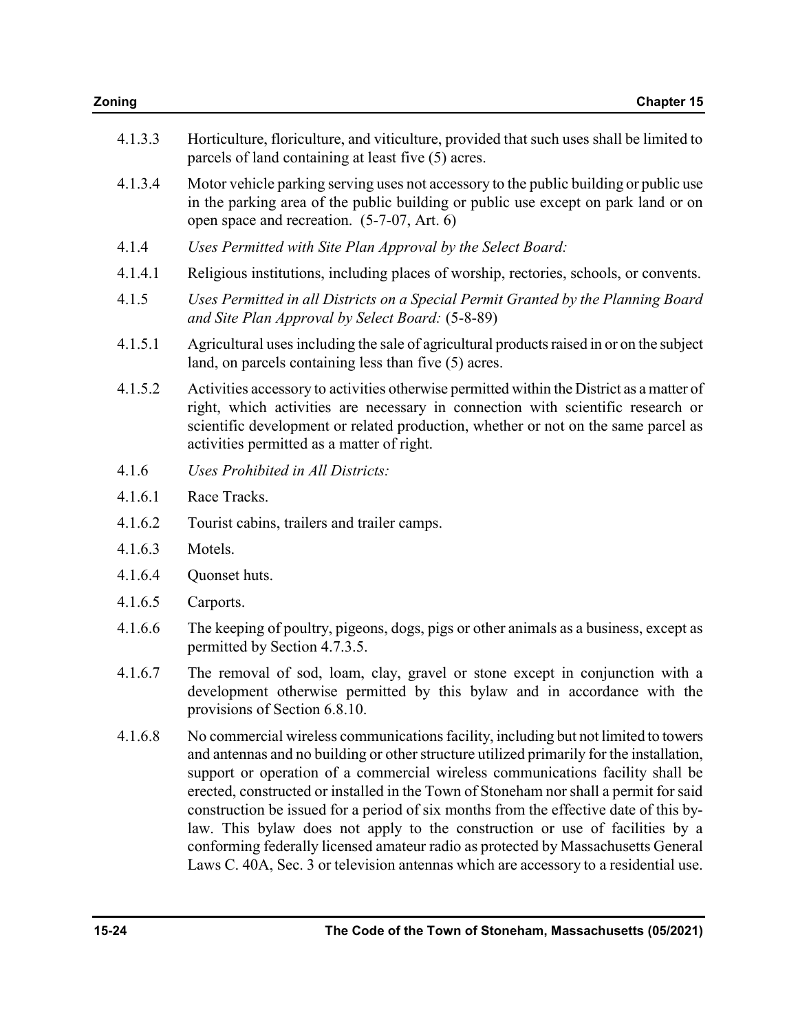4.1.3.3 Horticulture, floriculture, and viticulture, provided that such uses shall be limited to parcels of land containing at least five (5) acres.

4.1.3.4 Motor vehicle parking serving uses not accessory to the public building or public use in the parking area of the public building or public use except on park land or on open space and recreation. (5-7-07, Art. 6)

4.1.4 *Uses Permitted with Site Plan Approval by the Select Board:*

4.1.4.1 Religious institutions, including places of worship, rectories, schools, or convents.

4.1.5 *Uses Permitted in all Districts on a Special Permit Granted by the Planning Board and Site Plan Approval by Select Board:* (5-8-89)

4.1.5.1 Agricultural uses including the sale of agricultural products raised in or on the subject land, on parcels containing less than five (5) acres.

4.1.5.2 Activities accessory to activities otherwise permitted within the District as a matter of right, which activities are necessary in connection with scientific research or scientific development or related production, whether or not on the same parcel as activities permitted as a matter of right.

4.1.6 *Uses Prohibited in All Districts:*

4.1.6.1 Race Tracks.

4.1.6.2 Tourist cabins, trailers and trailer camps.

4.1.6.3 Motels.

4.1.6.4 Quonset huts.

4.1.6.5 Carports.

4.1.6.6 The keeping of poultry, pigeons, dogs, pigs or other animals as a business, except as permitted by Section 4.7.3.5.

4.1.6.7 The removal of sod, loam, clay, gravel or stone except in conjunction with a development otherwise permitted by this bylaw and in accordance with the provisions of Section 6.8.10.

4.1.6.8 No commercial wireless communications facility, including but not limited to towers and antennas and no building or other structure utilized primarily for the installation, support or operation of a commercial wireless communications facility shall be erected, constructed or installed in the Town of Stoneham nor shall a permit for said construction be issued for a period of six months from the effective date of this bylaw. This bylaw does not apply to the construction or use of facilities by a conforming federally licensed amateur radio as protected by Massachusetts General Laws C. 40A, Sec. 3 or television antennas which are accessory to a residential use.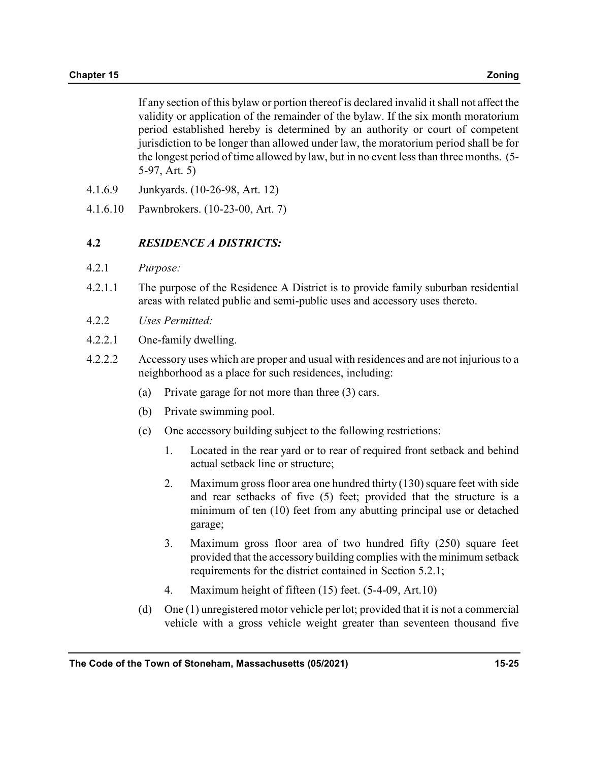If any section of this bylaw or portion thereof is declared invalid it shall not affect the validity or application of the remainder of the bylaw. If the six month moratorium period established hereby is determined by an authority or court of competent jurisdiction to be longer than allowed under law, the moratorium period shall be for the longest period of time allowed by law, but in no event less than three months. (5-5-97, Art. 5)

4.1.6.9 Junkyards. (10-26-98, Art. 12)

4.1.6.10 Pawnbrokers. (10-23-00, Art. 7)

## 4.2 *RESIDENCE A DISTRICTS:*

4.2.1 *Purpose:*

4.2.1.1 The purpose of the Residence A District is to provide family suburban residential areas with related public and semi-public uses and accessory uses thereto.

4.2.2 *Uses Permitted:*

4.2.2.1 One-family dwelling.

4.2.2.2 Accessory uses which are proper and usual with residences and are not injurious to a neighborhood as a place for such residences, including:

(a) Private garage for not more than three (3) cars.

(b) Private swimming pool.

(c) One accessory building subject to the following restrictions:

1. Located in the rear yard or to rear of required front setback and behind actual setback line or structure;

2. Maximum gross floor area one hundred thirty (130) square feet with side and rear setbacks of five (5) feet; provided that the structure is a minimum of ten (10) feet from any abutting principal use or detached garage;

3. Maximum gross floor area of two hundred fifty (250) square feet provided that the accessory building complies with the minimum setback requirements for the district contained in Section 5.2.1;

4. Maximum height of fifteen (15) feet. (5-4-09, Art.10)

(d) One (1) unregistered motor vehicle per lot; provided that it is not a commercial vehicle with a gross vehicle weight greater than seventeen thousand five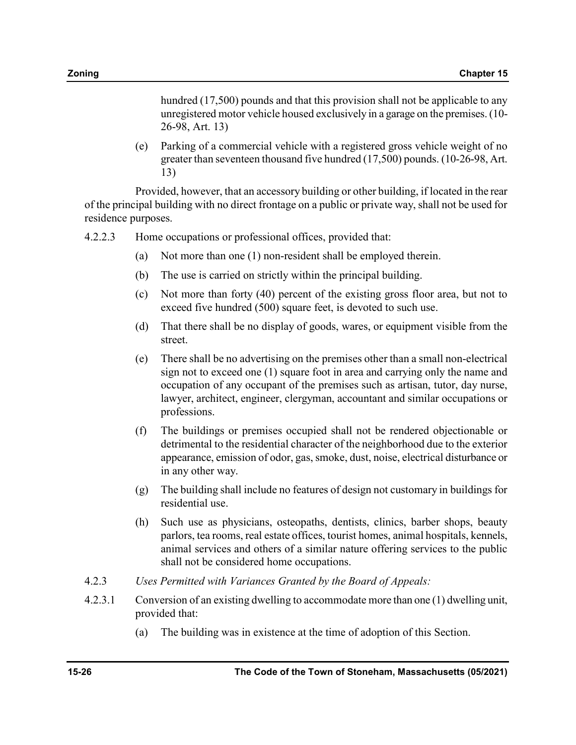hundred (17,500) pounds and that this provision shall not be applicable to any unregistered motor vehicle housed exclusively in a garage on the premises. (10-26-98, Art. 13)

(e) Parking of a commercial vehicle with a registered gross vehicle weight of no greater than seventeen thousand five hundred (17,500) pounds. (10-26-98, Art. 13)

Provided, however, that an accessory building or other building, if located in the rear of the principal building with no direct frontage on a public or private way, shall not be used for residence purposes.

4.2.2.3 Home occupations or professional offices, provided that:

(a) Not more than one (1) non-resident shall be employed therein.

(b) The use is carried on strictly within the principal building.

(c) Not more than forty (40) percent of the existing gross floor area, but not to exceed five hundred (500) square feet, is devoted to such use.

(d) That there shall be no display of goods, wares, or equipment visible from the street.

(e) There shall be no advertising on the premises other than a small non-electrical sign not to exceed one (1) square foot in area and carrying only the name and occupation of any occupant of the premises such as artisan, tutor, day nurse, lawyer, architect, engineer, clergyman, accountant and similar occupations or professions.

(f) The buildings or premises occupied shall not be rendered objectionable or detrimental to the residential character of the neighborhood due to the exterior appearance, emission of odor, gas, smoke, dust, noise, electrical disturbance or in any other way.

(g) The building shall include no features of design not customary in buildings for residential use.

(h) Such use as physicians, osteopaths, dentists, clinics, barber shops, beauty parlors, tea rooms, real estate offices, tourist homes, animal hospitals, kennels, animal services and others of a similar nature offering services to the public shall not be considered home occupations.

4.2.3 *Uses Permitted with Variances Granted by the Board of Appeals:*

4.2.3.1 Conversion of an existing dwelling to accommodate more than one (1) dwelling unit, provided that:

(a) The building was in existence at the time of adoption of this Section.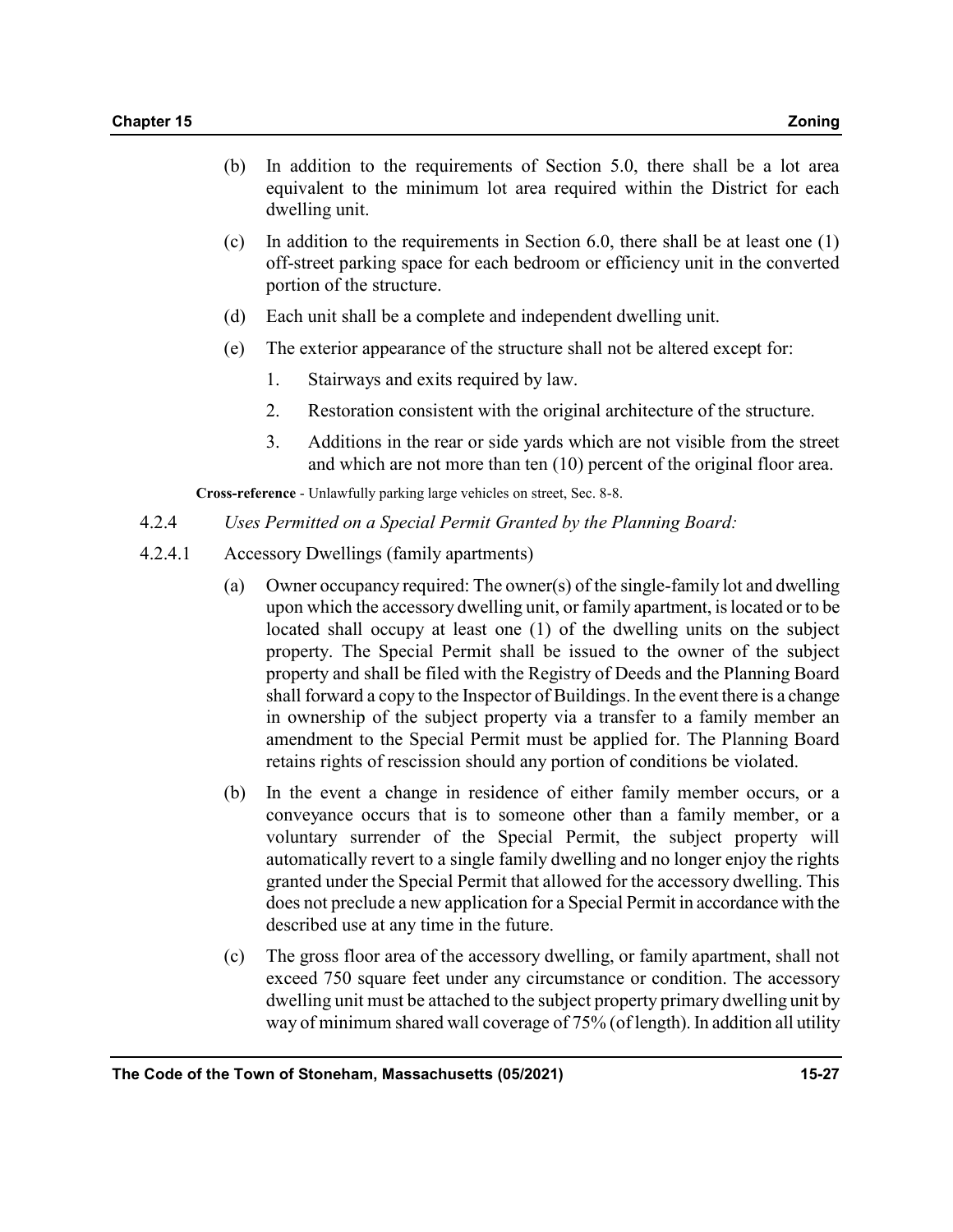(b) In addition to the requirements of Section 5.0, there shall be a lot area equivalent to the minimum lot area required within the District for each dwelling unit.

(c) In addition to the requirements in Section 6.0, there shall be at least one (1) off-street parking space for each bedroom or efficiency unit in the converted portion of the structure.

(d) Each unit shall be a complete and independent dwelling unit.

(e) The exterior appearance of the structure shall not be altered except for:

1. Stairways and exits required by law.
2. Restoration consistent with the original architecture of the structure.
3. Additions in the rear or side yards which are not visible from the street and which are not more than ten (10) percent of the original floor area.

**Cross-reference** - Unlawfully parking large vehicles on street, Sec. 8-8.

4.2.4 *Uses Permitted on a Special Permit Granted by the Planning Board:*

4.2.4.1 Accessory Dwellings (family apartments)

(a) Owner occupancy required: The owner(s) of the single-family lot and dwelling upon which the accessory dwelling unit, or family apartment, is located or to be located shall occupy at least one (1) of the dwelling units on the subject property. The Special Permit shall be issued to the owner of the subject property and shall be filed with the Registry of Deeds and the Planning Board shall forward a copy to the Inspector of Buildings. In the event there is a change in ownership of the subject property via a transfer to a family member an amendment to the Special Permit must be applied for. The Planning Board retains rights of rescission should any portion of conditions be violated.

(b) In the event a change in residence of either family member occurs, or a conveyance occurs that is to someone other than a family member, or a voluntary surrender of the Special Permit, the subject property will automatically revert to a single family dwelling and no longer enjoy the rights granted under the Special Permit that allowed for the accessory dwelling. This does not preclude a new application for a Special Permit in accordance with the described use at any time in the future.

(c) The gross floor area of the accessory dwelling, or family apartment, shall not exceed 750 square feet under any circumstance or condition. The accessory dwelling unit must be attached to the subject property primary dwelling unit by way of minimum shared wall coverage of 75% (of length). In addition all utility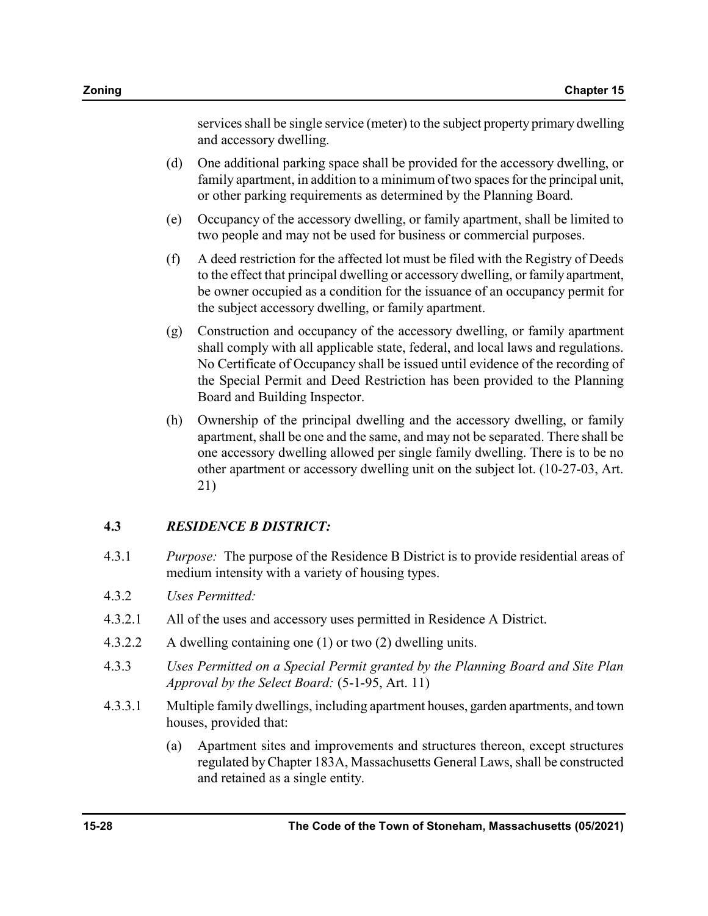services shall be single service (meter) to the subject property primary dwelling and accessory dwelling.

(d) One additional parking space shall be provided for the accessory dwelling, or family apartment, in addition to a minimum of two spaces for the principal unit, or other parking requirements as determined by the Planning Board.

(e) Occupancy of the accessory dwelling, or family apartment, shall be limited to two people and may not be used for business or commercial purposes.

(f) A deed restriction for the affected lot must be filed with the Registry of Deeds to the effect that principal dwelling or accessory dwelling, or family apartment, be owner occupied as a condition for the issuance of an occupancy permit for the subject accessory dwelling, or family apartment.

(g) Construction and occupancy of the accessory dwelling, or family apartment shall comply with all applicable state, federal, and local laws and regulations. No Certificate of Occupancy shall be issued until evidence of the recording of the Special Permit and Deed Restriction has been provided to the Planning Board and Building Inspector.

(h) Ownership of the principal dwelling and the accessory dwelling, or family apartment, shall be one and the same, and may not be separated. There shall be one accessory dwelling allowed per single family dwelling. There is to be no other apartment or accessory dwelling unit on the subject lot. (10-27-03, Art. 21)

## 4.3 *RESIDENCE B DISTRICT:*

4.3.1 *Purpose:* The purpose of the Residence B District is to provide residential areas of medium intensity with a variety of housing types.

4.3.2 *Uses Permitted:*

4.3.2.1 All of the uses and accessory uses permitted in Residence A District.

4.3.2.2 A dwelling containing one (1) or two (2) dwelling units.

4.3.3 *Uses Permitted on a Special Permit granted by the Planning Board and Site Plan Approval by the Select Board:* (5-1-95, Art. 11)

4.3.3.1 Multiple family dwellings, including apartment houses, garden apartments, and town houses, provided that:

(a) Apartment sites and improvements and structures thereon, except structures regulated by Chapter 183A, Massachusetts General Laws, shall be constructed and retained as a single entity.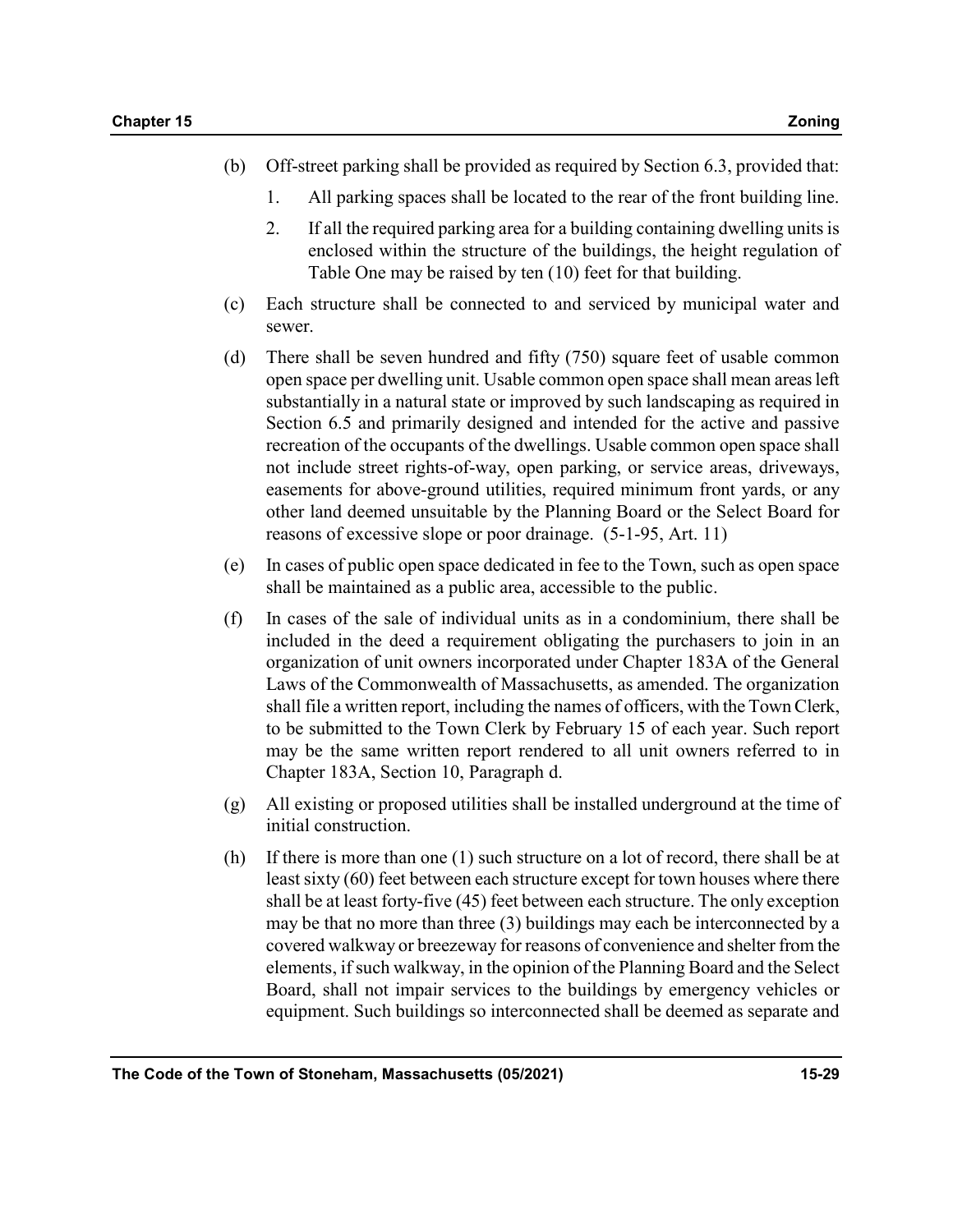(b) Off-street parking shall be provided as required by Section 6.3, provided that:

    1. All parking spaces shall be located to the rear of the front building line.

    2. If all the required parking area for a building containing dwelling units is enclosed within the structure of the buildings, the height regulation of Table One may be raised by ten (10) feet for that building.

(c) Each structure shall be connected to and serviced by municipal water and sewer.

(d) There shall be seven hundred and fifty (750) square feet of usable common open space per dwelling unit. Usable common open space shall mean areas left substantially in a natural state or improved by such landscaping as required in Section 6.5 and primarily designed and intended for the active and passive recreation of the occupants of the dwellings. Usable common open space shall not include street rights-of-way, open parking, or service areas, driveways, easements for above-ground utilities, required minimum front yards, or any other land deemed unsuitable by the Planning Board or the Select Board for reasons of excessive slope or poor drainage. (5-1-95, Art. 11)

(e) In cases of public open space dedicated in fee to the Town, such as open space shall be maintained as a public area, accessible to the public.

(f) In cases of the sale of individual units as in a condominium, there shall be included in the deed a requirement obligating the purchasers to join in an organization of unit owners incorporated under Chapter 183A of the General Laws of the Commonwealth of Massachusetts, as amended. The organization shall file a written report, including the names of officers, with the Town Clerk, to be submitted to the Town Clerk by February 15 of each year. Such report may be the same written report rendered to all unit owners referred to in Chapter 183A, Section 10, Paragraph d.

(g) All existing or proposed utilities shall be installed underground at the time of initial construction.

(h) If there is more than one (1) such structure on a lot of record, there shall be at least sixty (60) feet between each structure except for town houses where there shall be at least forty-five (45) feet between each structure. The only exception may be that no more than three (3) buildings may each be interconnected by a covered walkway or breezeway for reasons of convenience and shelter from the elements, if such walkway, in the opinion of the Planning Board and the Select Board, shall not impair services to the buildings by emergency vehicles or equipment. Such buildings so interconnected shall be deemed as separate and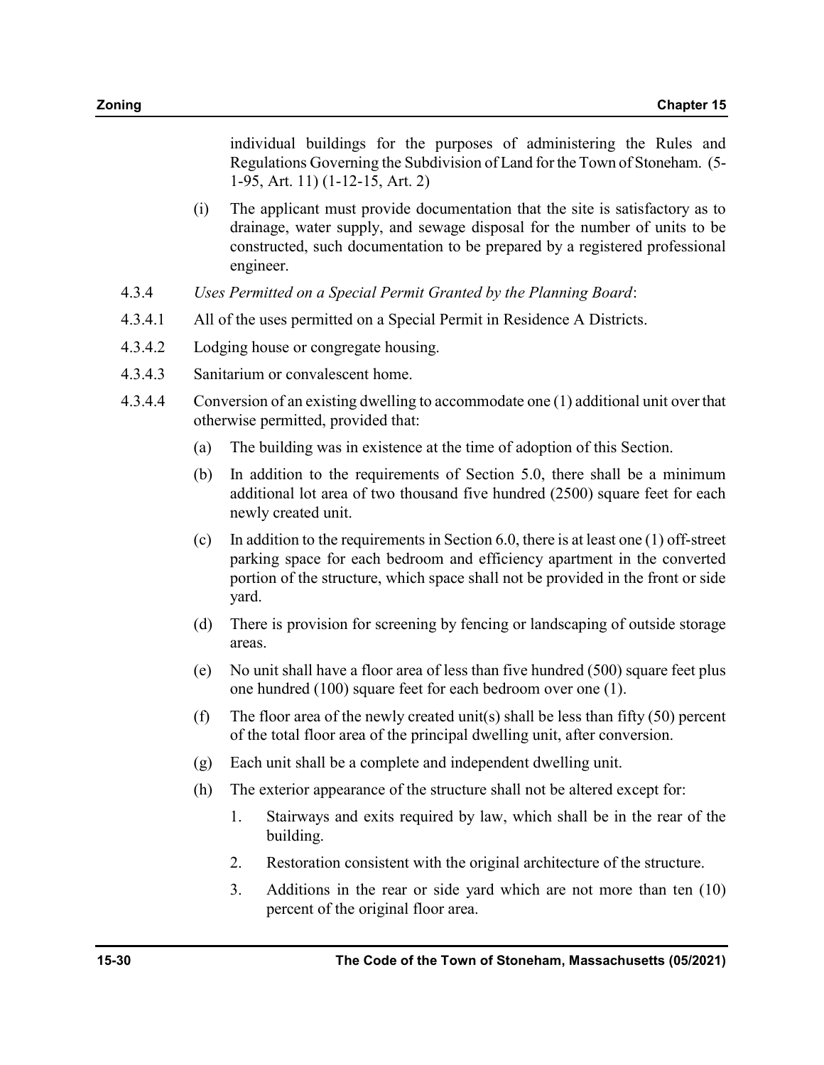individual buildings for the purposes of administering the Rules and Regulations Governing the Subdivision of Land for the Town of Stoneham. (5-1-95, Art. 11) (1-12-15, Art. 2)

(i) The applicant must provide documentation that the site is satisfactory as to drainage, water supply, and sewage disposal for the number of units to be constructed, such documentation to be prepared by a registered professional engineer.

4.3.4 *Uses Permitted on a Special Permit Granted by the Planning Board*:

4.3.4.1 All of the uses permitted on a Special Permit in Residence A Districts.

4.3.4.2 Lodging house or congregate housing.

4.3.4.3 Sanitarium or convalescent home.

4.3.4.4 Conversion of an existing dwelling to accommodate one (1) additional unit over that otherwise permitted, provided that:

(a) The building was in existence at the time of adoption of this Section.

(b) In addition to the requirements of Section 5.0, there shall be a minimum additional lot area of two thousand five hundred (2500) square feet for each newly created unit.

(c) In addition to the requirements in Section 6.0, there is at least one (1) off-street parking space for each bedroom and efficiency apartment in the converted portion of the structure, which space shall not be provided in the front or side yard.

(d) There is provision for screening by fencing or landscaping of outside storage areas.

(e) No unit shall have a floor area of less than five hundred (500) square feet plus one hundred (100) square feet for each bedroom over one (1).

(f) The floor area of the newly created unit(s) shall be less than fifty (50) percent of the total floor area of the principal dwelling unit, after conversion.

(g) Each unit shall be a complete and independent dwelling unit.

(h) The exterior appearance of the structure shall not be altered except for:

1. Stairways and exits required by law, which shall be in the rear of the building.

2. Restoration consistent with the original architecture of the structure.

3. Additions in the rear or side yard which are not more than ten (10) percent of the original floor area.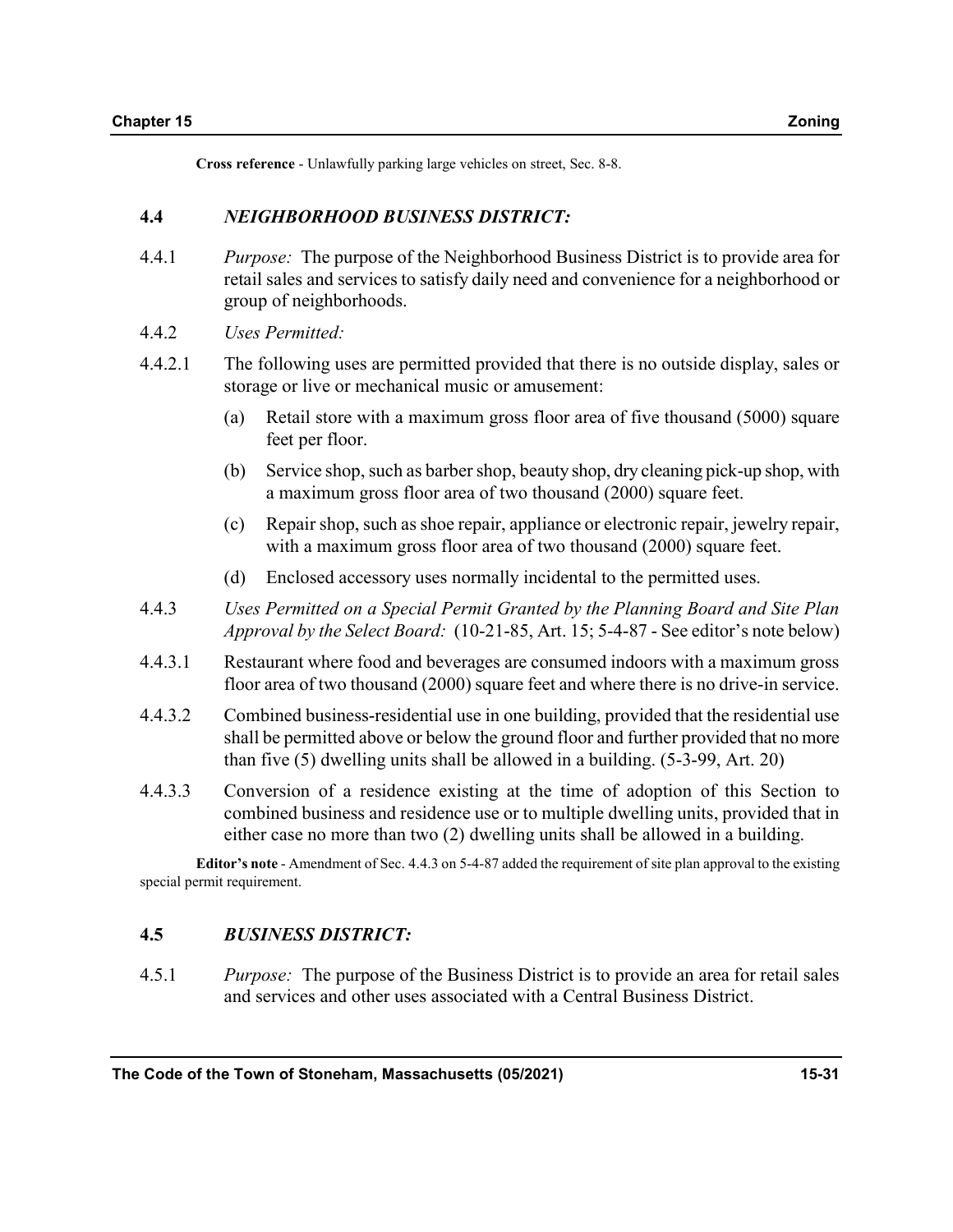**Cross reference** - Unlawfully parking large vehicles on street, Sec. 8-8.

## 4.4 *NEIGHBORHOOD BUSINESS DISTRICT:*

4.4.1 *Purpose:* The purpose of the Neighborhood Business District is to provide area for retail sales and services to satisfy daily need and convenience for a neighborhood or group of neighborhoods.

4.4.2 *Uses Permitted:*

4.4.2.1 The following uses are permitted provided that there is no outside display, sales or storage or live or mechanical music or amusement:

(a) Retail store with a maximum gross floor area of five thousand (5000) square feet per floor.

(b) Service shop, such as barber shop, beauty shop, dry cleaning pick-up shop, with a maximum gross floor area of two thousand (2000) square feet.

(c) Repair shop, such as shoe repair, appliance or electronic repair, jewelry repair, with a maximum gross floor area of two thousand (2000) square feet.

(d) Enclosed accessory uses normally incidental to the permitted uses.

4.4.3 *Uses Permitted on a Special Permit Granted by the Planning Board and Site Plan Approval by the Select Board:* (10-21-85, Art. 15; 5-4-87 - See editor's note below)

4.4.3.1 Restaurant where food and beverages are consumed indoors with a maximum gross floor area of two thousand (2000) square feet and where there is no drive-in service.

4.4.3.2 Combined business-residential use in one building, provided that the residential use shall be permitted above or below the ground floor and further provided that no more than five (5) dwelling units shall be allowed in a building. (5-3-99, Art. 20)

4.4.3.3 Conversion of a residence existing at the time of adoption of this Section to combined business and residence use or to multiple dwelling units, provided that in either case no more than two (2) dwelling units shall be allowed in a building.

**Editor's note** - Amendment of Sec. 4.4.3 on 5-4-87 added the requirement of site plan approval to the existing special permit requirement.

## 4.5 *BUSINESS DISTRICT:*

4.5.1 *Purpose:* The purpose of the Business District is to provide an area for retail sales and services and other uses associated with a Central Business District.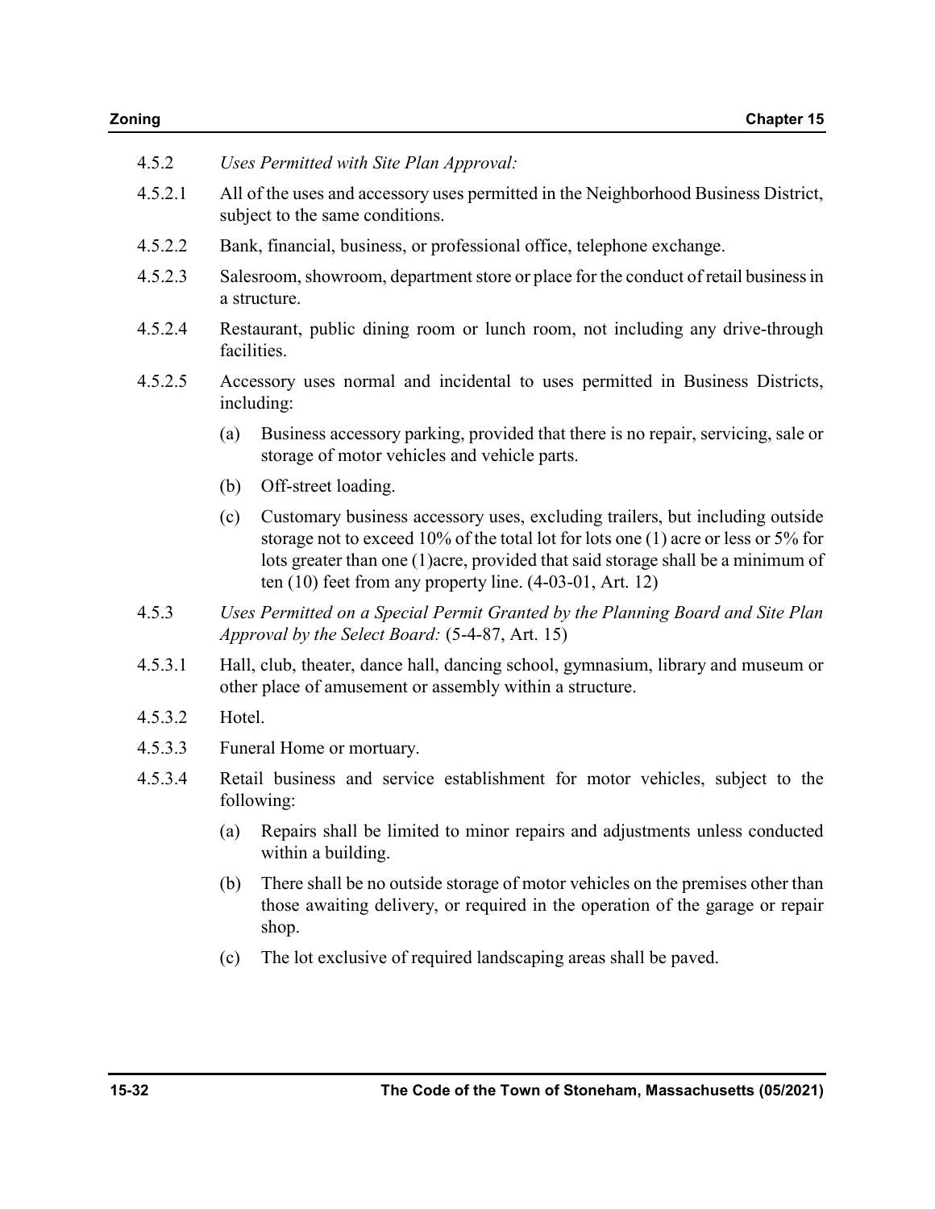4.5.2 *Uses Permitted with Site Plan Approval:*

4.5.2.1 All of the uses and accessory uses permitted in the Neighborhood Business District, subject to the same conditions.

4.5.2.2 Bank, financial, business, or professional office, telephone exchange.

4.5.2.3 Salesroom, showroom, department store or place for the conduct of retail business in a structure.

4.5.2.4 Restaurant, public dining room or lunch room, not including any drive-through facilities.

4.5.2.5 Accessory uses normal and incidental to uses permitted in Business Districts, including:

(a) Business accessory parking, provided that there is no repair, servicing, sale or storage of motor vehicles and vehicle parts.

(b) Off-street loading.

(c) Customary business accessory uses, excluding trailers, but including outside storage not to exceed 10% of the total lot for lots one (1) acre or less or 5% for lots greater than one (1)acre, provided that said storage shall be a minimum of ten (10) feet from any property line. (4-03-01, Art. 12)

4.5.3 *Uses Permitted on a Special Permit Granted by the Planning Board and Site Plan Approval by the Select Board:* (5-4-87, Art. 15)

4.5.3.1 Hall, club, theater, dance hall, dancing school, gymnasium, library and museum or other place of amusement or assembly within a structure.

4.5.3.2 Hotel.

4.5.3.3 Funeral Home or mortuary.

4.5.3.4 Retail business and service establishment for motor vehicles, subject to the following:

(a) Repairs shall be limited to minor repairs and adjustments unless conducted within a building.

(b) There shall be no outside storage of motor vehicles on the premises other than those awaiting delivery, or required in the operation of the garage or repair shop.

(c) The lot exclusive of required landscaping areas shall be paved.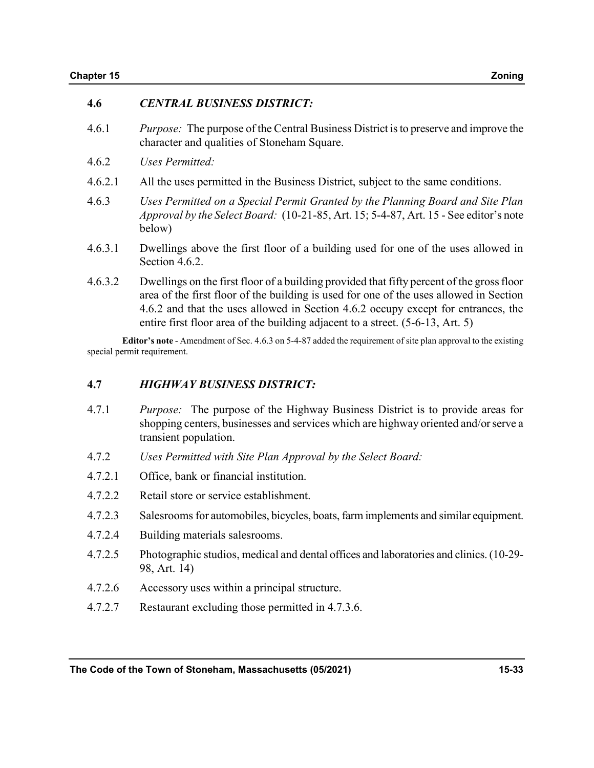## 4.6 *CENTRAL BUSINESS DISTRICT:*

4.6.1 *Purpose:* The purpose of the Central Business District is to preserve and improve the character and qualities of Stoneham Square.

4.6.2 *Uses Permitted:*

4.6.2.1 All the uses permitted in the Business District, subject to the same conditions.

4.6.3 *Uses Permitted on a Special Permit Granted by the Planning Board and Site Plan Approval by the Select Board:* (10-21-85, Art. 15; 5-4-87, Art. 15 - See editor's note below)

4.6.3.1 Dwellings above the first floor of a building used for one of the uses allowed in Section 4.6.2.

4.6.3.2 Dwellings on the first floor of a building provided that fifty percent of the gross floor area of the first floor of the building is used for one of the uses allowed in Section 4.6.2 and that the uses allowed in Section 4.6.2 occupy except for entrances, the entire first floor area of the building adjacent to a street. (5-6-13, Art. 5)

**Editor's note** - Amendment of Sec. 4.6.3 on 5-4-87 added the requirement of site plan approval to the existing special permit requirement.

## 4.7 *HIGHWAY BUSINESS DISTRICT:*

4.7.1 *Purpose:* The purpose of the Highway Business District is to provide areas for shopping centers, businesses and services which are highway oriented and/or serve a transient population.

4.7.2 *Uses Permitted with Site Plan Approval by the Select Board:*

4.7.2.1 Office, bank or financial institution.

4.7.2.2 Retail store or service establishment.

4.7.2.3 Salesrooms for automobiles, bicycles, boats, farm implements and similar equipment.

4.7.2.4 Building materials salesrooms.

4.7.2.5 Photographic studios, medical and dental offices and laboratories and clinics. (10-29-98, Art. 14)

4.7.2.6 Accessory uses within a principal structure.

4.7.2.7 Restaurant excluding those permitted in 4.7.3.6.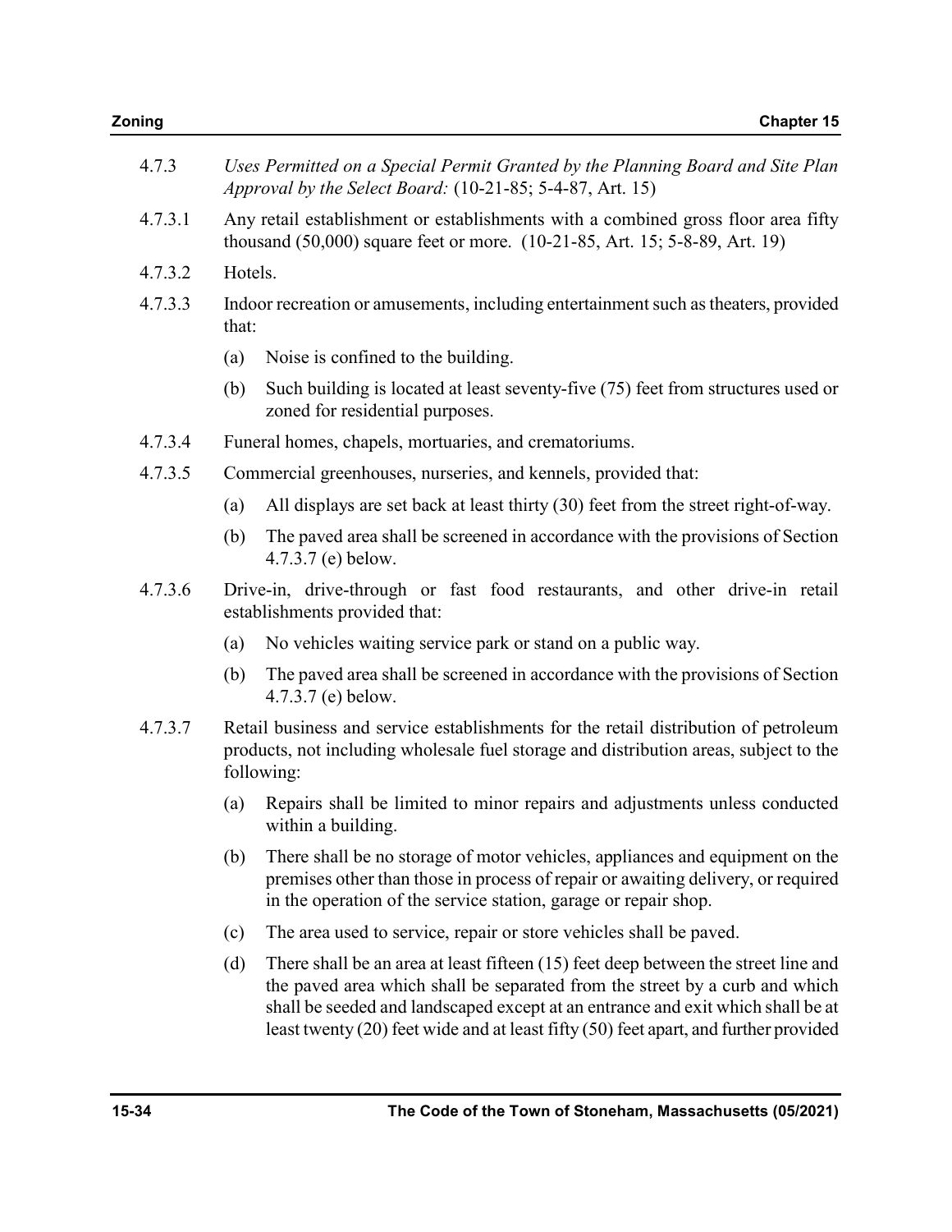4.7.3 *Uses Permitted on a Special Permit Granted by the Planning Board and Site Plan Approval by the Select Board:* (10-21-85; 5-4-87, Art. 15)

4.7.3.1 Any retail establishment or establishments with a combined gross floor area fifty thousand (50,000) square feet or more. (10-21-85, Art. 15; 5-8-89, Art. 19)

4.7.3.2 Hotels.

4.7.3.3 Indoor recreation or amusements, including entertainment such as theaters, provided that:

(a) Noise is confined to the building.

(b) Such building is located at least seventy-five (75) feet from structures used or zoned for residential purposes.

4.7.3.4 Funeral homes, chapels, mortuaries, and crematoriums.

4.7.3.5 Commercial greenhouses, nurseries, and kennels, provided that:

(a) All displays are set back at least thirty (30) feet from the street right-of-way.

(b) The paved area shall be screened in accordance with the provisions of Section 4.7.3.7 (e) below.

4.7.3.6 Drive-in, drive-through or fast food restaurants, and other drive-in retail establishments provided that:

(a) No vehicles waiting service park or stand on a public way.

(b) The paved area shall be screened in accordance with the provisions of Section 4.7.3.7 (e) below.

4.7.3.7 Retail business and service establishments for the retail distribution of petroleum products, not including wholesale fuel storage and distribution areas, subject to the following:

(a) Repairs shall be limited to minor repairs and adjustments unless conducted within a building.

(b) There shall be no storage of motor vehicles, appliances and equipment on the premises other than those in process of repair or awaiting delivery, or required in the operation of the service station, garage or repair shop.

(c) The area used to service, repair or store vehicles shall be paved.

(d) There shall be an area at least fifteen (15) feet deep between the street line and the paved area which shall be separated from the street by a curb and which shall be seeded and landscaped except at an entrance and exit which shall be at least twenty (20) feet wide and at least fifty (50) feet apart, and further provided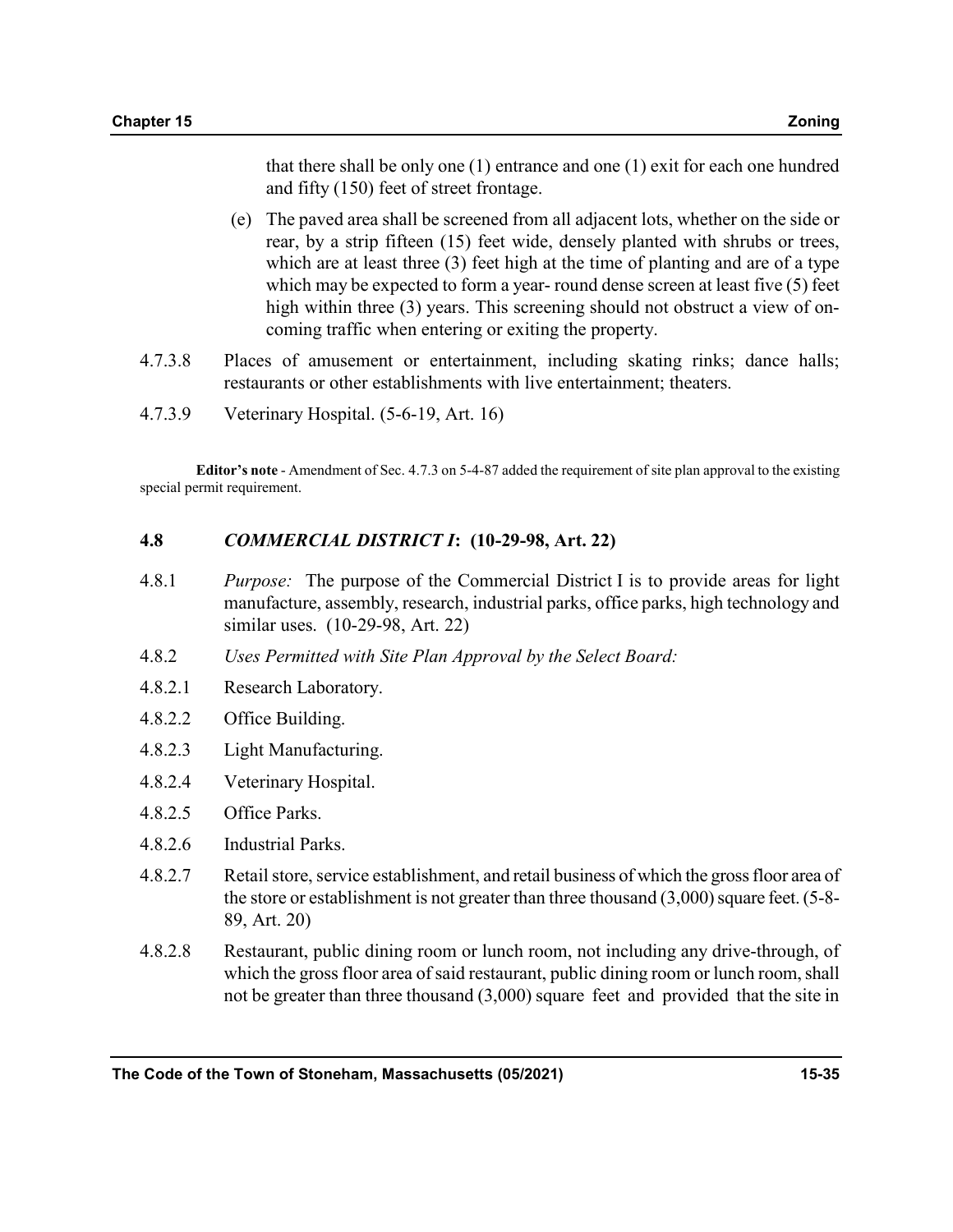that there shall be only one (1) entrance and one (1) exit for each one hundred and fifty (150) feet of street frontage.

(e) The paved area shall be screened from all adjacent lots, whether on the side or rear, by a strip fifteen (15) feet wide, densely planted with shrubs or trees, which are at least three (3) feet high at the time of planting and are of a type which may be expected to form a year- round dense screen at least five (5) feet high within three (3) years. This screening should not obstruct a view of on-coming traffic when entering or exiting the property.

4.7.3.8 Places of amusement or entertainment, including skating rinks; dance halls; restaurants or other establishments with live entertainment; theaters.

4.7.3.9 Veterinary Hospital. (5-6-19, Art. 16)

**Editor's note** - Amendment of Sec. 4.7.3 on 5-4-87 added the requirement of site plan approval to the existing special permit requirement.

## 4.8 *COMMERCIAL DISTRICT I*: (10-29-98, Art. 22)

4.8.1 *Purpose:* The purpose of the Commercial District I is to provide areas for light manufacture, assembly, research, industrial parks, office parks, high technology and similar uses. (10-29-98, Art. 22)

4.8.2 *Uses Permitted with Site Plan Approval by the Select Board:*

4.8.2.1 Research Laboratory.

4.8.2.2 Office Building.

4.8.2.3 Light Manufacturing.

4.8.2.4 Veterinary Hospital.

4.8.2.5 Office Parks.

4.8.2.6 Industrial Parks.

4.8.2.7 Retail store, service establishment, and retail business of which the gross floor area of the store or establishment is not greater than three thousand (3,000) square feet. (5-8-89, Art. 20)

4.8.2.8 Restaurant, public dining room or lunch room, not including any drive-through, of which the gross floor area of said restaurant, public dining room or lunch room, shall not be greater than three thousand (3,000) square feet and provided that the site in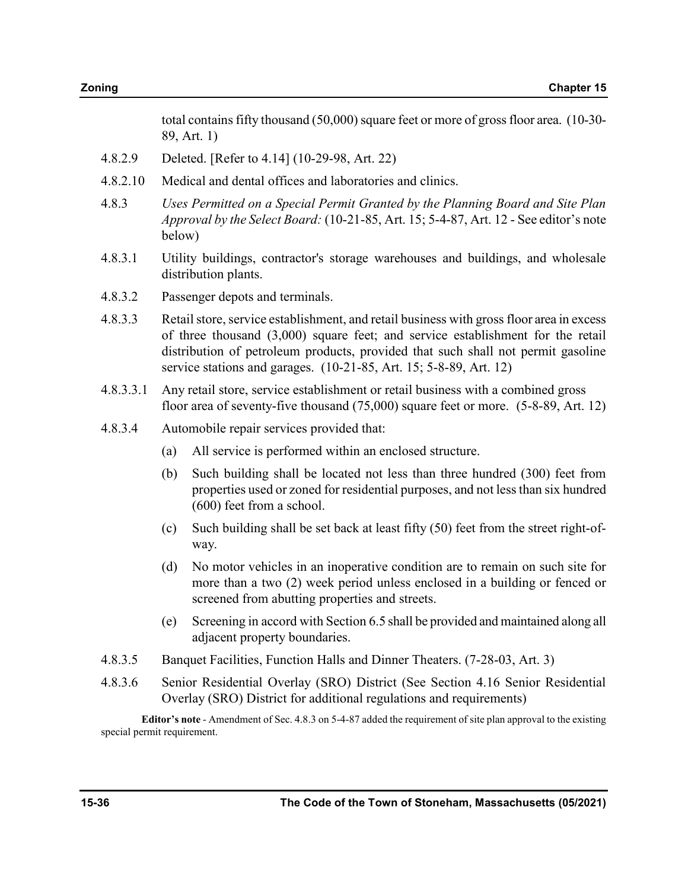total contains fifty thousand (50,000) square feet or more of gross floor area. (10-30-89, Art. 1)

4.8.2.9 Deleted. [Refer to 4.14] (10-29-98, Art. 22)

4.8.2.10 Medical and dental offices and laboratories and clinics.

4.8.3 *Uses Permitted on a Special Permit Granted by the Planning Board and Site Plan Approval by the Select Board:* (10-21-85, Art. 15; 5-4-87, Art. 12 - See editor's note below)

4.8.3.1 Utility buildings, contractor's storage warehouses and buildings, and wholesale distribution plants.

4.8.3.2 Passenger depots and terminals.

4.8.3.3 Retail store, service establishment, and retail business with gross floor area in excess of three thousand (3,000) square feet; and service establishment for the retail distribution of petroleum products, provided that such shall not permit gasoline service stations and garages. (10-21-85, Art. 15; 5-8-89, Art. 12)

4.8.3.3.1 Any retail store, service establishment or retail business with a combined gross floor area of seventy-five thousand (75,000) square feet or more. (5-8-89, Art. 12)

4.8.3.4 Automobile repair services provided that:

(a) All service is performed within an enclosed structure.

(b) Such building shall be located not less than three hundred (300) feet from properties used or zoned for residential purposes, and not less than six hundred (600) feet from a school.

(c) Such building shall be set back at least fifty (50) feet from the street right-of-way.

(d) No motor vehicles in an inoperative condition are to remain on such site for more than a two (2) week period unless enclosed in a building or fenced or screened from abutting properties and streets.

(e) Screening in accord with Section 6.5 shall be provided and maintained along all adjacent property boundaries.

4.8.3.5 Banquet Facilities, Function Halls and Dinner Theaters. (7-28-03, Art. 3)

4.8.3.6 Senior Residential Overlay (SRO) District (See Section 4.16 Senior Residential Overlay (SRO) District for additional regulations and requirements)

**Editor's note** - Amendment of Sec. 4.8.3 on 5-4-87 added the requirement of site plan approval to the existing special permit requirement.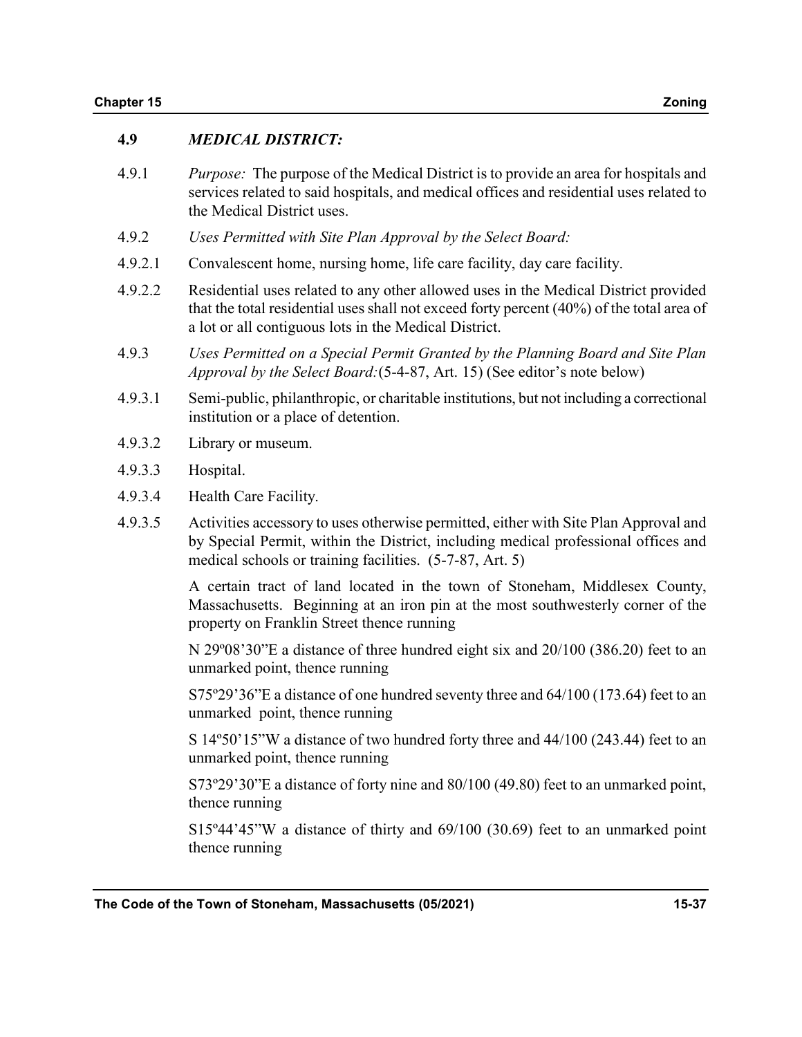## 4.9 *MEDICAL DISTRICT:*

4.9.1 *Purpose:* The purpose of the Medical District is to provide an area for hospitals and services related to said hospitals, and medical offices and residential uses related to the Medical District uses.

4.9.2 *Uses Permitted with Site Plan Approval by the Select Board:*

4.9.2.1 Convalescent home, nursing home, life care facility, day care facility.

4.9.2.2 Residential uses related to any other allowed uses in the Medical District provided that the total residential uses shall not exceed forty percent (40%) of the total area of a lot or all contiguous lots in the Medical District.

4.9.3 *Uses Permitted on a Special Permit Granted by the Planning Board and Site Plan Approval by the Select Board:*(5-4-87, Art. 15) (See editor's note below)

4.9.3.1 Semi-public, philanthropic, or charitable institutions, but not including a correctional institution or a place of detention.

4.9.3.2 Library or museum.

4.9.3.3 Hospital.

4.9.3.4 Health Care Facility.

4.9.3.5 Activities accessory to uses otherwise permitted, either with Site Plan Approval and by Special Permit, within the District, including medical professional offices and medical schools or training facilities. (5-7-87, Art. 5)

A certain tract of land located in the town of Stoneham, Middlesex County, Massachusetts. Beginning at an iron pin at the most southwesterly corner of the property on Franklin Street thence running

N 29º08'30"E a distance of three hundred eight six and 20/100 (386.20) feet to an unmarked point, thence running

S75º29'36"E a distance of one hundred seventy three and 64/100 (173.64) feet to an unmarked point, thence running

S 14º50'15"W a distance of two hundred forty three and 44/100 (243.44) feet to an unmarked point, thence running

S73º29'30"E a distance of forty nine and 80/100 (49.80) feet to an unmarked point, thence running

S15º44'45"W a distance of thirty and 69/100 (30.69) feet to an unmarked point thence running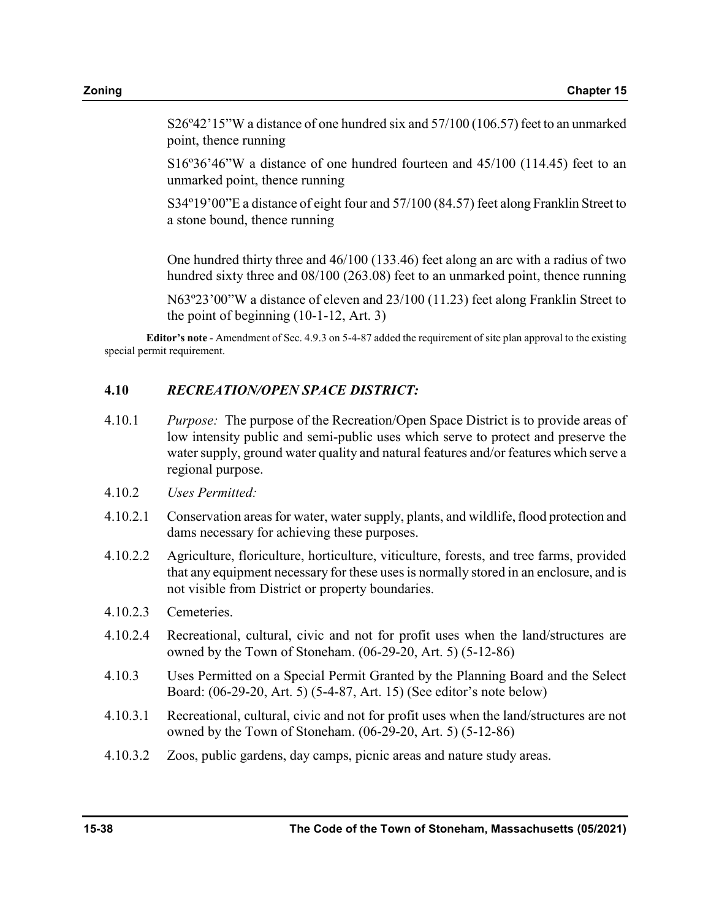S26º42'15"W a distance of one hundred six and 57/100 (106.57) feet to an unmarked point, thence running

S16º36'46"W a distance of one hundred fourteen and 45/100 (114.45) feet to an unmarked point, thence running

S34º19'00"E a distance of eight four and 57/100 (84.57) feet along Franklin Street to a stone bound, thence running

One hundred thirty three and 46/100 (133.46) feet along an arc with a radius of two hundred sixty three and 08/100 (263.08) feet to an unmarked point, thence running

N63º23'00"W a distance of eleven and 23/100 (11.23) feet along Franklin Street to the point of beginning (10-1-12, Art. 3)

**Editor's note** - Amendment of Sec. 4.9.3 on 5-4-87 added the requirement of site plan approval to the existing special permit requirement.

## 4.10 *RECREATION/OPEN SPACE DISTRICT:*

4.10.1 *Purpose:* The purpose of the Recreation/Open Space District is to provide areas of low intensity public and semi-public uses which serve to protect and preserve the water supply, ground water quality and natural features and/or features which serve a regional purpose.

4.10.2 *Uses Permitted:*

4.10.2.1 Conservation areas for water, water supply, plants, and wildlife, flood protection and dams necessary for achieving these purposes.

4.10.2.2 Agriculture, floriculture, horticulture, viticulture, forests, and tree farms, provided that any equipment necessary for these uses is normally stored in an enclosure, and is not visible from District or property boundaries.

4.10.2.3 Cemeteries.

4.10.2.4 Recreational, cultural, civic and not for profit uses when the land/structures are owned by the Town of Stoneham. (06-29-20, Art. 5) (5-12-86)

4.10.3 Uses Permitted on a Special Permit Granted by the Planning Board and the Select Board: (06-29-20, Art. 5) (5-4-87, Art. 15) (See editor's note below)

4.10.3.1 Recreational, cultural, civic and not for profit uses when the land/structures are not owned by the Town of Stoneham. (06-29-20, Art. 5) (5-12-86)

4.10.3.2 Zoos, public gardens, day camps, picnic areas and nature study areas.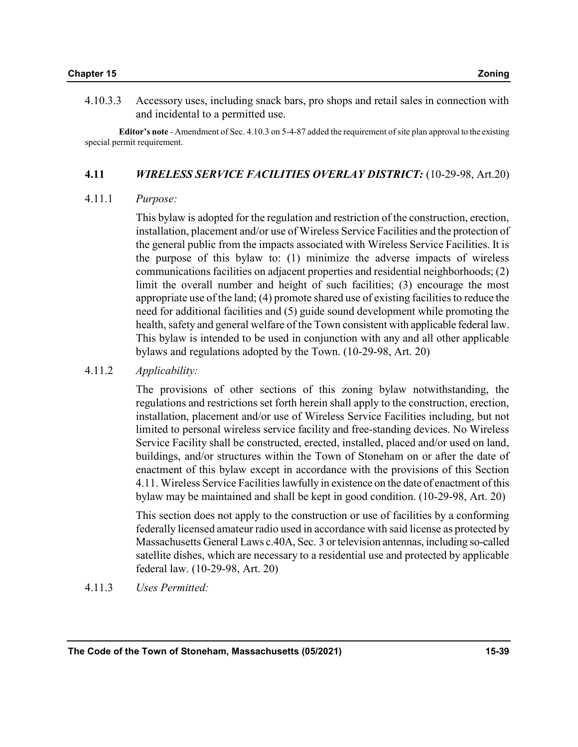4.10.3.3 Accessory uses, including snack bars, pro shops and retail sales in connection with and incidental to a permitted use.

**Editor's note** - Amendment of Sec. 4.10.3 on 5-4-87 added the requirement of site plan approval to the existing special permit requirement.

## 4.11 *WIRELESS SERVICE FACILITIES OVERLAY DISTRICT:* (10-29-98, Art.20)

4.11.1 *Purpose:*

This bylaw is adopted for the regulation and restriction of the construction, erection, installation, placement and/or use of Wireless Service Facilities and the protection of the general public from the impacts associated with Wireless Service Facilities. It is the purpose of this bylaw to: (1) minimize the adverse impacts of wireless communications facilities on adjacent properties and residential neighborhoods; (2) limit the overall number and height of such facilities; (3) encourage the most appropriate use of the land; (4) promote shared use of existing facilities to reduce the need for additional facilities and (5) guide sound development while promoting the health, safety and general welfare of the Town consistent with applicable federal law. This bylaw is intended to be used in conjunction with any and all other applicable bylaws and regulations adopted by the Town. (10-29-98, Art. 20)

4.11.2 *Applicability:*

The provisions of other sections of this zoning bylaw notwithstanding, the regulations and restrictions set forth herein shall apply to the construction, erection, installation, placement and/or use of Wireless Service Facilities including, but not limited to personal wireless service facility and free-standing devices. No Wireless Service Facility shall be constructed, erected, installed, placed and/or used on land, buildings, and/or structures within the Town of Stoneham on or after the date of enactment of this bylaw except in accordance with the provisions of this Section 4.11. Wireless Service Facilities lawfully in existence on the date of enactment of this bylaw may be maintained and shall be kept in good condition. (10-29-98, Art. 20)

This section does not apply to the construction or use of facilities by a conforming federally licensed amateur radio used in accordance with said license as protected by Massachusetts General Laws c.40A, Sec. 3 or television antennas, including so-called satellite dishes, which are necessary to a residential use and protected by applicable federal law. (10-29-98, Art. 20)

4.11.3 *Uses Permitted:*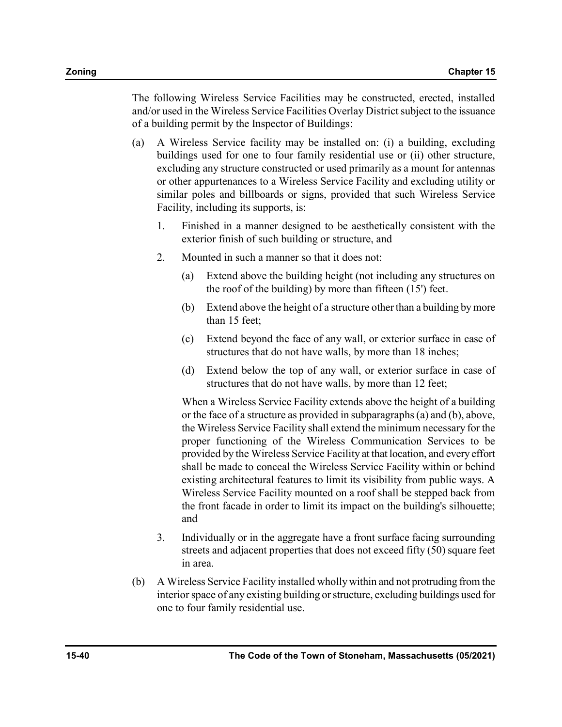The following Wireless Service Facilities may be constructed, erected, installed and/or used in the Wireless Service Facilities Overlay District subject to the issuance of a building permit by the Inspector of Buildings:

(a) A Wireless Service facility may be installed on: (i) a building, excluding buildings used for one to four family residential use or (ii) other structure, excluding any structure constructed or used primarily as a mount for antennas or other appurtenances to a Wireless Service Facility and excluding utility or similar poles and billboards or signs, provided that such Wireless Service Facility, including its supports, is:

   1. Finished in a manner designed to be aesthetically consistent with the exterior finish of such building or structure, and

   2. Mounted in such a manner so that it does not:

      (a) Extend above the building height (not including any structures on the roof of the building) by more than fifteen (15') feet.

      (b) Extend above the height of a structure other than a building by more than 15 feet;

      (c) Extend beyond the face of any wall, or exterior surface in case of structures that do not have walls, by more than 18 inches;

      (d) Extend below the top of any wall, or exterior surface in case of structures that do not have walls, by more than 12 feet;

      When a Wireless Service Facility extends above the height of a building or the face of a structure as provided in subparagraphs (a) and (b), above, the Wireless Service Facility shall extend the minimum necessary for the proper functioning of the Wireless Communication Services to be provided by the Wireless Service Facility at that location, and every effort shall be made to conceal the Wireless Service Facility within or behind existing architectural features to limit its visibility from public ways. A Wireless Service Facility mounted on a roof shall be stepped back from the front facade in order to limit its impact on the building's silhouette; and

   3. Individually or in the aggregate have a front surface facing surrounding streets and adjacent properties that does not exceed fifty (50) square feet in area.

(b) A Wireless Service Facility installed wholly within and not protruding from the interior space of any existing building or structure, excluding buildings used for one to four family residential use.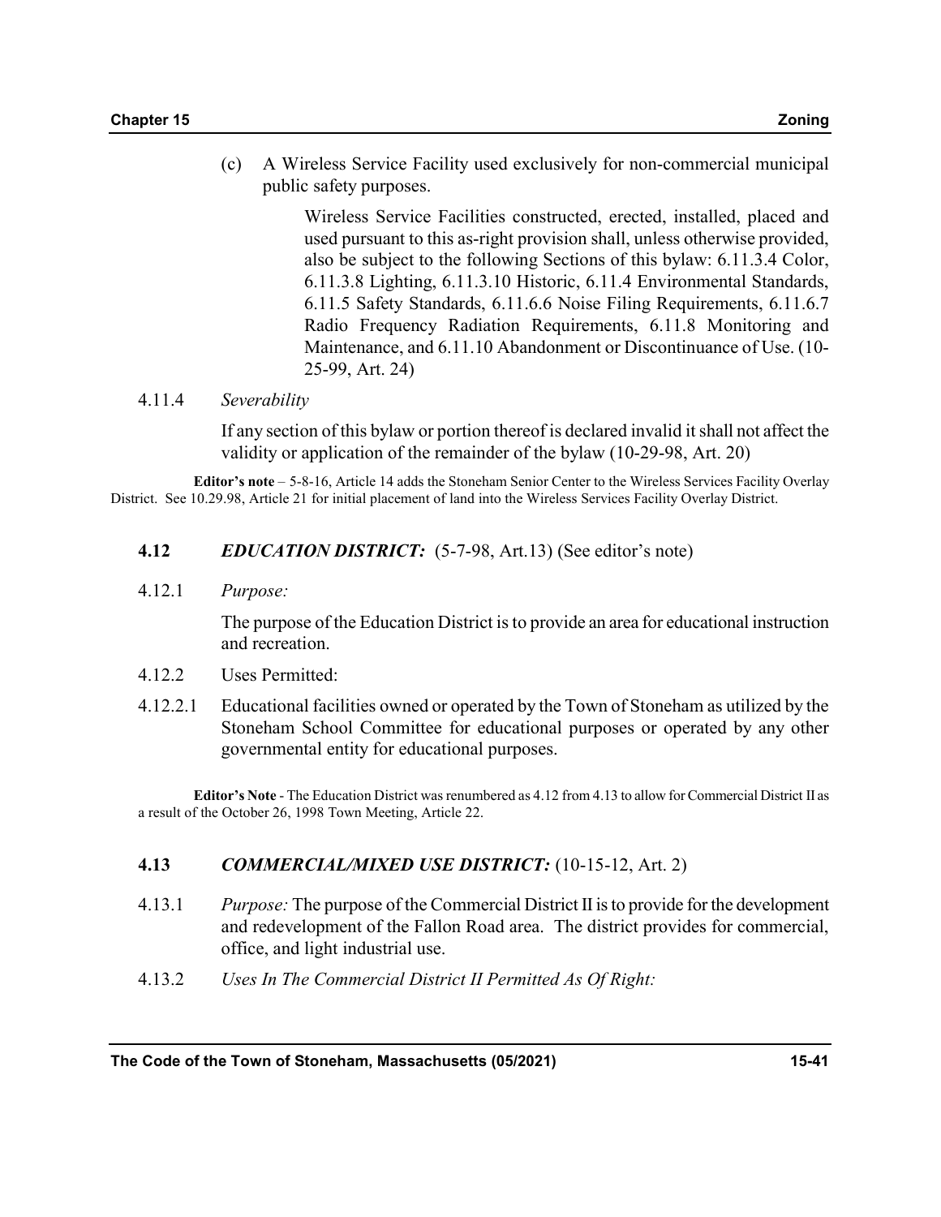(c) A Wireless Service Facility used exclusively for non-commercial municipal public safety purposes.

Wireless Service Facilities constructed, erected, installed, placed and used pursuant to this as-right provision shall, unless otherwise provided, also be subject to the following Sections of this bylaw: 6.11.3.4 Color, 6.11.3.8 Lighting, 6.11.3.10 Historic, 6.11.4 Environmental Standards, 6.11.5 Safety Standards, 6.11.6.6 Noise Filing Requirements, 6.11.6.7 Radio Frequency Radiation Requirements, 6.11.8 Monitoring and Maintenance, and 6.11.10 Abandonment or Discontinuance of Use. (10-25-99, Art. 24)

4.11.4 *Severability*

If any section of this bylaw or portion thereof is declared invalid it shall not affect the validity or application of the remainder of the bylaw (10-29-98, Art. 20)

**Editor's note** – 5-8-16, Article 14 adds the Stoneham Senior Center to the Wireless Services Facility Overlay District. See 10.29.98, Article 21 for initial placement of land into the Wireless Services Facility Overlay District.

## 4.12 *EDUCATION DISTRICT:* (5-7-98, Art.13) (See editor's note)

4.12.1 *Purpose:*

The purpose of the Education District is to provide an area for educational instruction and recreation.

4.12.2 Uses Permitted:

4.12.2.1 Educational facilities owned or operated by the Town of Stoneham as utilized by the Stoneham School Committee for educational purposes or operated by any other governmental entity for educational purposes.

**Editor's Note** - The Education District was renumbered as 4.12 from 4.13 to allow for Commercial District II as a result of the October 26, 1998 Town Meeting, Article 22.

## 4.13 *COMMERCIAL/MIXED USE DISTRICT:* (10-15-12, Art. 2)

4.13.1 *Purpose:* The purpose of the Commercial District II is to provide for the development and redevelopment of the Fallon Road area. The district provides for commercial, office, and light industrial use.

4.13.2 *Uses In The Commercial District II Permitted As Of Right:*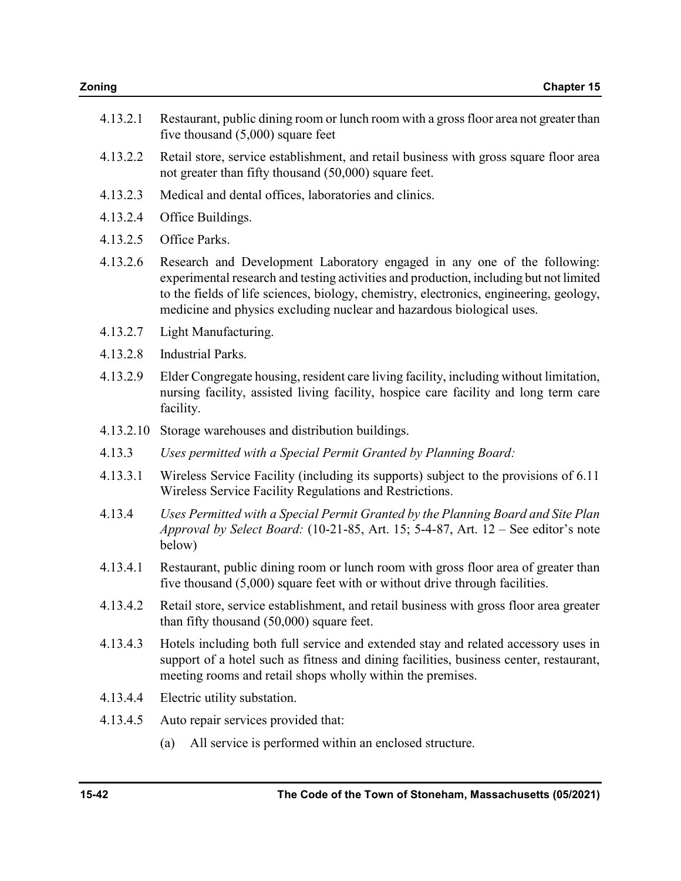4.13.2.1 Restaurant, public dining room or lunch room with a gross floor area not greater than five thousand (5,000) square feet

4.13.2.2 Retail store, service establishment, and retail business with gross square floor area not greater than fifty thousand (50,000) square feet.

4.13.2.3 Medical and dental offices, laboratories and clinics.

4.13.2.4 Office Buildings.

4.13.2.5 Office Parks.

4.13.2.6 Research and Development Laboratory engaged in any one of the following: experimental research and testing activities and production, including but not limited to the fields of life sciences, biology, chemistry, electronics, engineering, geology, medicine and physics excluding nuclear and hazardous biological uses.

4.13.2.7 Light Manufacturing.

4.13.2.8 Industrial Parks.

4.13.2.9 Elder Congregate housing, resident care living facility, including without limitation, nursing facility, assisted living facility, hospice care facility and long term care facility.

4.13.2.10 Storage warehouses and distribution buildings.

4.13.3 *Uses permitted with a Special Permit Granted by Planning Board:*

4.13.3.1 Wireless Service Facility (including its supports) subject to the provisions of 6.11 Wireless Service Facility Regulations and Restrictions.

4.13.4 *Uses Permitted with a Special Permit Granted by the Planning Board and Site Plan Approval by Select Board:* (10-21-85, Art. 15; 5-4-87, Art. 12 – See editor's note below)

4.13.4.1 Restaurant, public dining room or lunch room with gross floor area of greater than five thousand (5,000) square feet with or without drive through facilities.

4.13.4.2 Retail store, service establishment, and retail business with gross floor area greater than fifty thousand (50,000) square feet.

4.13.4.3 Hotels including both full service and extended stay and related accessory uses in support of a hotel such as fitness and dining facilities, business center, restaurant, meeting rooms and retail shops wholly within the premises.

4.13.4.4 Electric utility substation.

4.13.4.5 Auto repair services provided that:

(a) All service is performed within an enclosed structure.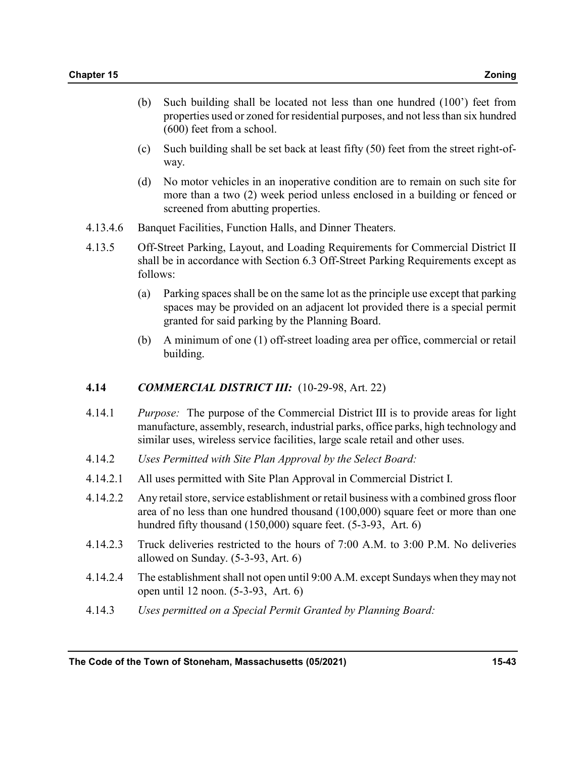(b) Such building shall be located not less than one hundred (100') feet from properties used or zoned for residential purposes, and not less than six hundred (600) feet from a school.

(c) Such building shall be set back at least fifty (50) feet from the street right-of-way.

(d) No motor vehicles in an inoperative condition are to remain on such site for more than a two (2) week period unless enclosed in a building or fenced or screened from abutting properties.

4.13.4.6 Banquet Facilities, Function Halls, and Dinner Theaters.

4.13.5 Off-Street Parking, Layout, and Loading Requirements for Commercial District II shall be in accordance with Section 6.3 Off-Street Parking Requirements except as follows:

(a) Parking spaces shall be on the same lot as the principle use except that parking spaces may be provided on an adjacent lot provided there is a special permit granted for said parking by the Planning Board.

(b) A minimum of one (1) off-street loading area per office, commercial or retail building.

### 4.14 *COMMERCIAL DISTRICT III:* (10-29-98, Art. 22)

4.14.1 *Purpose:* The purpose of the Commercial District III is to provide areas for light manufacture, assembly, research, industrial parks, office parks, high technology and similar uses, wireless service facilities, large scale retail and other uses.

4.14.2 *Uses Permitted with Site Plan Approval by the Select Board:*

4.14.2.1 All uses permitted with Site Plan Approval in Commercial District I.

4.14.2.2 Any retail store, service establishment or retail business with a combined gross floor area of no less than one hundred thousand (100,000) square feet or more than one hundred fifty thousand (150,000) square feet. (5-3-93, Art. 6)

4.14.2.3 Truck deliveries restricted to the hours of 7:00 A.M. to 3:00 P.M. No deliveries allowed on Sunday. (5-3-93, Art. 6)

4.14.2.4 The establishment shall not open until 9:00 A.M. except Sundays when they may not open until 12 noon. (5-3-93, Art. 6)

4.14.3 *Uses permitted on a Special Permit Granted by Planning Board:*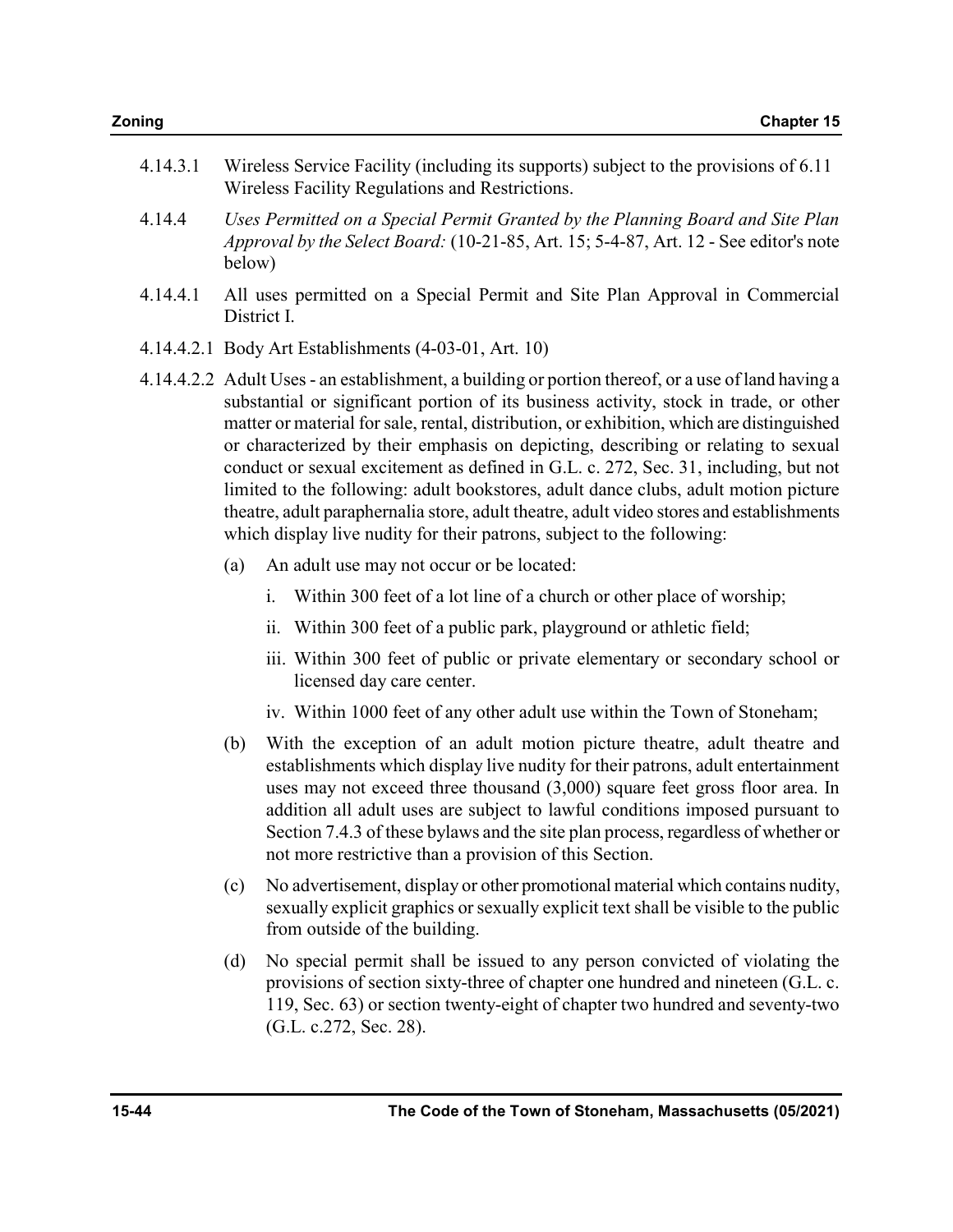4.14.3.1 Wireless Service Facility (including its supports) subject to the provisions of 6.11 Wireless Facility Regulations and Restrictions.

4.14.4 *Uses Permitted on a Special Permit Granted by the Planning Board and Site Plan Approval by the Select Board:* (10-21-85, Art. 15; 5-4-87, Art. 12 - See editor's note below)

4.14.4.1 All uses permitted on a Special Permit and Site Plan Approval in Commercial District I.

4.14.4.2.1 Body Art Establishments (4-03-01, Art. 10)

4.14.4.2.2 Adult Uses - an establishment, a building or portion thereof, or a use of land having a substantial or significant portion of its business activity, stock in trade, or other matter or material for sale, rental, distribution, or exhibition, which are distinguished or characterized by their emphasis on depicting, describing or relating to sexual conduct or sexual excitement as defined in G.L. c. 272, Sec. 31, including, but not limited to the following: adult bookstores, adult dance clubs, adult motion picture theatre, adult paraphernalia store, adult theatre, adult video stores and establishments which display live nudity for their patrons, subject to the following:

(a) An adult use may not occur or be located:

i. Within 300 feet of a lot line of a church or other place of worship;

ii. Within 300 feet of a public park, playground or athletic field;

iii. Within 300 feet of public or private elementary or secondary school or licensed day care center.

iv. Within 1000 feet of any other adult use within the Town of Stoneham;

(b) With the exception of an adult motion picture theatre, adult theatre and establishments which display live nudity for their patrons, adult entertainment uses may not exceed three thousand (3,000) square feet gross floor area. In addition all adult uses are subject to lawful conditions imposed pursuant to Section 7.4.3 of these bylaws and the site plan process, regardless of whether or not more restrictive than a provision of this Section.

(c) No advertisement, display or other promotional material which contains nudity, sexually explicit graphics or sexually explicit text shall be visible to the public from outside of the building.

(d) No special permit shall be issued to any person convicted of violating the provisions of section sixty-three of chapter one hundred and nineteen (G.L. c. 119, Sec. 63) or section twenty-eight of chapter two hundred and seventy-two (G.L. c.272, Sec. 28).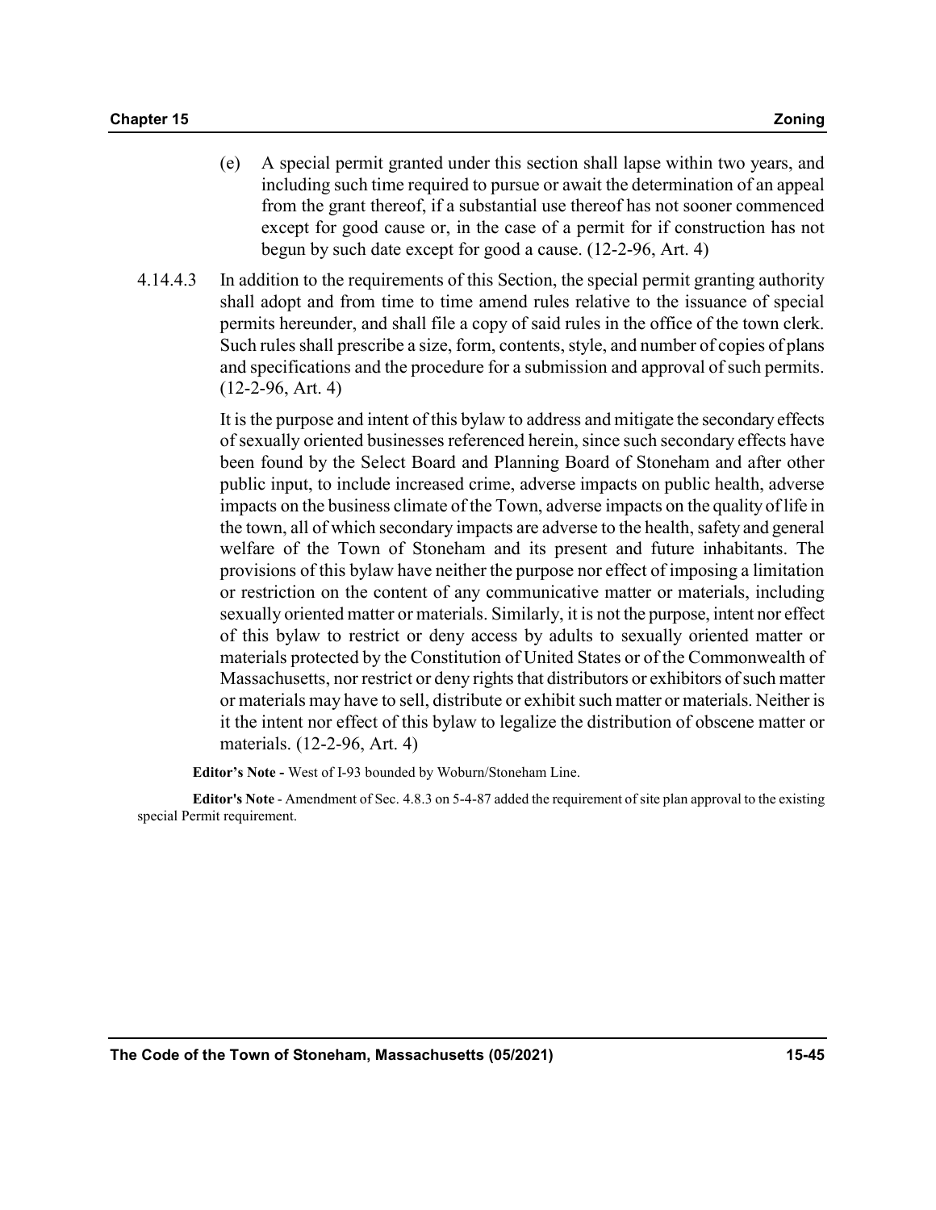(e) A special permit granted under this section shall lapse within two years, and including such time required to pursue or await the determination of an appeal from the grant thereof, if a substantial use thereof has not sooner commenced except for good cause or, in the case of a permit for if construction has not begun by such date except for good a cause. (12-2-96, Art. 4)

4.14.4.3 In addition to the requirements of this Section, the special permit granting authority shall adopt and from time to time amend rules relative to the issuance of special permits hereunder, and shall file a copy of said rules in the office of the town clerk. Such rules shall prescribe a size, form, contents, style, and number of copies of plans and specifications and the procedure for a submission and approval of such permits. (12-2-96, Art. 4)

It is the purpose and intent of this bylaw to address and mitigate the secondary effects of sexually oriented businesses referenced herein, since such secondary effects have been found by the Select Board and Planning Board of Stoneham and after other public input, to include increased crime, adverse impacts on public health, adverse impacts on the business climate of the Town, adverse impacts on the quality of life in the town, all of which secondary impacts are adverse to the health, safety and general welfare of the Town of Stoneham and its present and future inhabitants. The provisions of this bylaw have neither the purpose nor effect of imposing a limitation or restriction on the content of any communicative matter or materials, including sexually oriented matter or materials. Similarly, it is not the purpose, intent nor effect of this bylaw to restrict or deny access by adults to sexually oriented matter or materials protected by the Constitution of United States or of the Commonwealth of Massachusetts, nor restrict or deny rights that distributors or exhibitors of such matter or materials may have to sell, distribute or exhibit such matter or materials. Neither is it the intent nor effect of this bylaw to legalize the distribution of obscene matter or materials. (12-2-96, Art. 4)

**Editor's Note -** West of I-93 bounded by Woburn/Stoneham Line.

**Editor's Note** - Amendment of Sec. 4.8.3 on 5-4-87 added the requirement of site plan approval to the existing special Permit requirement.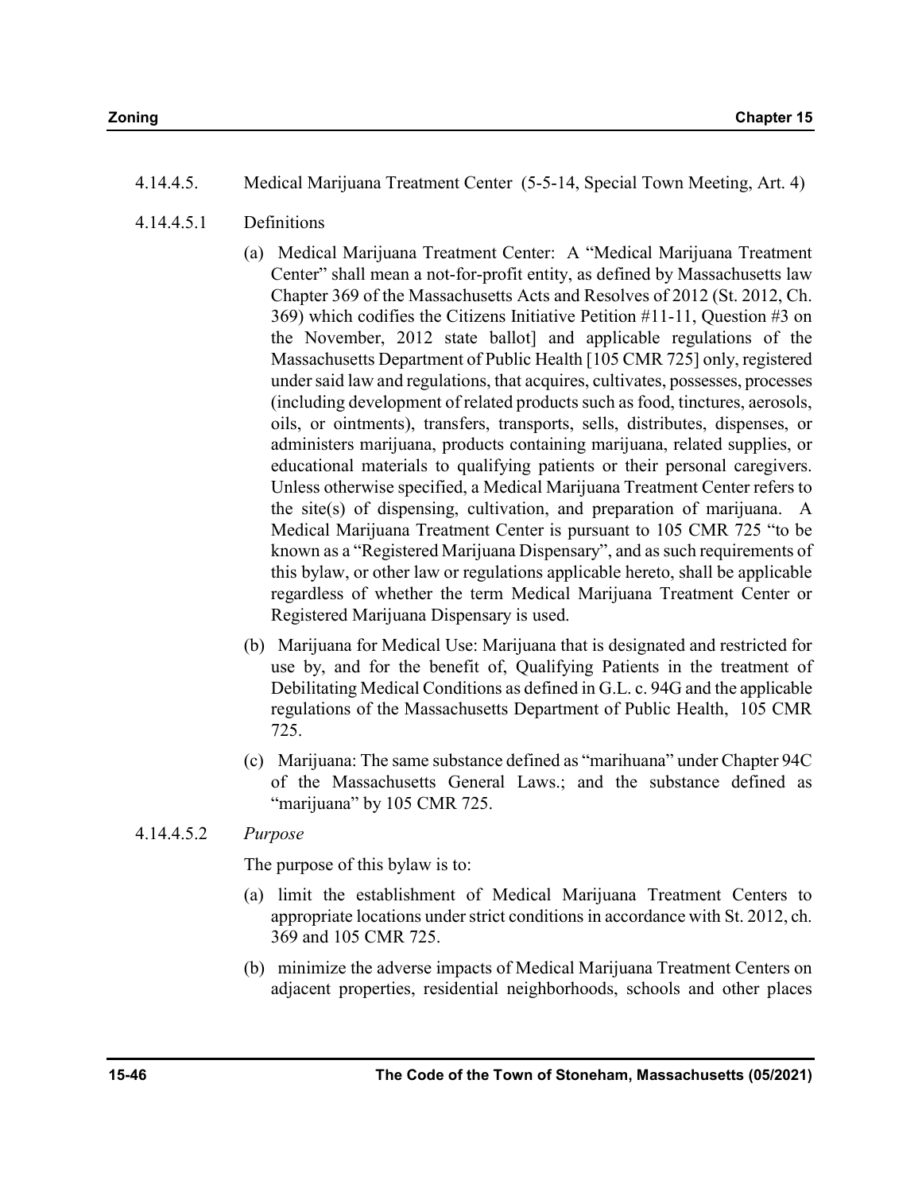4.14.4.5. Medical Marijuana Treatment Center (5-5-14, Special Town Meeting, Art. 4)

4.14.4.5.1 Definitions

(a) Medical Marijuana Treatment Center: A "Medical Marijuana Treatment Center" shall mean a not-for-profit entity, as defined by Massachusetts law Chapter 369 of the Massachusetts Acts and Resolves of 2012 (St. 2012, Ch. 369) which codifies the Citizens Initiative Petition #11-11, Question #3 on the November, 2012 state ballot] and applicable regulations of the Massachusetts Department of Public Health [105 CMR 725] only, registered under said law and regulations, that acquires, cultivates, possesses, processes (including development of related products such as food, tinctures, aerosols, oils, or ointments), transfers, transports, sells, distributes, dispenses, or administers marijuana, products containing marijuana, related supplies, or educational materials to qualifying patients or their personal caregivers. Unless otherwise specified, a Medical Marijuana Treatment Center refers to the site(s) of dispensing, cultivation, and preparation of marijuana. A Medical Marijuana Treatment Center is pursuant to 105 CMR 725 "to be known as a "Registered Marijuana Dispensary", and as such requirements of this bylaw, or other law or regulations applicable hereto, shall be applicable regardless of whether the term Medical Marijuana Treatment Center or Registered Marijuana Dispensary is used.

(b) Marijuana for Medical Use: Marijuana that is designated and restricted for use by, and for the benefit of, Qualifying Patients in the treatment of Debilitating Medical Conditions as defined in G.L. c. 94G and the applicable regulations of the Massachusetts Department of Public Health, 105 CMR 725.

(c) Marijuana: The same substance defined as "marihuana" under Chapter 94C of the Massachusetts General Laws.; and the substance defined as "marijuana" by 105 CMR 725.

4.14.4.5.2 *Purpose*

The purpose of this bylaw is to:

(a) limit the establishment of Medical Marijuana Treatment Centers to appropriate locations under strict conditions in accordance with St. 2012, ch. 369 and 105 CMR 725.

(b) minimize the adverse impacts of Medical Marijuana Treatment Centers on adjacent properties, residential neighborhoods, schools and other places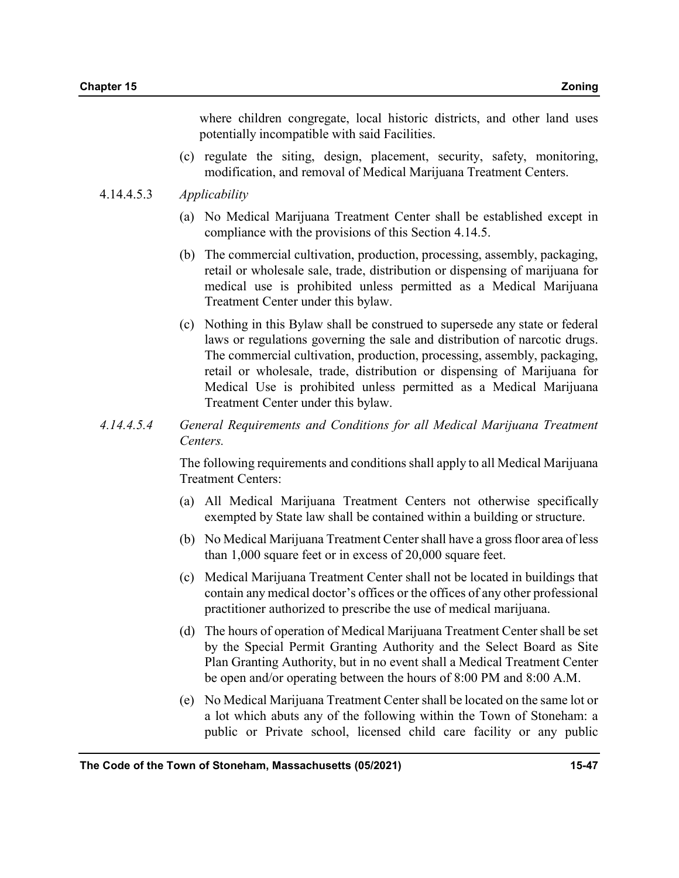where children congregate, local historic districts, and other land uses potentially incompatible with said Facilities.

(c) regulate the siting, design, placement, security, safety, monitoring, modification, and removal of Medical Marijuana Treatment Centers.

4.14.4.5.3 *Applicability*

(a) No Medical Marijuana Treatment Center shall be established except in compliance with the provisions of this Section 4.14.5.

(b) The commercial cultivation, production, processing, assembly, packaging, retail or wholesale sale, trade, distribution or dispensing of marijuana for medical use is prohibited unless permitted as a Medical Marijuana Treatment Center under this bylaw.

(c) Nothing in this Bylaw shall be construed to supersede any state or federal laws or regulations governing the sale and distribution of narcotic drugs. The commercial cultivation, production, processing, assembly, packaging, retail or wholesale, trade, distribution or dispensing of Marijuana for Medical Use is prohibited unless permitted as a Medical Marijuana Treatment Center under this bylaw.

*4.14.4.5.4 General Requirements and Conditions for all Medical Marijuana Treatment Centers.*

The following requirements and conditions shall apply to all Medical Marijuana Treatment Centers:

(a) All Medical Marijuana Treatment Centers not otherwise specifically exempted by State law shall be contained within a building or structure.

(b) No Medical Marijuana Treatment Center shall have a gross floor area of less than 1,000 square feet or in excess of 20,000 square feet.

(c) Medical Marijuana Treatment Center shall not be located in buildings that contain any medical doctor's offices or the offices of any other professional practitioner authorized to prescribe the use of medical marijuana.

(d) The hours of operation of Medical Marijuana Treatment Center shall be set by the Special Permit Granting Authority and the Select Board as Site Plan Granting Authority, but in no event shall a Medical Treatment Center be open and/or operating between the hours of 8:00 PM and 8:00 A.M.

(e) No Medical Marijuana Treatment Center shall be located on the same lot or a lot which abuts any of the following within the Town of Stoneham: a public or Private school, licensed child care facility or any public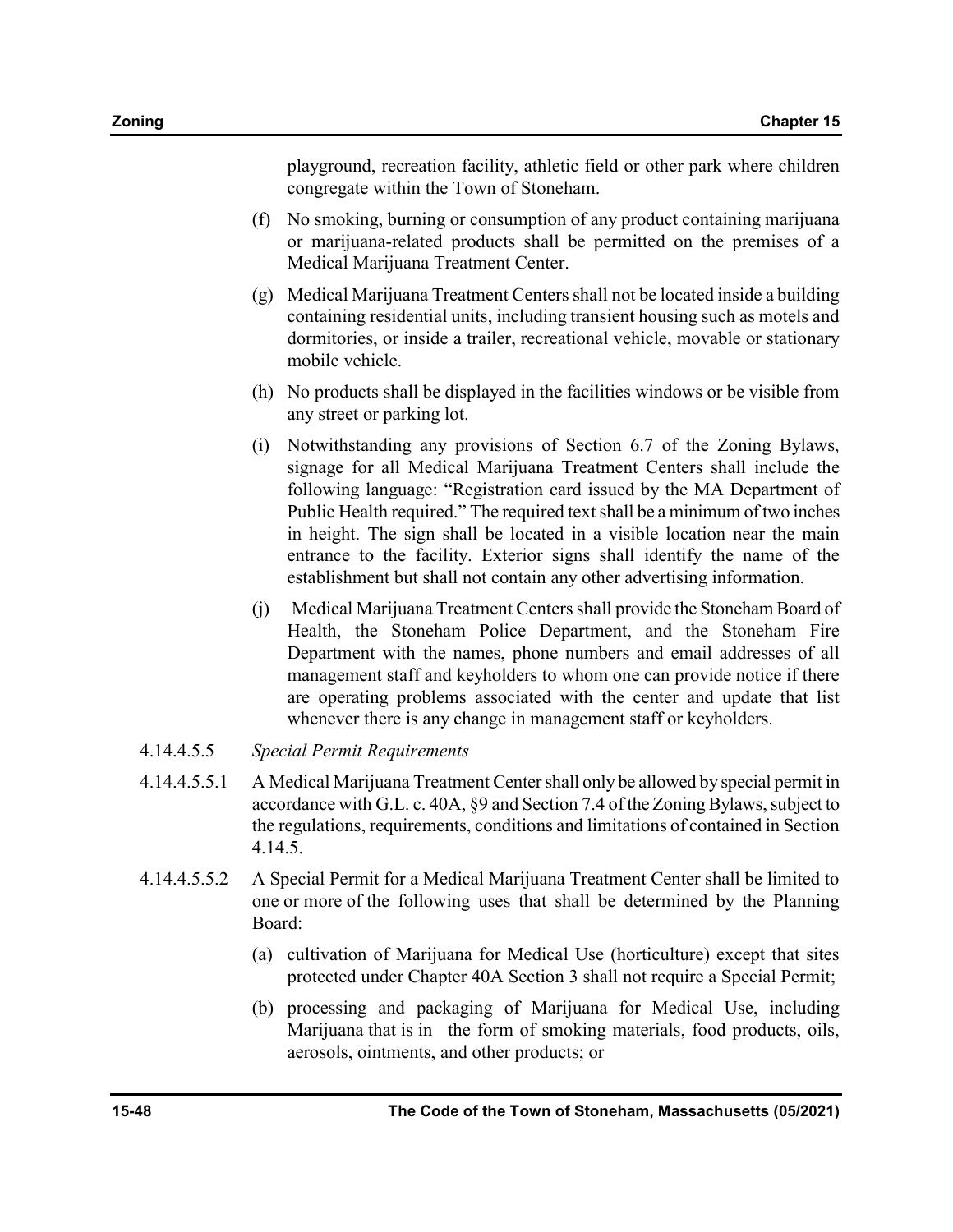playground, recreation facility, athletic field or other park where children congregate within the Town of Stoneham.

(f) No smoking, burning or consumption of any product containing marijuana or marijuana-related products shall be permitted on the premises of a Medical Marijuana Treatment Center.

(g) Medical Marijuana Treatment Centers shall not be located inside a building containing residential units, including transient housing such as motels and dormitories, or inside a trailer, recreational vehicle, movable or stationary mobile vehicle.

(h) No products shall be displayed in the facilities windows or be visible from any street or parking lot.

(i) Notwithstanding any provisions of Section 6.7 of the Zoning Bylaws, signage for all Medical Marijuana Treatment Centers shall include the following language: "Registration card issued by the MA Department of Public Health required." The required text shall be a minimum of two inches in height. The sign shall be located in a visible location near the main entrance to the facility. Exterior signs shall identify the name of the establishment but shall not contain any other advertising information.

(j) Medical Marijuana Treatment Centers shall provide the Stoneham Board of Health, the Stoneham Police Department, and the Stoneham Fire Department with the names, phone numbers and email addresses of all management staff and keyholders to whom one can provide notice if there are operating problems associated with the center and update that list whenever there is any change in management staff or keyholders.

4.14.4.5.5 *Special Permit Requirements*

4.14.4.5.5.1 A Medical Marijuana Treatment Center shall only be allowed by special permit in accordance with G.L. c. 40A, §9 and Section 7.4 of the Zoning Bylaws, subject to the regulations, requirements, conditions and limitations of contained in Section 4.14.5.

4.14.4.5.5.2 A Special Permit for a Medical Marijuana Treatment Center shall be limited to one or more of the following uses that shall be determined by the Planning Board:

(a) cultivation of Marijuana for Medical Use (horticulture) except that sites protected under Chapter 40A Section 3 shall not require a Special Permit;

(b) processing and packaging of Marijuana for Medical Use, including Marijuana that is in the form of smoking materials, food products, oils, aerosols, ointments, and other products; or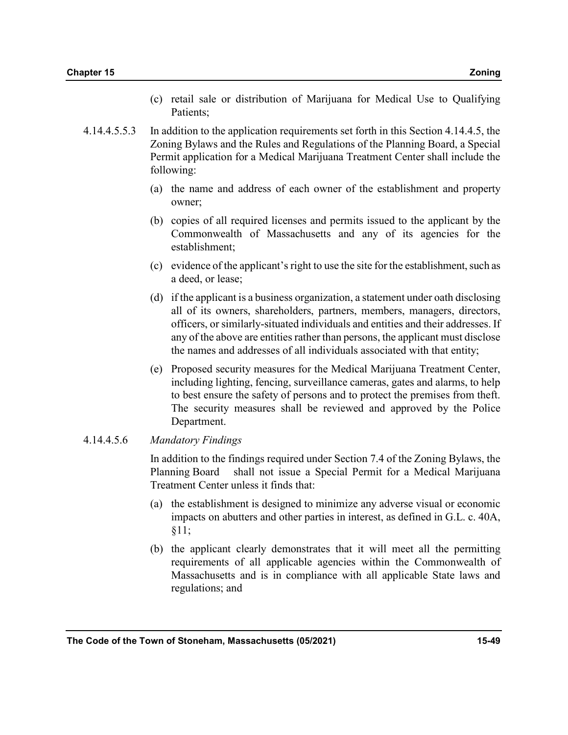(c) retail sale or distribution of Marijuana for Medical Use to Qualifying Patients;

4.14.4.5.5.3 In addition to the application requirements set forth in this Section 4.14.4.5, the Zoning Bylaws and the Rules and Regulations of the Planning Board, a Special Permit application for a Medical Marijuana Treatment Center shall include the following:

(a) the name and address of each owner of the establishment and property owner;

(b) copies of all required licenses and permits issued to the applicant by the Commonwealth of Massachusetts and any of its agencies for the establishment;

(c) evidence of the applicant's right to use the site for the establishment, such as a deed, or lease;

(d) if the applicant is a business organization, a statement under oath disclosing all of its owners, shareholders, partners, members, managers, directors, officers, or similarly-situated individuals and entities and their addresses. If any of the above are entities rather than persons, the applicant must disclose the names and addresses of all individuals associated with that entity;

(e) Proposed security measures for the Medical Marijuana Treatment Center, including lighting, fencing, surveillance cameras, gates and alarms, to help to best ensure the safety of persons and to protect the premises from theft. The security measures shall be reviewed and approved by the Police Department.

4.14.4.5.6 *Mandatory Findings*

In addition to the findings required under Section 7.4 of the Zoning Bylaws, the Planning Board shall not issue a Special Permit for a Medical Marijuana Treatment Center unless it finds that:

(a) the establishment is designed to minimize any adverse visual or economic impacts on abutters and other parties in interest, as defined in G.L. c. 40A, §11;

(b) the applicant clearly demonstrates that it will meet all the permitting requirements of all applicable agencies within the Commonwealth of Massachusetts and is in compliance with all applicable State laws and regulations; and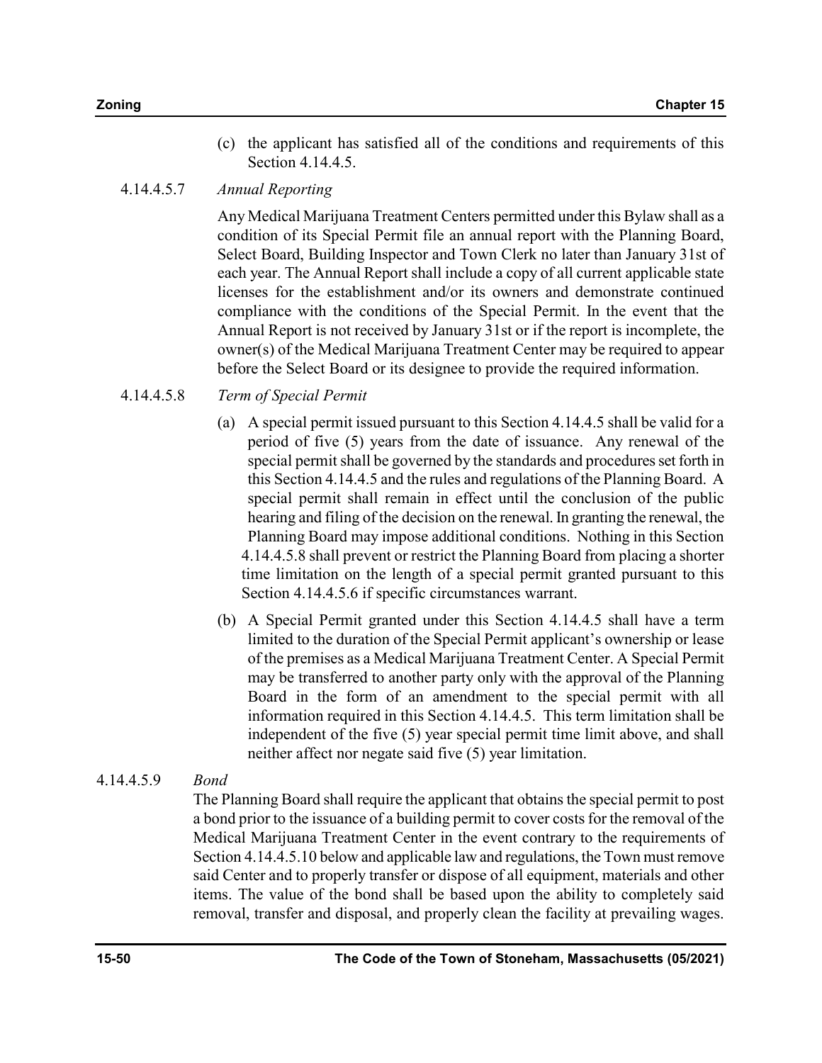(c) the applicant has satisfied all of the conditions and requirements of this Section 4.14.4.5.

4.14.4.5.7 *Annual Reporting*

Any Medical Marijuana Treatment Centers permitted under this Bylaw shall as a condition of its Special Permit file an annual report with the Planning Board, Select Board, Building Inspector and Town Clerk no later than January 31st of each year. The Annual Report shall include a copy of all current applicable state licenses for the establishment and/or its owners and demonstrate continued compliance with the conditions of the Special Permit. In the event that the Annual Report is not received by January 31st or if the report is incomplete, the owner(s) of the Medical Marijuana Treatment Center may be required to appear before the Select Board or its designee to provide the required information.

4.14.4.5.8 *Term of Special Permit*

(a) A special permit issued pursuant to this Section 4.14.4.5 shall be valid for a period of five (5) years from the date of issuance. Any renewal of the special permit shall be governed by the standards and procedures set forth in this Section 4.14.4.5 and the rules and regulations of the Planning Board. A special permit shall remain in effect until the conclusion of the public hearing and filing of the decision on the renewal. In granting the renewal, the Planning Board may impose additional conditions. Nothing in this Section 4.14.4.5.8 shall prevent or restrict the Planning Board from placing a shorter time limitation on the length of a special permit granted pursuant to this Section 4.14.4.5.6 if specific circumstances warrant.

(b) A Special Permit granted under this Section 4.14.4.5 shall have a term limited to the duration of the Special Permit applicant's ownership or lease of the premises as a Medical Marijuana Treatment Center. A Special Permit may be transferred to another party only with the approval of the Planning Board in the form of an amendment to the special permit with all information required in this Section 4.14.4.5. This term limitation shall be independent of the five (5) year special permit time limit above, and shall neither affect nor negate said five (5) year limitation.

4.14.4.5.9 *Bond*

The Planning Board shall require the applicant that obtains the special permit to post a bond prior to the issuance of a building permit to cover costs for the removal of the Medical Marijuana Treatment Center in the event contrary to the requirements of Section 4.14.4.5.10 below and applicable law and regulations, the Town must remove said Center and to properly transfer or dispose of all equipment, materials and other items. The value of the bond shall be based upon the ability to completely said removal, transfer and disposal, and properly clean the facility at prevailing wages.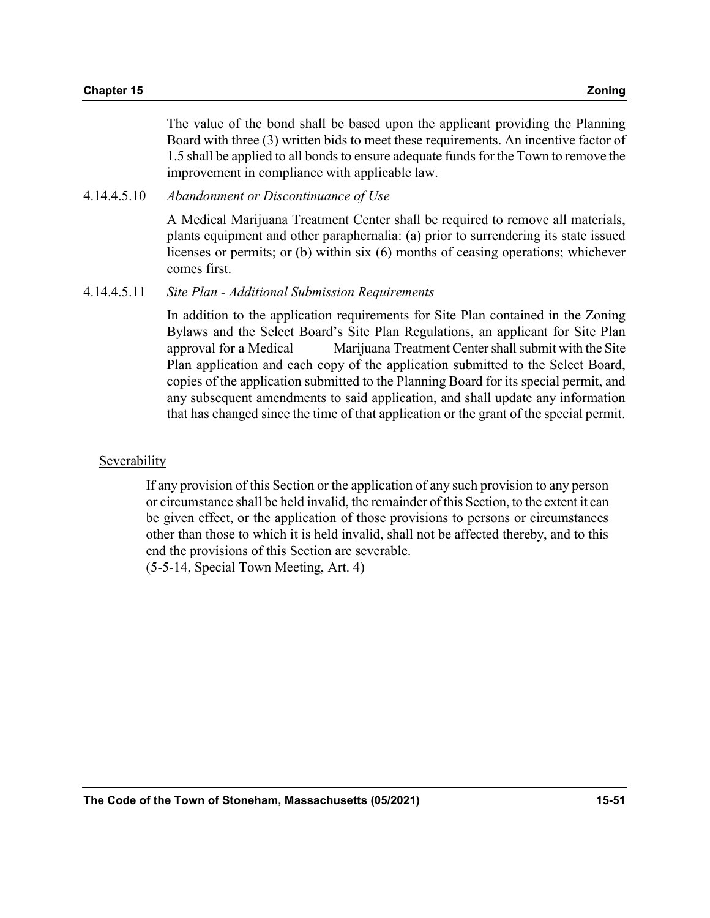The value of the bond shall be based upon the applicant providing the Planning Board with three (3) written bids to meet these requirements. An incentive factor of 1.5 shall be applied to all bonds to ensure adequate funds for the Town to remove the improvement in compliance with applicable law.

4.14.4.5.10 *Abandonment or Discontinuance of Use*

A Medical Marijuana Treatment Center shall be required to remove all materials, plants equipment and other paraphernalia: (a) prior to surrendering its state issued licenses or permits; or (b) within six (6) months of ceasing operations; whichever comes first.

4.14.4.5.11 *Site Plan - Additional Submission Requirements*

In addition to the application requirements for Site Plan contained in the Zoning Bylaws and the Select Board's Site Plan Regulations, an applicant for Site Plan approval for a Medical Marijuana Treatment Center shall submit with the Site Plan application and each copy of the application submitted to the Select Board, copies of the application submitted to the Planning Board for its special permit, and any subsequent amendments to said application, and shall update any information that has changed since the time of that application or the grant of the special permit.

Severability

If any provision of this Section or the application of any such provision to any person or circumstance shall be held invalid, the remainder of this Section, to the extent it can be given effect, or the application of those provisions to persons or circumstances other than those to which it is held invalid, shall not be affected thereby, and to this end the provisions of this Section are severable.
(5-5-14, Special Town Meeting, Art. 4)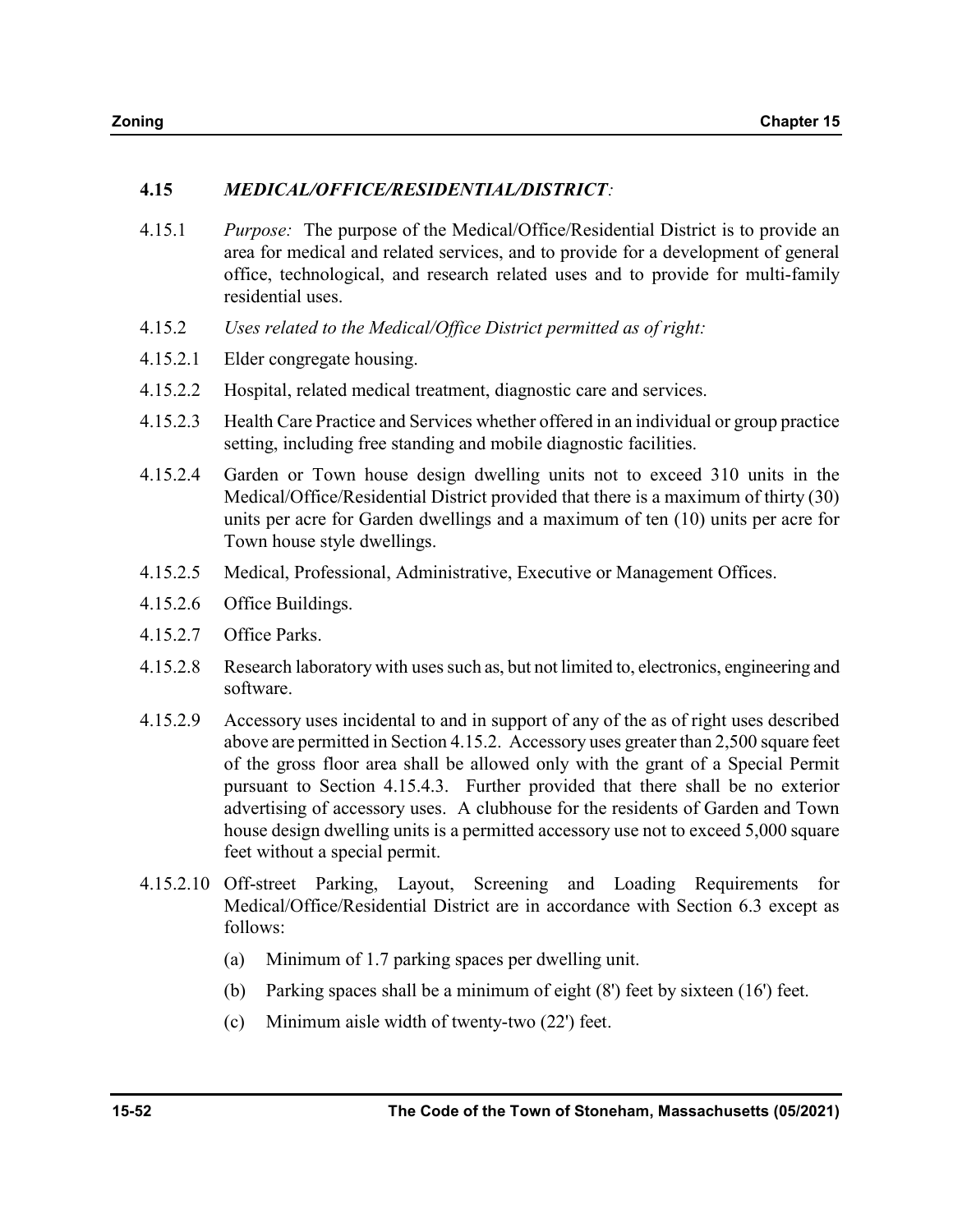## 4.15 *MEDICAL/OFFICE/RESIDENTIAL/DISTRICT:*

4.15.1 *Purpose:* The purpose of the Medical/Office/Residential District is to provide an area for medical and related services, and to provide for a development of general office, technological, and research related uses and to provide for multi-family residential uses.

4.15.2 *Uses related to the Medical/Office District permitted as of right:*

4.15.2.1 Elder congregate housing.

4.15.2.2 Hospital, related medical treatment, diagnostic care and services.

4.15.2.3 Health Care Practice and Services whether offered in an individual or group practice setting, including free standing and mobile diagnostic facilities.

4.15.2.4 Garden or Town house design dwelling units not to exceed 310 units in the Medical/Office/Residential District provided that there is a maximum of thirty (30) units per acre for Garden dwellings and a maximum of ten (10) units per acre for Town house style dwellings.

4.15.2.5 Medical, Professional, Administrative, Executive or Management Offices.

4.15.2.6 Office Buildings.

4.15.2.7 Office Parks.

4.15.2.8 Research laboratory with uses such as, but not limited to, electronics, engineering and software.

4.15.2.9 Accessory uses incidental to and in support of any of the as of right uses described above are permitted in Section 4.15.2. Accessory uses greater than 2,500 square feet of the gross floor area shall be allowed only with the grant of a Special Permit pursuant to Section 4.15.4.3. Further provided that there shall be no exterior advertising of accessory uses. A clubhouse for the residents of Garden and Town house design dwelling units is a permitted accessory use not to exceed 5,000 square feet without a special permit.

4.15.2.10 Off-street Parking, Layout, Screening and Loading Requirements for Medical/Office/Residential District are in accordance with Section 6.3 except as follows:

(a) Minimum of 1.7 parking spaces per dwelling unit.

(b) Parking spaces shall be a minimum of eight (8') feet by sixteen (16') feet.

(c) Minimum aisle width of twenty-two (22') feet.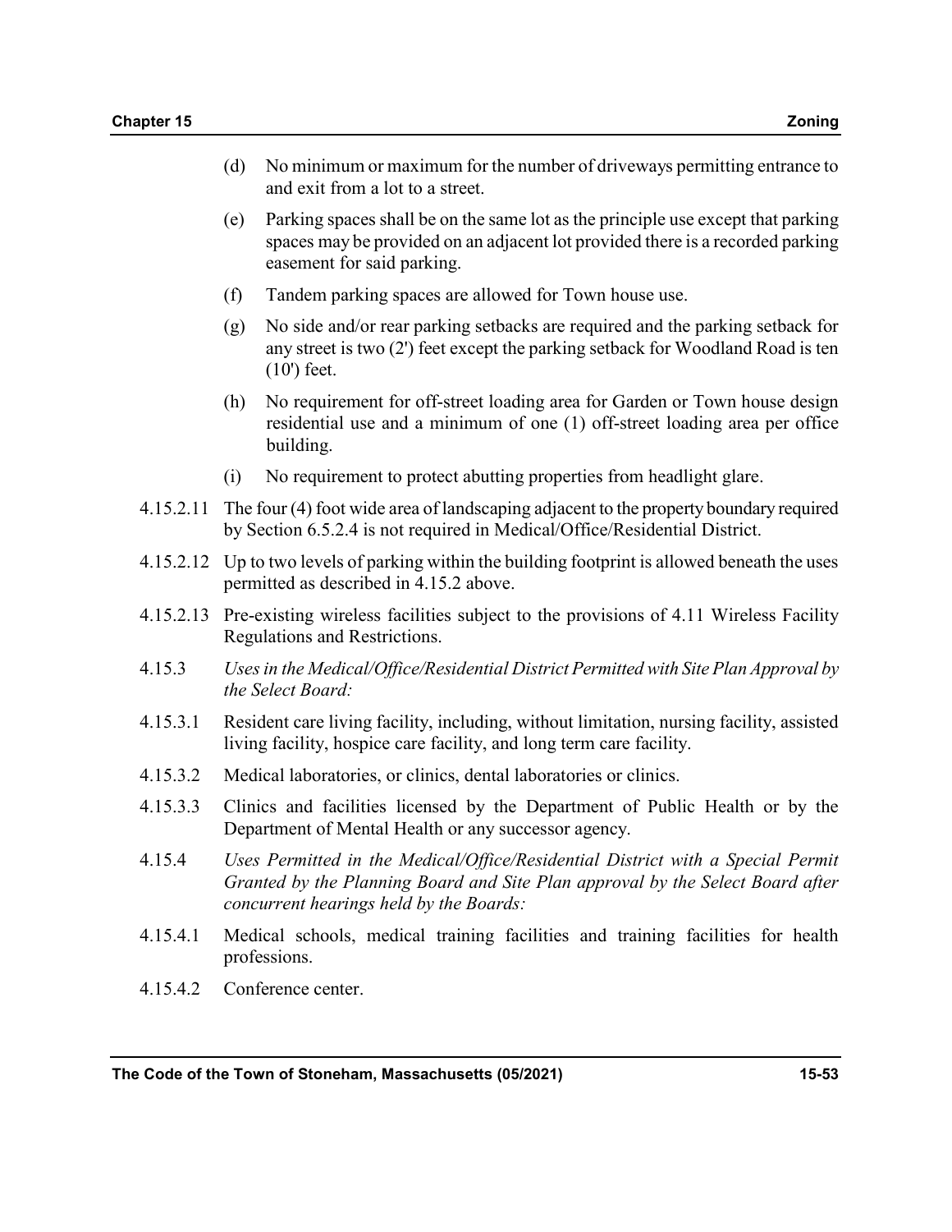(d) No minimum or maximum for the number of driveways permitting entrance to and exit from a lot to a street.

(e) Parking spaces shall be on the same lot as the principle use except that parking spaces may be provided on an adjacent lot provided there is a recorded parking easement for said parking.

(f) Tandem parking spaces are allowed for Town house use.

(g) No side and/or rear parking setbacks are required and the parking setback for any street is two (2') feet except the parking setback for Woodland Road is ten (10') feet.

(h) No requirement for off-street loading area for Garden or Town house design residential use and a minimum of one (1) off-street loading area per office building.

(i) No requirement to protect abutting properties from headlight glare.

4.15.2.11 The four (4) foot wide area of landscaping adjacent to the property boundary required by Section 6.5.2.4 is not required in Medical/Office/Residential District.

4.15.2.12 Up to two levels of parking within the building footprint is allowed beneath the uses permitted as described in 4.15.2 above.

4.15.2.13 Pre-existing wireless facilities subject to the provisions of 4.11 Wireless Facility Regulations and Restrictions.

4.15.3 *Uses in the Medical/Office/Residential District Permitted with Site Plan Approval by the Select Board:*

4.15.3.1 Resident care living facility, including, without limitation, nursing facility, assisted living facility, hospice care facility, and long term care facility.

4.15.3.2 Medical laboratories, or clinics, dental laboratories or clinics.

4.15.3.3 Clinics and facilities licensed by the Department of Public Health or by the Department of Mental Health or any successor agency.

4.15.4 *Uses Permitted in the Medical/Office/Residential District with a Special Permit Granted by the Planning Board and Site Plan approval by the Select Board after concurrent hearings held by the Boards:*

4.15.4.1 Medical schools, medical training facilities and training facilities for health professions.

4.15.4.2 Conference center.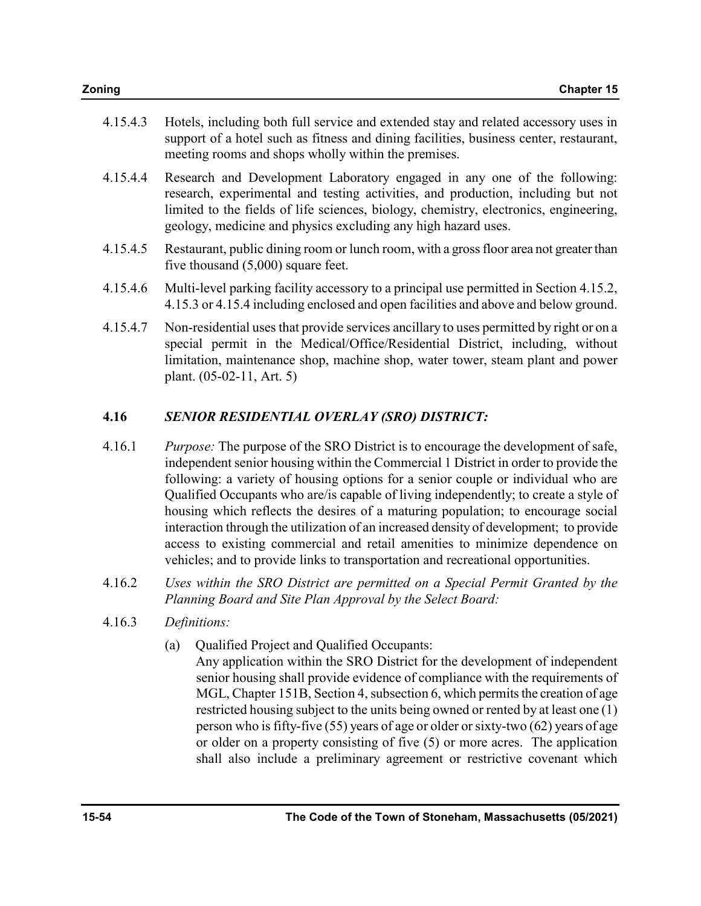4.15.4.3 Hotels, including both full service and extended stay and related accessory uses in support of a hotel such as fitness and dining facilities, business center, restaurant, meeting rooms and shops wholly within the premises.

4.15.4.4 Research and Development Laboratory engaged in any one of the following: research, experimental and testing activities, and production, including but not limited to the fields of life sciences, biology, chemistry, electronics, engineering, geology, medicine and physics excluding any high hazard uses.

4.15.4.5 Restaurant, public dining room or lunch room, with a gross floor area not greater than five thousand (5,000) square feet.

4.15.4.6 Multi-level parking facility accessory to a principal use permitted in Section 4.15.2, 4.15.3 or 4.15.4 including enclosed and open facilities and above and below ground.

4.15.4.7 Non-residential uses that provide services ancillary to uses permitted by right or on a special permit in the Medical/Office/Residential District, including, without limitation, maintenance shop, machine shop, water tower, steam plant and power plant. (05-02-11, Art. 5)

## 4.16 *SENIOR RESIDENTIAL OVERLAY (SRO) DISTRICT:*

4.16.1 *Purpose:* The purpose of the SRO District is to encourage the development of safe, independent senior housing within the Commercial 1 District in order to provide the following: a variety of housing options for a senior couple or individual who are Qualified Occupants who are/is capable of living independently; to create a style of housing which reflects the desires of a maturing population; to encourage social interaction through the utilization of an increased density of development; to provide access to existing commercial and retail amenities to minimize dependence on vehicles; and to provide links to transportation and recreational opportunities.

4.16.2 *Uses within the SRO District are permitted on a Special Permit Granted by the Planning Board and Site Plan Approval by the Select Board:*

4.16.3 *Definitions:*

(a) Qualified Project and Qualified Occupants:
Any application within the SRO District for the development of independent senior housing shall provide evidence of compliance with the requirements of MGL, Chapter 151B, Section 4, subsection 6, which permits the creation of age restricted housing subject to the units being owned or rented by at least one (1) person who is fifty-five (55) years of age or older or sixty-two (62) years of age or older on a property consisting of five (5) or more acres. The application shall also include a preliminary agreement or restrictive covenant which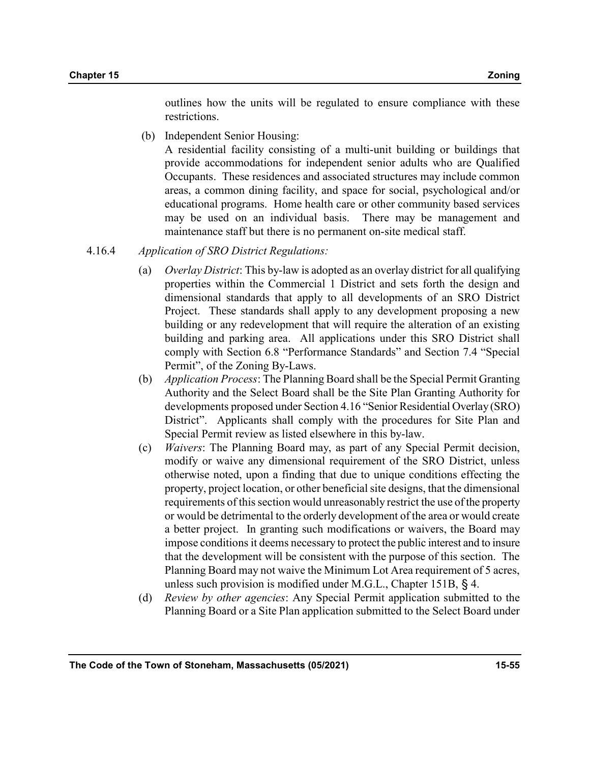outlines how the units will be regulated to ensure compliance with these restrictions.

(b) Independent Senior Housing:
A residential facility consisting of a multi-unit building or buildings that provide accommodations for independent senior adults who are Qualified Occupants. These residences and associated structures may include common areas, a common dining facility, and space for social, psychological and/or educational programs. Home health care or other community based services may be used on an individual basis. There may be management and maintenance staff but there is no permanent on-site medical staff.

4.16.4 *Application of SRO District Regulations:*

(a) *Overlay District*: This by-law is adopted as an overlay district for all qualifying properties within the Commercial 1 District and sets forth the design and dimensional standards that apply to all developments of an SRO District Project. These standards shall apply to any development proposing a new building or any redevelopment that will require the alteration of an existing building and parking area. All applications under this SRO District shall comply with Section 6.8 "Performance Standards" and Section 7.4 "Special Permit", of the Zoning By-Laws.

(b) *Application Process*: The Planning Board shall be the Special Permit Granting Authority and the Select Board shall be the Site Plan Granting Authority for developments proposed under Section 4.16 "Senior Residential Overlay (SRO) District". Applicants shall comply with the procedures for Site Plan and Special Permit review as listed elsewhere in this by-law.

(c) *Waivers*: The Planning Board may, as part of any Special Permit decision, modify or waive any dimensional requirement of the SRO District, unless otherwise noted, upon a finding that due to unique conditions effecting the property, project location, or other beneficial site designs, that the dimensional requirements of this section would unreasonably restrict the use of the property or would be detrimental to the orderly development of the area or would create a better project. In granting such modifications or waivers, the Board may impose conditions it deems necessary to protect the public interest and to insure that the development will be consistent with the purpose of this section. The Planning Board may not waive the Minimum Lot Area requirement of 5 acres, unless such provision is modified under M.G.L., Chapter 151B, § 4.

(d) *Review by other agencies*: Any Special Permit application submitted to the Planning Board or a Site Plan application submitted to the Select Board under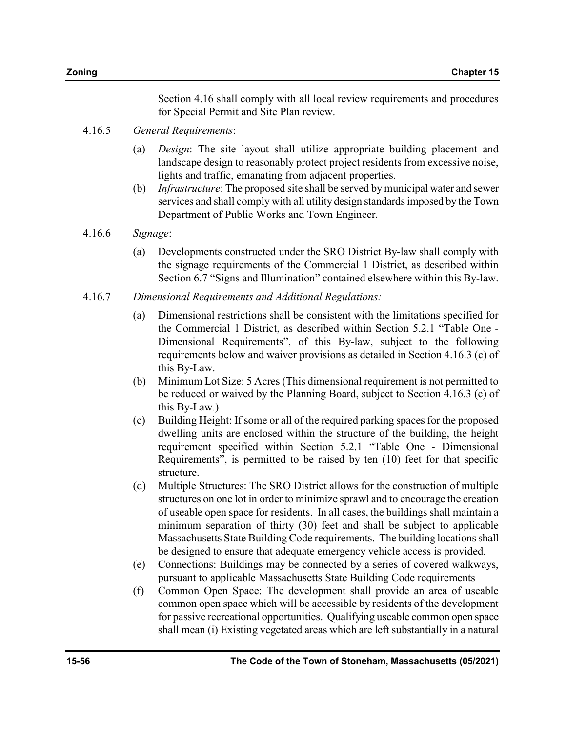Section 4.16 shall comply with all local review requirements and procedures for Special Permit and Site Plan review.

4.16.5 *General Requirements*:

(a) *Design*: The site layout shall utilize appropriate building placement and landscape design to reasonably protect project residents from excessive noise, lights and traffic, emanating from adjacent properties.

(b) *Infrastructure*: The proposed site shall be served by municipal water and sewer services and shall comply with all utility design standards imposed by the Town Department of Public Works and Town Engineer.

4.16.6 *Signage*:

(a) Developments constructed under the SRO District By-law shall comply with the signage requirements of the Commercial 1 District, as described within Section 6.7 "Signs and Illumination" contained elsewhere within this By-law.

4.16.7 *Dimensional Requirements and Additional Regulations:*

(a) Dimensional restrictions shall be consistent with the limitations specified for the Commercial 1 District, as described within Section 5.2.1 "Table One - Dimensional Requirements", of this By-law, subject to the following requirements below and waiver provisions as detailed in Section 4.16.3 (c) of this By-Law.

(b) Minimum Lot Size: 5 Acres (This dimensional requirement is not permitted to be reduced or waived by the Planning Board, subject to Section 4.16.3 (c) of this By-Law.)

(c) Building Height: If some or all of the required parking spaces for the proposed dwelling units are enclosed within the structure of the building, the height requirement specified within Section 5.2.1 "Table One - Dimensional Requirements", is permitted to be raised by ten (10) feet for that specific structure.

(d) Multiple Structures: The SRO District allows for the construction of multiple structures on one lot in order to minimize sprawl and to encourage the creation of useable open space for residents. In all cases, the buildings shall maintain a minimum separation of thirty (30) feet and shall be subject to applicable Massachusetts State Building Code requirements. The building locations shall be designed to ensure that adequate emergency vehicle access is provided.

(e) Connections: Buildings may be connected by a series of covered walkways, pursuant to applicable Massachusetts State Building Code requirements

(f) Common Open Space: The development shall provide an area of useable common open space which will be accessible by residents of the development for passive recreational opportunities. Qualifying useable common open space shall mean (i) Existing vegetated areas which are left substantially in a natural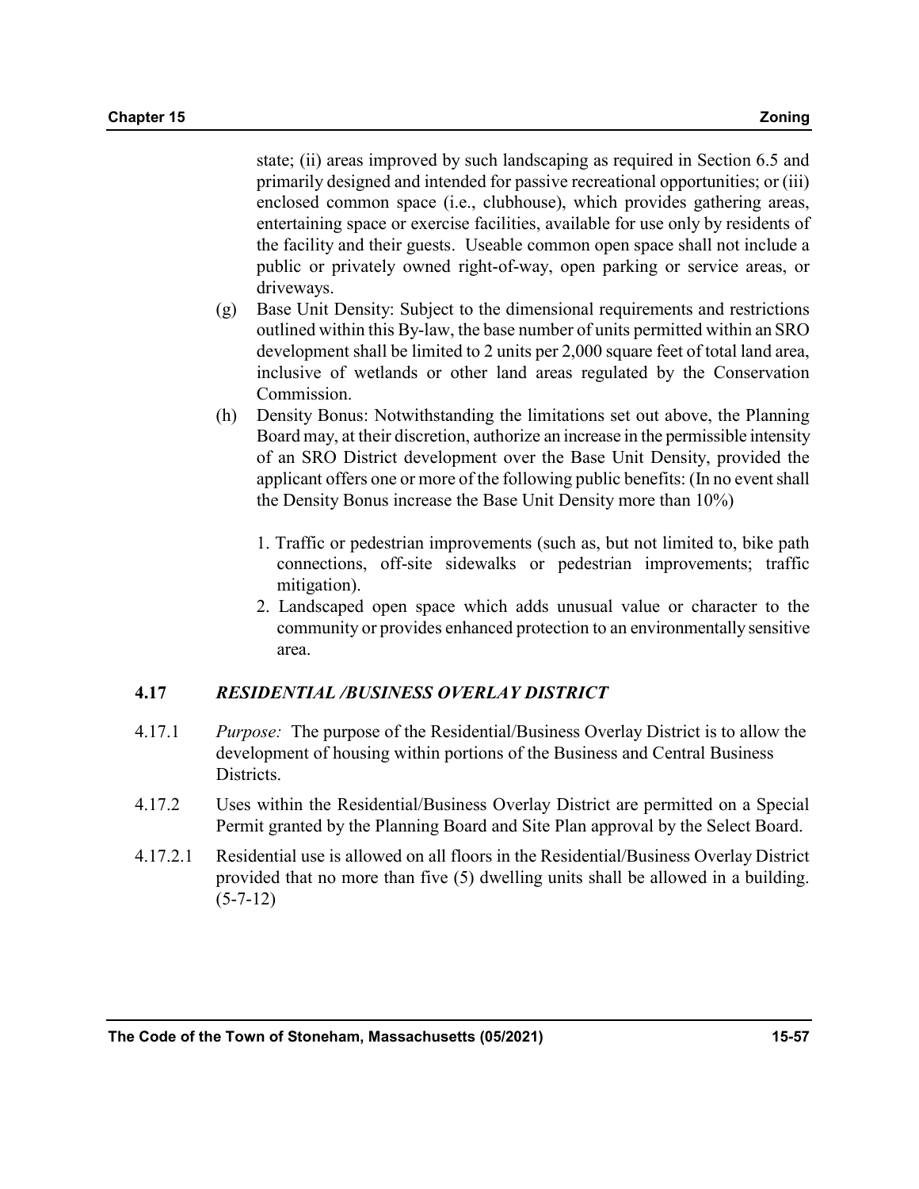state; (ii) areas improved by such landscaping as required in Section 6.5 and primarily designed and intended for passive recreational opportunities; or (iii) enclosed common space (i.e., clubhouse), which provides gathering areas, entertaining space or exercise facilities, available for use only by residents of the facility and their guests. Useable common open space shall not include a public or privately owned right-of-way, open parking or service areas, or driveways.

(g) Base Unit Density: Subject to the dimensional requirements and restrictions outlined within this By-law, the base number of units permitted within an SRO development shall be limited to 2 units per 2,000 square feet of total land area, inclusive of wetlands or other land areas regulated by the Conservation Commission.

(h) Density Bonus: Notwithstanding the limitations set out above, the Planning Board may, at their discretion, authorize an increase in the permissible intensity of an SRO District development over the Base Unit Density, provided the applicant offers one or more of the following public benefits: (In no event shall the Density Bonus increase the Base Unit Density more than 10%)

1. Traffic or pedestrian improvements (such as, but not limited to, bike path connections, off-site sidewalks or pedestrian improvements; traffic mitigation).
2. Landscaped open space which adds unusual value or character to the community or provides enhanced protection to an environmentally sensitive area.

## 4.17 *RESIDENTIAL /BUSINESS OVERLAY DISTRICT*

4.17.1 *Purpose:* The purpose of the Residential/Business Overlay District is to allow the development of housing within portions of the Business and Central Business Districts.

4.17.2 Uses within the Residential/Business Overlay District are permitted on a Special Permit granted by the Planning Board and Site Plan approval by the Select Board.

4.17.2.1 Residential use is allowed on all floors in the Residential/Business Overlay District provided that no more than five (5) dwelling units shall be allowed in a building. (5-7-12)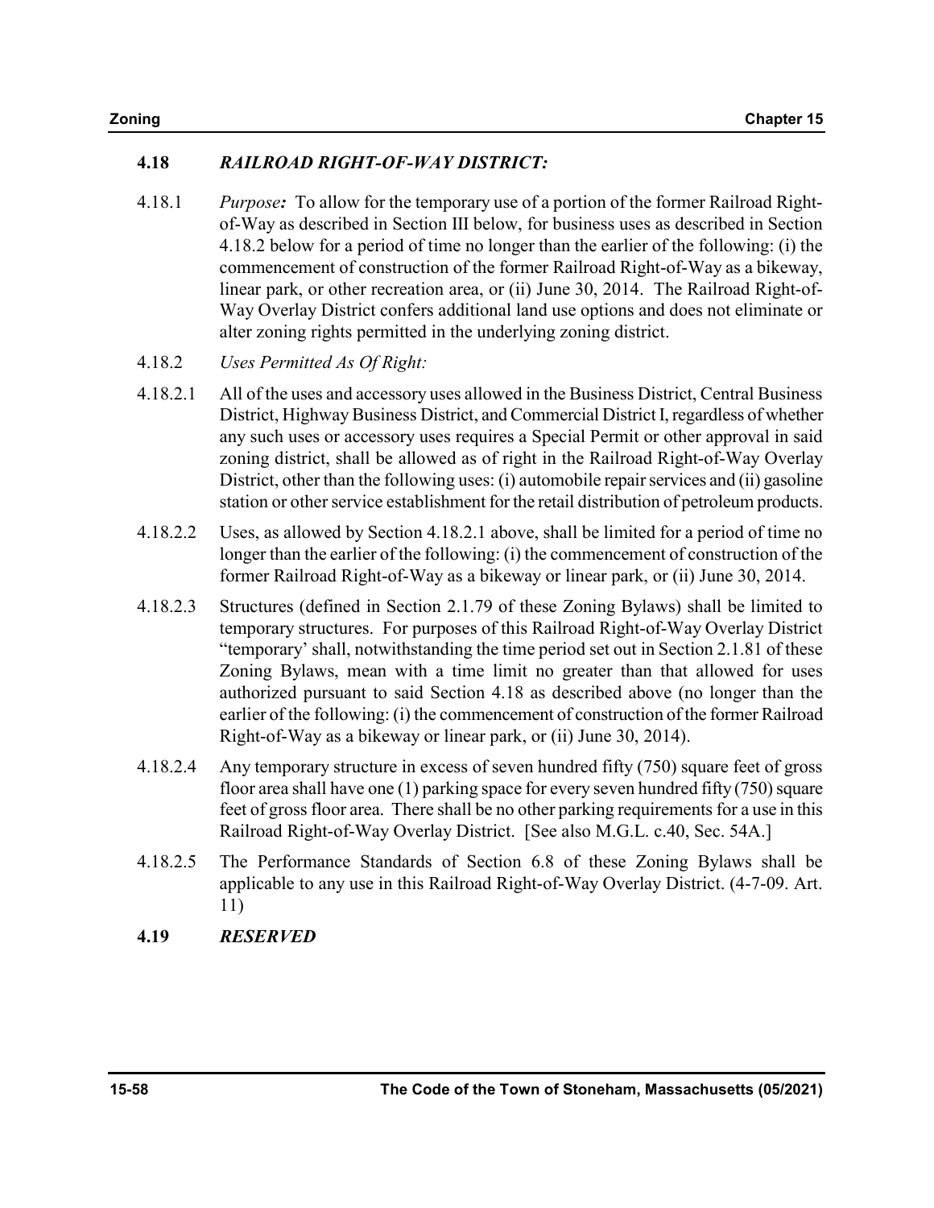## 4.18 *RAILROAD RIGHT-OF-WAY DISTRICT:*

4.18.1 *Purpose**:*** To allow for the temporary use of a portion of the former Railroad Right-of-Way as described in Section III below, for business uses as described in Section 4.18.2 below for a period of time no longer than the earlier of the following: (i) the commencement of construction of the former Railroad Right-of-Way as a bikeway, linear park, or other recreation area, or (ii) June 30, 2014. The Railroad Right-of-Way Overlay District confers additional land use options and does not eliminate or alter zoning rights permitted in the underlying zoning district.

4.18.2 *Uses Permitted As Of Right:*

4.18.2.1 All of the uses and accessory uses allowed in the Business District, Central Business District, Highway Business District, and Commercial District I, regardless of whether any such uses or accessory uses requires a Special Permit or other approval in said zoning district, shall be allowed as of right in the Railroad Right-of-Way Overlay District, other than the following uses: (i) automobile repair services and (ii) gasoline station or other service establishment for the retail distribution of petroleum products.

4.18.2.2 Uses, as allowed by Section 4.18.2.1 above, shall be limited for a period of time no longer than the earlier of the following: (i) the commencement of construction of the former Railroad Right-of-Way as a bikeway or linear park, or (ii) June 30, 2014.

4.18.2.3 Structures (defined in Section 2.1.79 of these Zoning Bylaws) shall be limited to temporary structures. For purposes of this Railroad Right-of-Way Overlay District "temporary' shall, notwithstanding the time period set out in Section 2.1.81 of these Zoning Bylaws, mean with a time limit no greater than that allowed for uses authorized pursuant to said Section 4.18 as described above (no longer than the earlier of the following: (i) the commencement of construction of the former Railroad Right-of-Way as a bikeway or linear park, or (ii) June 30, 2014).

4.18.2.4 Any temporary structure in excess of seven hundred fifty (750) square feet of gross floor area shall have one (1) parking space for every seven hundred fifty (750) square feet of gross floor area. There shall be no other parking requirements for a use in this Railroad Right-of-Way Overlay District. [See also M.G.L. c.40, Sec. 54A.]

4.18.2.5 The Performance Standards of Section 6.8 of these Zoning Bylaws shall be applicable to any use in this Railroad Right-of-Way Overlay District. (4-7-09. Art. 11)

## 4.19 *RESERVED*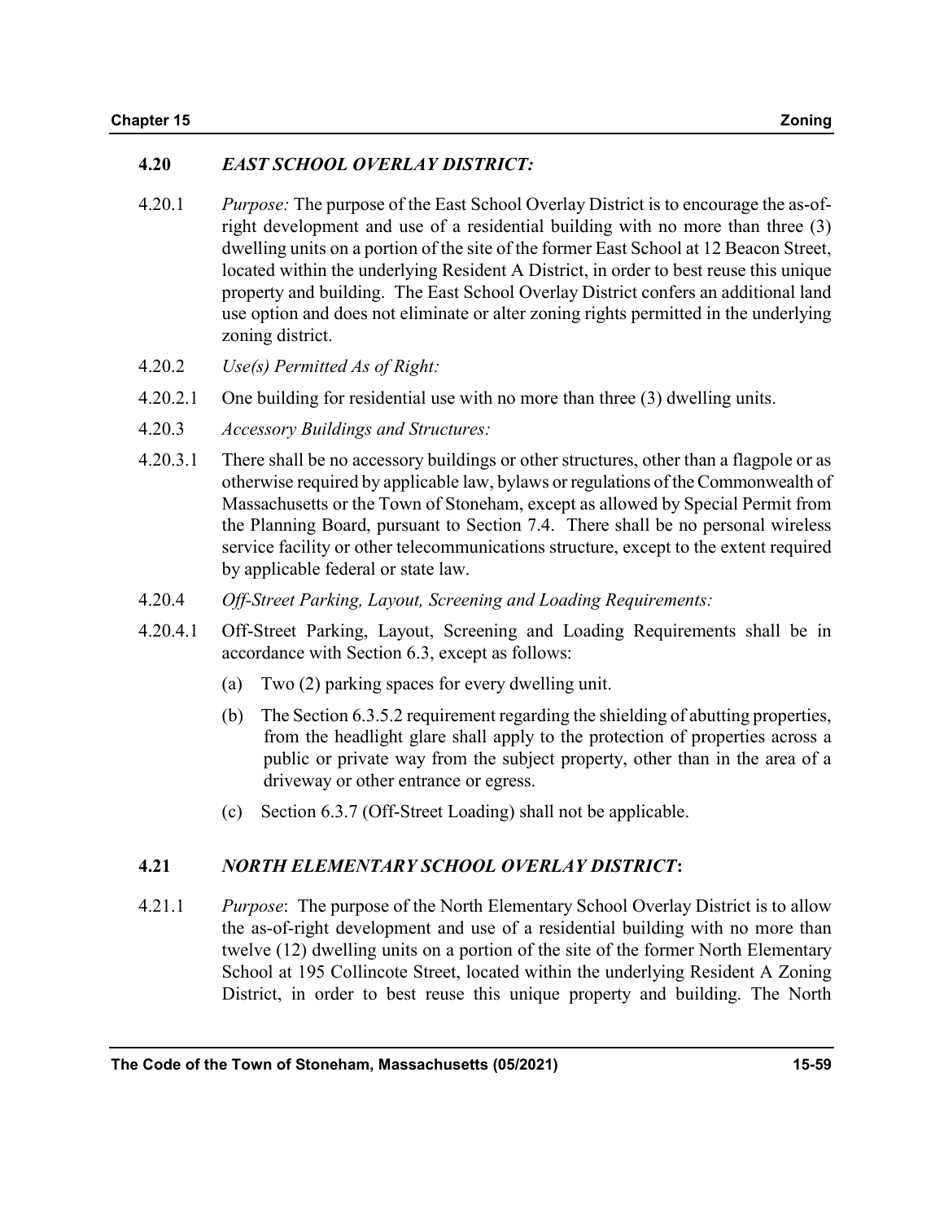## 4.20 *EAST SCHOOL OVERLAY DISTRICT:*

4.20.1 *Purpose:* The purpose of the East School Overlay District is to encourage the as-of-right development and use of a residential building with no more than three (3) dwelling units on a portion of the site of the former East School at 12 Beacon Street, located within the underlying Resident A District, in order to best reuse this unique property and building. The East School Overlay District confers an additional land use option and does not eliminate or alter zoning rights permitted in the underlying zoning district.

4.20.2 *Use(s) Permitted As of Right:*

4.20.2.1 One building for residential use with no more than three (3) dwelling units.

4.20.3 *Accessory Buildings and Structures:*

4.20.3.1 There shall be no accessory buildings or other structures, other than a flagpole or as otherwise required by applicable law, bylaws or regulations of the Commonwealth of Massachusetts or the Town of Stoneham, except as allowed by Special Permit from the Planning Board, pursuant to Section 7.4. There shall be no personal wireless service facility or other telecommunications structure, except to the extent required by applicable federal or state law.

4.20.4 *Off-Street Parking, Layout, Screening and Loading Requirements:*

4.20.4.1 Off-Street Parking, Layout, Screening and Loading Requirements shall be in accordance with Section 6.3, except as follows:

(a) Two (2) parking spaces for every dwelling unit.

(b) The Section 6.3.5.2 requirement regarding the shielding of abutting properties, from the headlight glare shall apply to the protection of properties across a public or private way from the subject property, other than in the area of a driveway or other entrance or egress.

(c) Section 6.3.7 (Off-Street Loading) shall not be applicable.

## 4.21 *NORTH ELEMENTARY SCHOOL OVERLAY DISTRICT*:

4.21.1 *Purpose*: The purpose of the North Elementary School Overlay District is to allow the as-of-right development and use of a residential building with no more than twelve (12) dwelling units on a portion of the site of the former North Elementary School at 195 Collincote Street, located within the underlying Resident A Zoning District, in order to best reuse this unique property and building. The North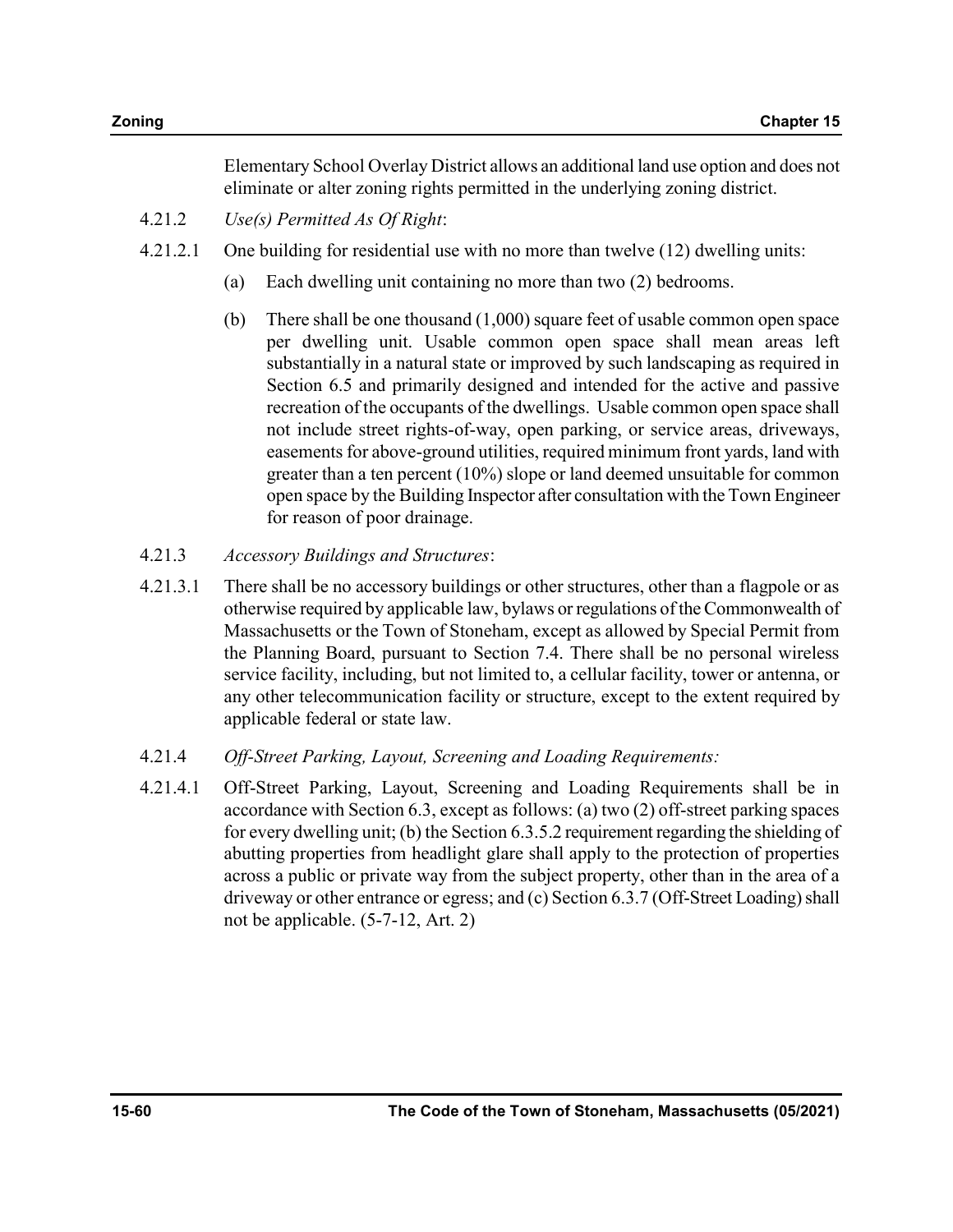Elementary School Overlay District allows an additional land use option and does not eliminate or alter zoning rights permitted in the underlying zoning district.

4.21.2 *Use(s) Permitted As Of Right*:

4.21.2.1 One building for residential use with no more than twelve (12) dwelling units:

(a) Each dwelling unit containing no more than two (2) bedrooms.

(b) There shall be one thousand (1,000) square feet of usable common open space per dwelling unit. Usable common open space shall mean areas left substantially in a natural state or improved by such landscaping as required in Section 6.5 and primarily designed and intended for the active and passive recreation of the occupants of the dwellings. Usable common open space shall not include street rights-of-way, open parking, or service areas, driveways, easements for above-ground utilities, required minimum front yards, land with greater than a ten percent (10%) slope or land deemed unsuitable for common open space by the Building Inspector after consultation with the Town Engineer for reason of poor drainage.

4.21.3 *Accessory Buildings and Structures*:

4.21.3.1 There shall be no accessory buildings or other structures, other than a flagpole or as otherwise required by applicable law, bylaws or regulations of the Commonwealth of Massachusetts or the Town of Stoneham, except as allowed by Special Permit from the Planning Board, pursuant to Section 7.4. There shall be no personal wireless service facility, including, but not limited to, a cellular facility, tower or antenna, or any other telecommunication facility or structure, except to the extent required by applicable federal or state law.

4.21.4 *Off-Street Parking, Layout, Screening and Loading Requirements:*

4.21.4.1 Off-Street Parking, Layout, Screening and Loading Requirements shall be in accordance with Section 6.3, except as follows: (a) two (2) off-street parking spaces for every dwelling unit; (b) the Section 6.3.5.2 requirement regarding the shielding of abutting properties from headlight glare shall apply to the protection of properties across a public or private way from the subject property, other than in the area of a driveway or other entrance or egress; and (c) Section 6.3.7 (Off-Street Loading) shall not be applicable. (5-7-12, Art. 2)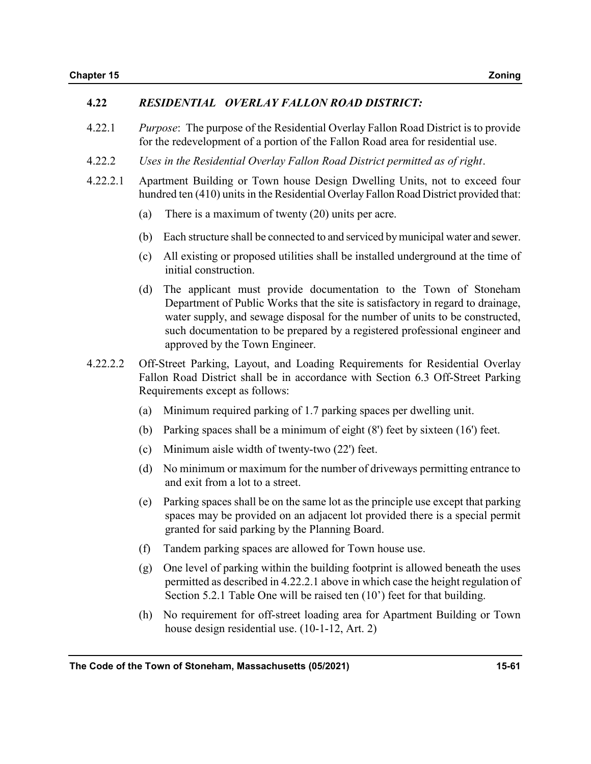## 4.22 *RESIDENTIAL OVERLAY FALLON ROAD DISTRICT:*

4.22.1 *Purpose*: The purpose of the Residential Overlay Fallon Road District is to provide for the redevelopment of a portion of the Fallon Road area for residential use.

4.22.2 *Uses in the Residential Overlay Fallon Road District permitted as of right*.

4.22.2.1 Apartment Building or Town house Design Dwelling Units, not to exceed four hundred ten (410) units in the Residential Overlay Fallon Road District provided that:

(a) There is a maximum of twenty (20) units per acre.

(b) Each structure shall be connected to and serviced by municipal water and sewer.

(c) All existing or proposed utilities shall be installed underground at the time of initial construction.

(d) The applicant must provide documentation to the Town of Stoneham Department of Public Works that the site is satisfactory in regard to drainage, water supply, and sewage disposal for the number of units to be constructed, such documentation to be prepared by a registered professional engineer and approved by the Town Engineer.

4.22.2.2 Off-Street Parking, Layout, and Loading Requirements for Residential Overlay Fallon Road District shall be in accordance with Section 6.3 Off-Street Parking Requirements except as follows:

(a) Minimum required parking of 1.7 parking spaces per dwelling unit.

(b) Parking spaces shall be a minimum of eight (8') feet by sixteen (16') feet.

(c) Minimum aisle width of twenty-two (22') feet.

(d) No minimum or maximum for the number of driveways permitting entrance to and exit from a lot to a street.

(e) Parking spaces shall be on the same lot as the principle use except that parking spaces may be provided on an adjacent lot provided there is a special permit granted for said parking by the Planning Board.

(f) Tandem parking spaces are allowed for Town house use.

(g) One level of parking within the building footprint is allowed beneath the uses permitted as described in 4.22.2.1 above in which case the height regulation of Section 5.2.1 Table One will be raised ten (10') feet for that building.

(h) No requirement for off-street loading area for Apartment Building or Town house design residential use. (10-1-12, Art. 2)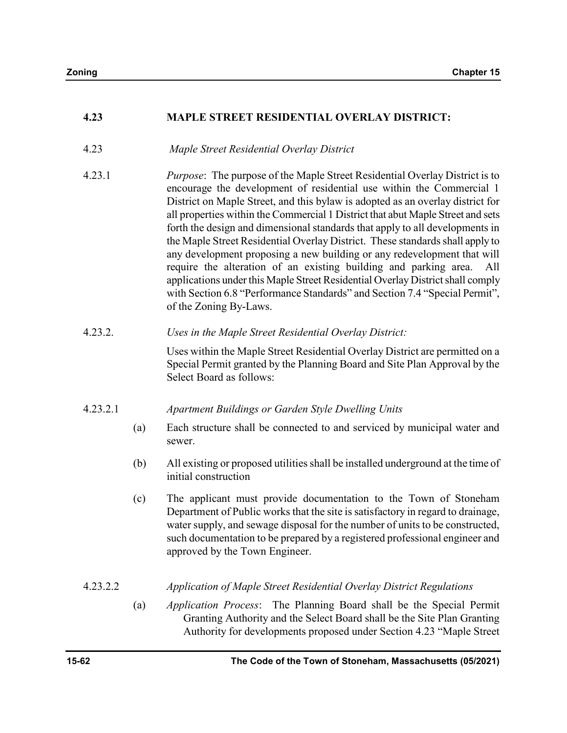## 4.23 MAPLE STREET RESIDENTIAL OVERLAY DISTRICT:

4.23 *Maple Street Residential Overlay District*

4.23.1 *Purpose*: The purpose of the Maple Street Residential Overlay District is to encourage the development of residential use within the Commercial 1 District on Maple Street, and this bylaw is adopted as an overlay district for all properties within the Commercial 1 District that abut Maple Street and sets forth the design and dimensional standards that apply to all developments in the Maple Street Residential Overlay District. These standards shall apply to any development proposing a new building or any redevelopment that will require the alteration of an existing building and parking area. All applications under this Maple Street Residential Overlay District shall comply with Section 6.8 "Performance Standards" and Section 7.4 "Special Permit", of the Zoning By-Laws.

4.23.2. *Uses in the Maple Street Residential Overlay District:*

Uses within the Maple Street Residential Overlay District are permitted on a Special Permit granted by the Planning Board and Site Plan Approval by the Select Board as follows:

4.23.2.1 *Apartment Buildings or Garden Style Dwelling Units*

(a) Each structure shall be connected to and serviced by municipal water and sewer.

(b) All existing or proposed utilities shall be installed underground at the time of initial construction

(c) The applicant must provide documentation to the Town of Stoneham Department of Public works that the site is satisfactory in regard to drainage, water supply, and sewage disposal for the number of units to be constructed, such documentation to be prepared by a registered professional engineer and approved by the Town Engineer.

4.23.2.2 *Application of Maple Street Residential Overlay District Regulations*

(a) *Application Process*: The Planning Board shall be the Special Permit Granting Authority and the Select Board shall be the Site Plan Granting Authority for developments proposed under Section 4.23 "Maple Street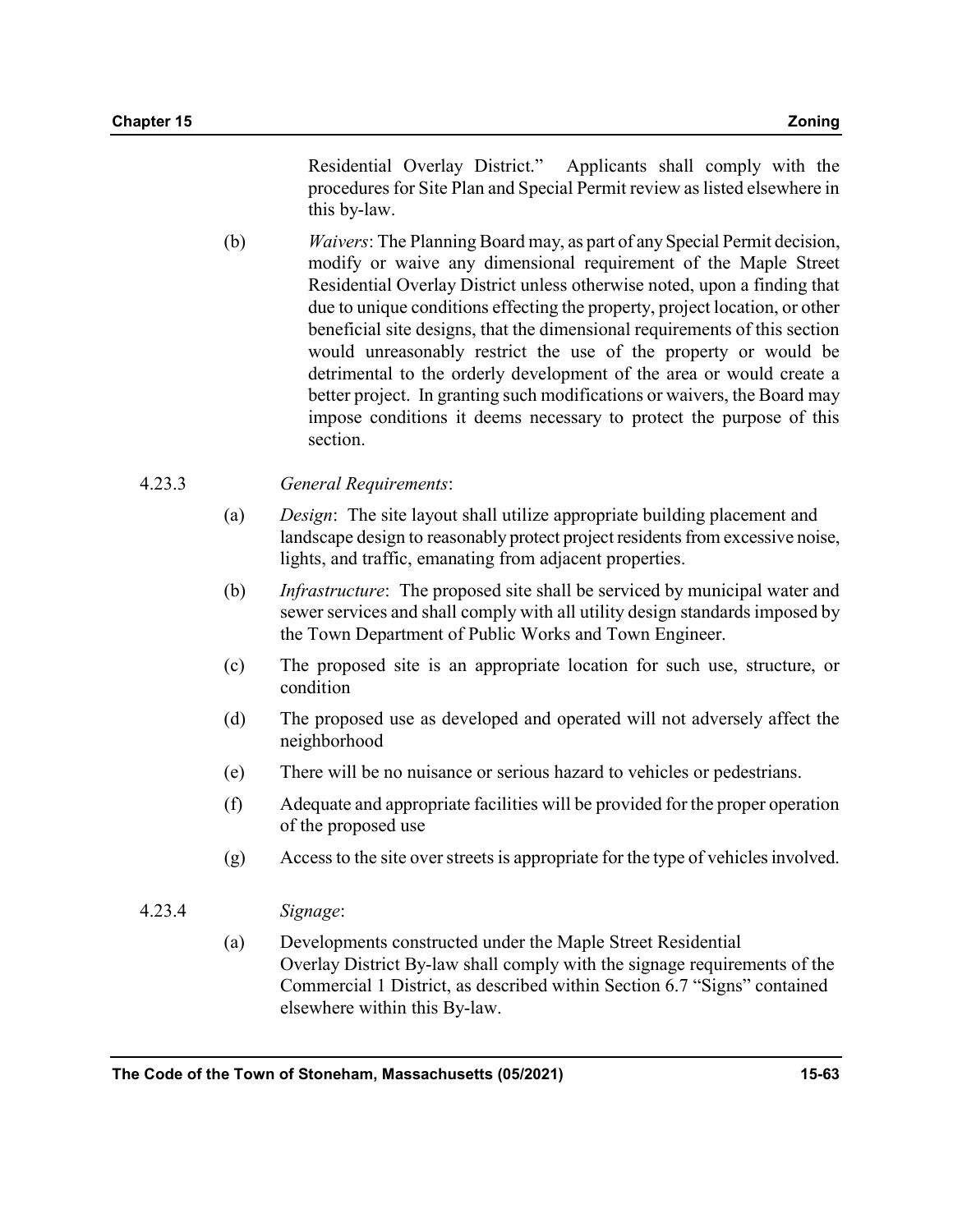Residential Overlay District." Applicants shall comply with the procedures for Site Plan and Special Permit review as listed elsewhere in this by-law.

(b) *Waivers*: The Planning Board may, as part of any Special Permit decision, modify or waive any dimensional requirement of the Maple Street Residential Overlay District unless otherwise noted, upon a finding that due to unique conditions effecting the property, project location, or other beneficial site designs, that the dimensional requirements of this section would unreasonably restrict the use of the property or would be detrimental to the orderly development of the area or would create a better project. In granting such modifications or waivers, the Board may impose conditions it deems necessary to protect the purpose of this section.

4.23.3 *General Requirements*:

(a) *Design*: The site layout shall utilize appropriate building placement and landscape design to reasonably protect project residents from excessive noise, lights, and traffic, emanating from adjacent properties.

(b) *Infrastructure*: The proposed site shall be serviced by municipal water and sewer services and shall comply with all utility design standards imposed by the Town Department of Public Works and Town Engineer.

(c) The proposed site is an appropriate location for such use, structure, or condition

(d) The proposed use as developed and operated will not adversely affect the neighborhood

(e) There will be no nuisance or serious hazard to vehicles or pedestrians.

(f) Adequate and appropriate facilities will be provided for the proper operation of the proposed use

(g) Access to the site over streets is appropriate for the type of vehicles involved.

4.23.4 *Signage*:

(a) Developments constructed under the Maple Street Residential Overlay District By-law shall comply with the signage requirements of the Commercial 1 District, as described within Section 6.7 "Signs" contained elsewhere within this By-law.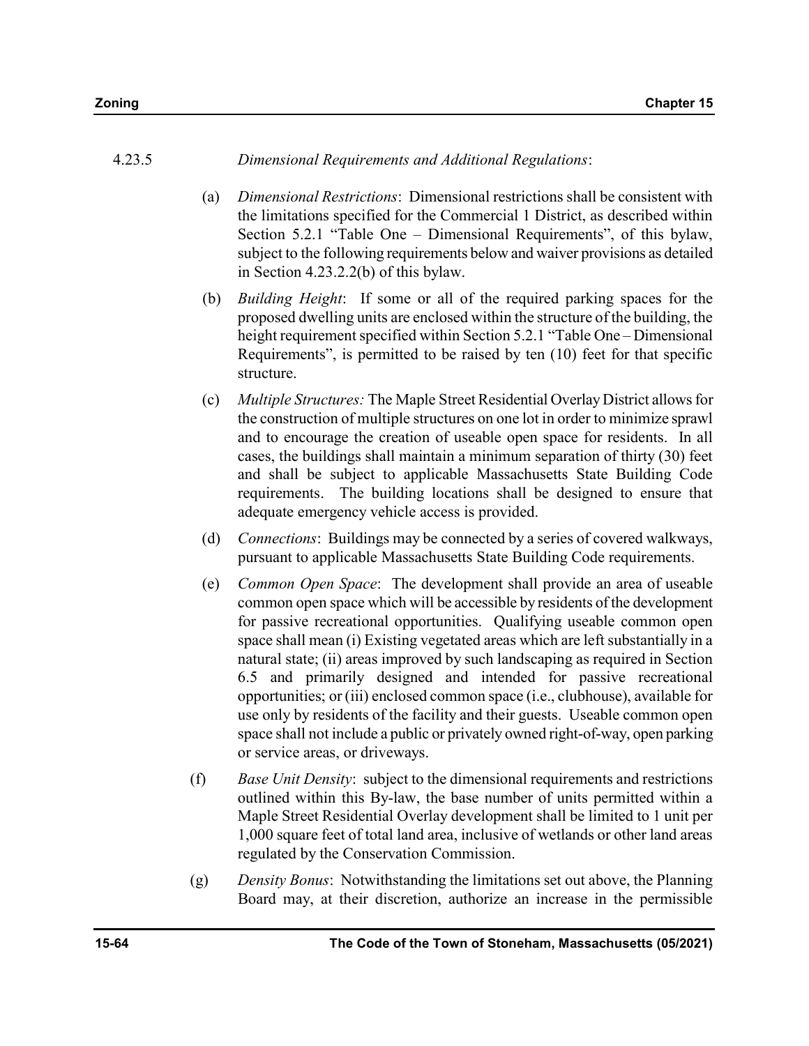4.23.5 *Dimensional Requirements and Additional Regulations*:

(a) *Dimensional Restrictions*: Dimensional restrictions shall be consistent with the limitations specified for the Commercial 1 District, as described within Section 5.2.1 "Table One – Dimensional Requirements", of this bylaw, subject to the following requirements below and waiver provisions as detailed in Section 4.23.2.2(b) of this bylaw.

(b) *Building Height*: If some or all of the required parking spaces for the proposed dwelling units are enclosed within the structure of the building, the height requirement specified within Section 5.2.1 "Table One – Dimensional Requirements", is permitted to be raised by ten (10) feet for that specific structure.

(c) *Multiple Structures:* The Maple Street Residential Overlay District allows for the construction of multiple structures on one lot in order to minimize sprawl and to encourage the creation of useable open space for residents. In all cases, the buildings shall maintain a minimum separation of thirty (30) feet and shall be subject to applicable Massachusetts State Building Code requirements. The building locations shall be designed to ensure that adequate emergency vehicle access is provided.

(d) *Connections*: Buildings may be connected by a series of covered walkways, pursuant to applicable Massachusetts State Building Code requirements.

(e) *Common Open Space*: The development shall provide an area of useable common open space which will be accessible by residents of the development for passive recreational opportunities. Qualifying useable common open space shall mean (i) Existing vegetated areas which are left substantially in a natural state; (ii) areas improved by such landscaping as required in Section 6.5 and primarily designed and intended for passive recreational opportunities; or (iii) enclosed common space (i.e., clubhouse), available for use only by residents of the facility and their guests. Useable common open space shall not include a public or privately owned right-of-way, open parking or service areas, or driveways.

(f) *Base Unit Density*: subject to the dimensional requirements and restrictions outlined within this By-law, the base number of units permitted within a Maple Street Residential Overlay development shall be limited to 1 unit per 1,000 square feet of total land area, inclusive of wetlands or other land areas regulated by the Conservation Commission.

(g) *Density Bonus*: Notwithstanding the limitations set out above, the Planning Board may, at their discretion, authorize an increase in the permissible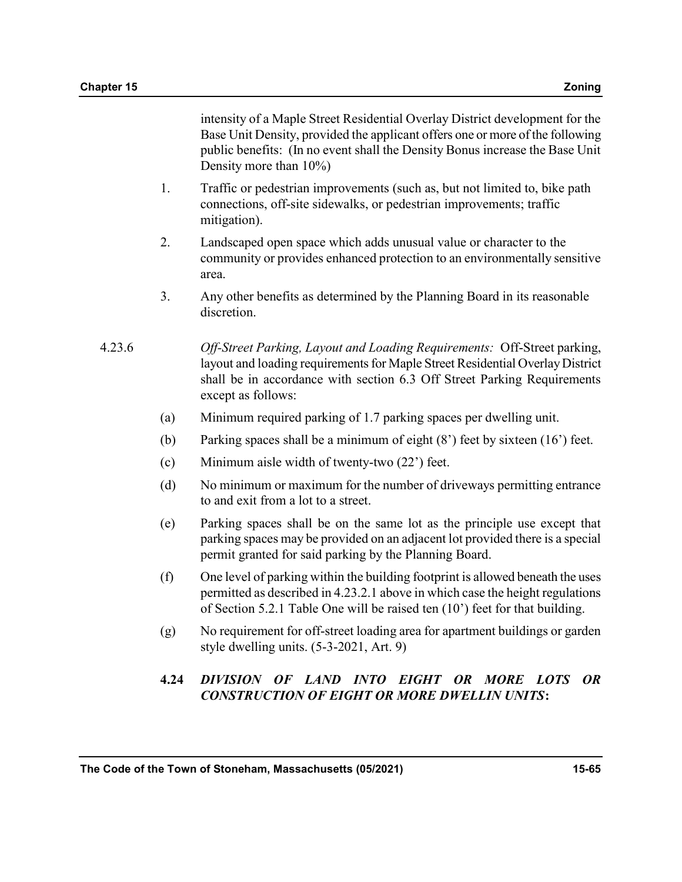intensity of a Maple Street Residential Overlay District development for the Base Unit Density, provided the applicant offers one or more of the following public benefits: (In no event shall the Density Bonus increase the Base Unit Density more than 10%)

1. Traffic or pedestrian improvements (such as, but not limited to, bike path connections, off-site sidewalks, or pedestrian improvements; traffic mitigation).

2. Landscaped open space which adds unusual value or character to the community or provides enhanced protection to an environmentally sensitive area.

3. Any other benefits as determined by the Planning Board in its reasonable discretion.

4.23.6 *Off-Street Parking, Layout and Loading Requirements:* Off-Street parking, layout and loading requirements for Maple Street Residential Overlay District shall be in accordance with section 6.3 Off Street Parking Requirements except as follows:

(a) Minimum required parking of 1.7 parking spaces per dwelling unit.

(b) Parking spaces shall be a minimum of eight (8') feet by sixteen (16') feet.

(c) Minimum aisle width of twenty-two (22') feet.

(d) No minimum or maximum for the number of driveways permitting entrance to and exit from a lot to a street.

(e) Parking spaces shall be on the same lot as the principle use except that parking spaces may be provided on an adjacent lot provided there is a special permit granted for said parking by the Planning Board.

(f) One level of parking within the building footprint is allowed beneath the uses permitted as described in 4.23.2.1 above in which case the height regulations of Section 5.2.1 Table One will be raised ten (10') feet for that building.

(g) No requirement for off-street loading area for apartment buildings or garden style dwelling units. (5-3-2021, Art. 9)

### 4.24 *DIVISION OF LAND INTO EIGHT OR MORE LOTS OR CONSTRUCTION OF EIGHT OR MORE DWELLIN UNITS*: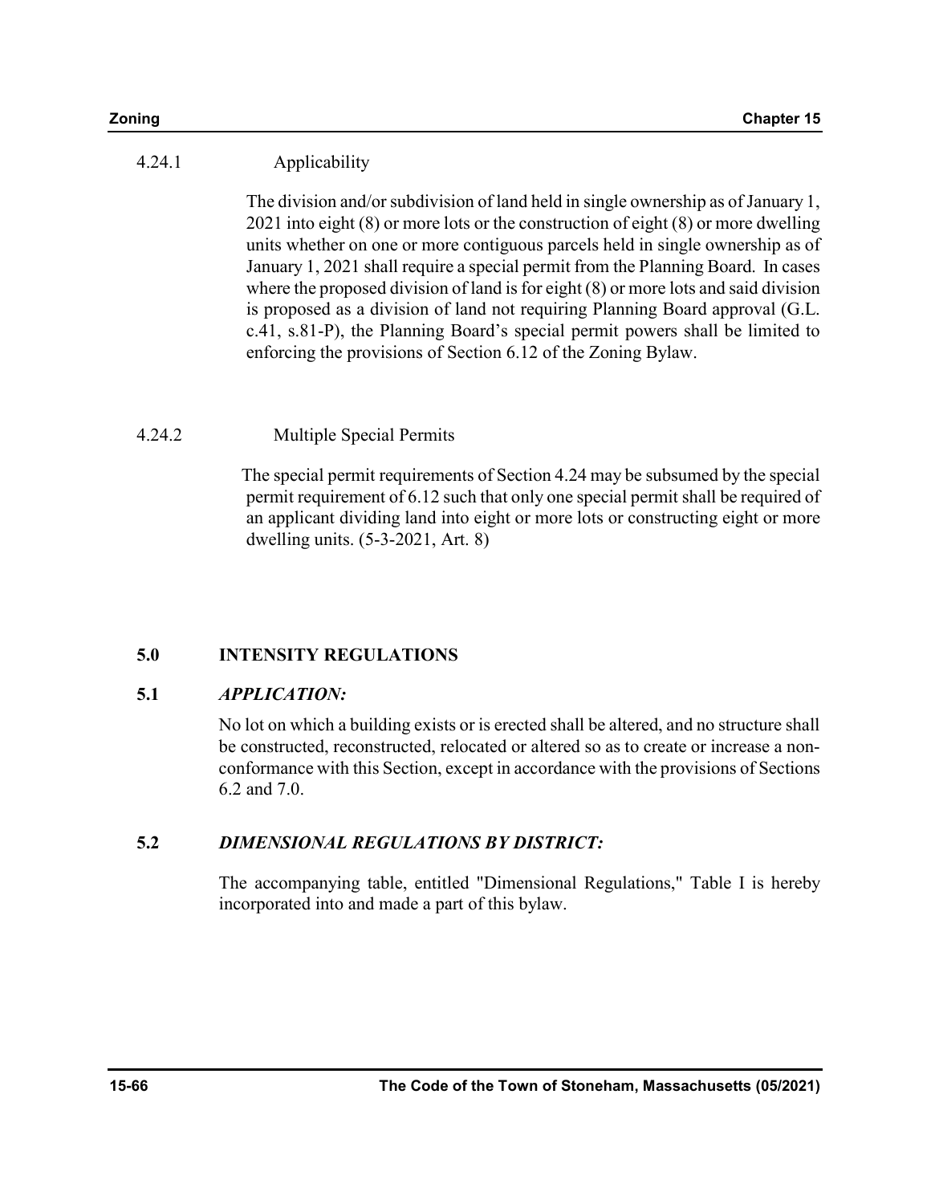4.24.1 Applicability

The division and/or subdivision of land held in single ownership as of January 1, 2021 into eight (8) or more lots or the construction of eight (8) or more dwelling units whether on one or more contiguous parcels held in single ownership as of January 1, 2021 shall require a special permit from the Planning Board. In cases where the proposed division of land is for eight (8) or more lots and said division is proposed as a division of land not requiring Planning Board approval (G.L. c.41, s.81-P), the Planning Board's special permit powers shall be limited to enforcing the provisions of Section 6.12 of the Zoning Bylaw.

4.24.2 Multiple Special Permits

The special permit requirements of Section 4.24 may be subsumed by the special permit requirement of 6.12 such that only one special permit shall be required of an applicant dividing land into eight or more lots or constructing eight or more dwelling units. (5-3-2021, Art. 8)

## 5.0 INTENSITY REGULATIONS

### 5.1 *APPLICATION:*

No lot on which a building exists or is erected shall be altered, and no structure shall be constructed, reconstructed, relocated or altered so as to create or increase a non-conformance with this Section, except in accordance with the provisions of Sections 6.2 and 7.0.

### 5.2 *DIMENSIONAL REGULATIONS BY DISTRICT:*

The accompanying table, entitled "Dimensional Regulations," Table I is hereby incorporated into and made a part of this bylaw.